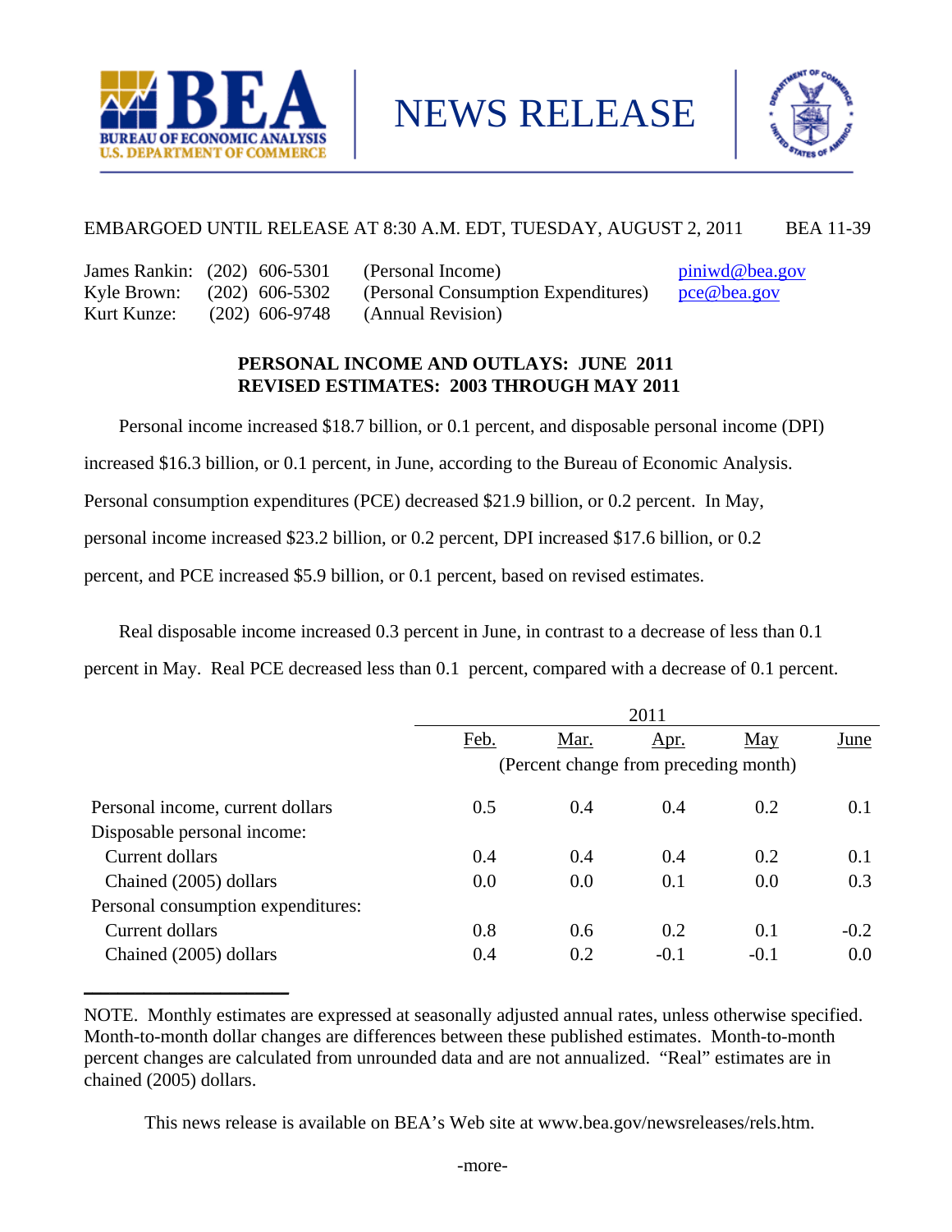NEWS RELEASE

EMBARGOED UNTIL RELEASE AT 8:30 A.M. EDT, TUESDAY, AUGUST 2, 2011 BEA 11-39

James Rankin: (202) 606-5301 (Personal Income) piniwd@bea.gov
Kyle Brown: (202) 606-5302 (Personal Consumption Expenditures) pce@bea.gov
Kurt Kunze: (202) 606-9748 (Annual Revision)

## PERSONAL INCOME AND OUTLAYS: JUNE 2011
## REVISED ESTIMATES: 2003 THROUGH MAY 2011

Personal income increased $18.7 billion, or 0.1 percent, and disposable personal income (DPI) increased $16.3 billion, or 0.1 percent, in June, according to the Bureau of Economic Analysis. Personal consumption expenditures (PCE) decreased $21.9 billion, or 0.2 percent. In May, personal income increased $23.2 billion, or 0.2 percent, DPI increased $17.6 billion, or 0.2 percent, and PCE increased $5.9 billion, or 0.1 percent, based on revised estimates.

Real disposable income increased 0.3 percent in June, in contrast to a decrease of less than 0.1 percent in May. Real PCE decreased less than 0.1 percent, compared with a decrease of 0.1 percent.

| | 2011 | | | | |
|---|---|---|---|---|---|
| | Feb. | Mar. | Apr. | May | June |
| | (Percent change from preceding month) | | | | |
| Personal income, current dollars | 0.5 | 0.4 | 0.4 | 0.2 | 0.1 |
| Disposable personal income: | | | | | |
| Current dollars | 0.4 | 0.4 | 0.4 | 0.2 | 0.1 |
| Chained (2005) dollars | 0.0 | 0.0 | 0.1 | 0.0 | 0.3 |
| Personal consumption expenditures: | | | | | |
| Current dollars | 0.8 | 0.6 | 0.2 | 0.1 | -0.2 |
| Chained (2005) dollars | 0.4 | 0.2 | -0.1 | -0.1 | 0.0 |

NOTE. Monthly estimates are expressed at seasonally adjusted annual rates, unless otherwise specified. Month-to-month dollar changes are differences between these published estimates. Month-to-month percent changes are calculated from unrounded data and are not annualized. "Real" estimates are in chained (2005) dollars.

This news release is available on BEA's Web site at www.bea.gov/newsreleases/rels.htm.

-more-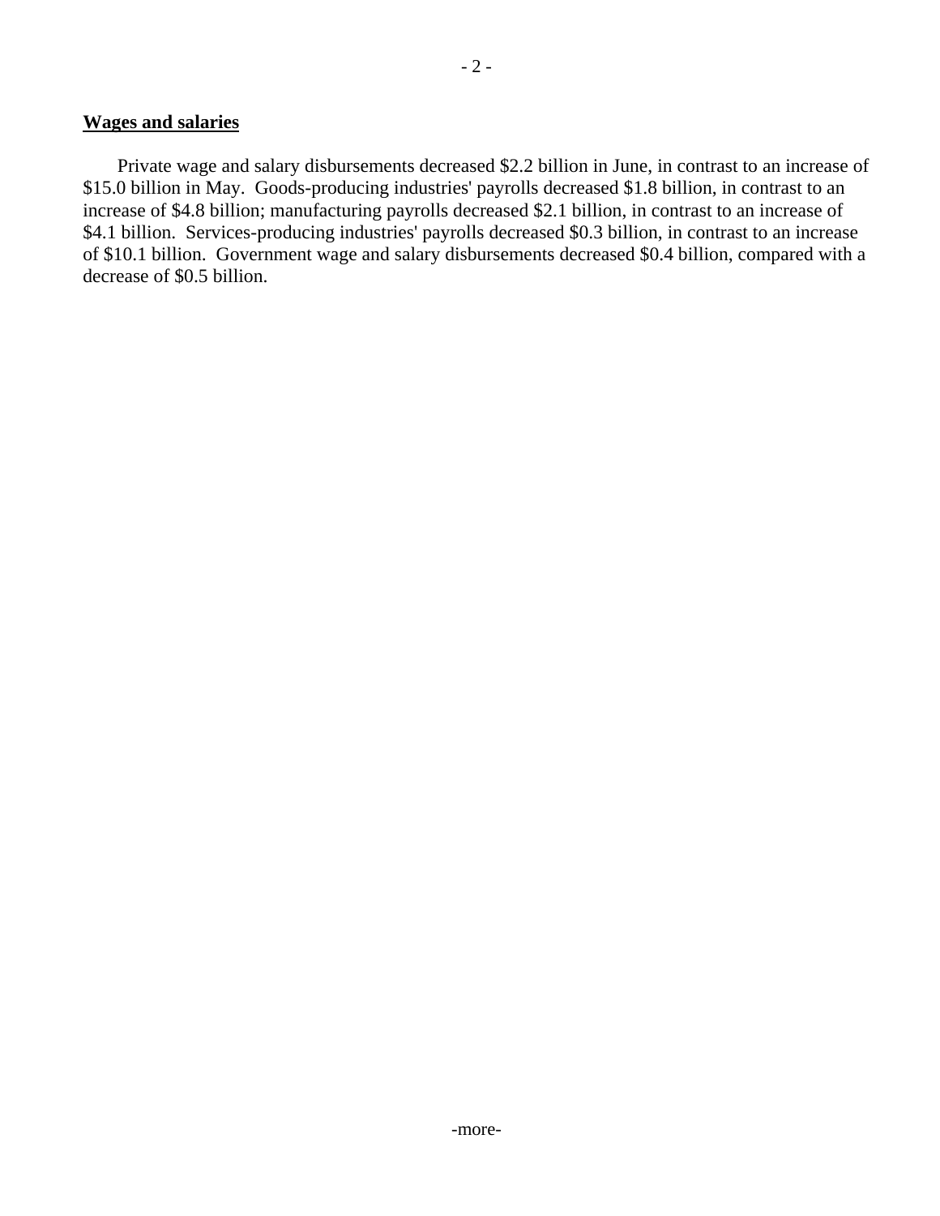**Wages and salaries**

Private wage and salary disbursements decreased $2.2 billion in June, in contrast to an increase of $15.0 billion in May. Goods-producing industries' payrolls decreased $1.8 billion, in contrast to an increase of $4.8 billion; manufacturing payrolls decreased $2.1 billion, in contrast to an increase of $4.1 billion. Services-producing industries' payrolls decreased $0.3 billion, in contrast to an increase of $10.1 billion. Government wage and salary disbursements decreased $0.4 billion, compared with a decrease of $0.5 billion.

-more-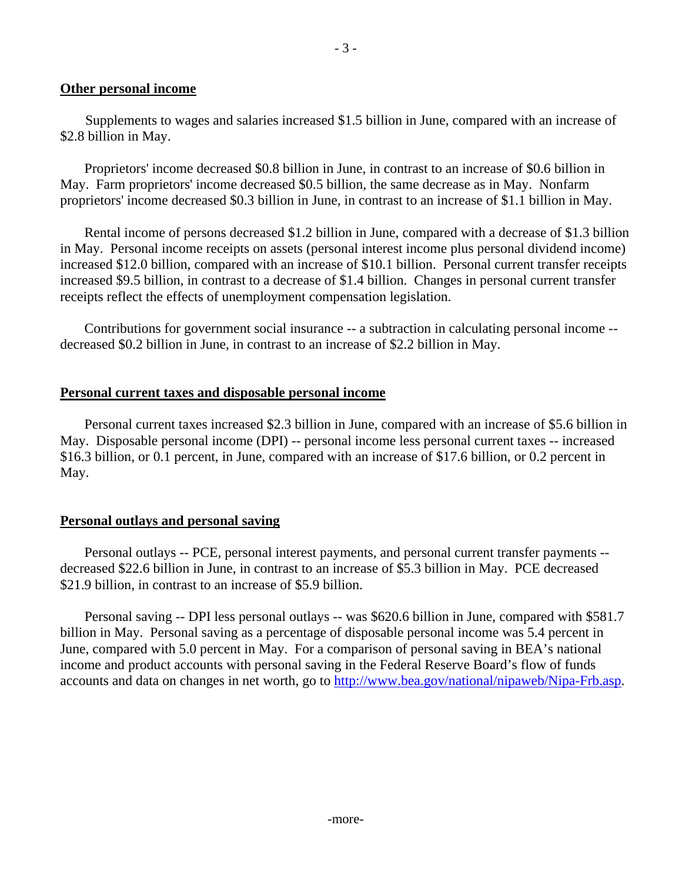## Other personal income

Supplements to wages and salaries increased $1.5 billion in June, compared with an increase of $2.8 billion in May.

Proprietors' income decreased $0.8 billion in June, in contrast to an increase of $0.6 billion in May. Farm proprietors' income decreased $0.5 billion, the same decrease as in May. Nonfarm proprietors' income decreased $0.3 billion in June, in contrast to an increase of $1.1 billion in May.

Rental income of persons decreased $1.2 billion in June, compared with a decrease of $1.3 billion in May. Personal income receipts on assets (personal interest income plus personal dividend income) increased $12.0 billion, compared with an increase of $10.1 billion. Personal current transfer receipts increased $9.5 billion, in contrast to a decrease of $1.4 billion. Changes in personal current transfer receipts reflect the effects of unemployment compensation legislation.

Contributions for government social insurance -- a subtraction in calculating personal income -- decreased $0.2 billion in June, in contrast to an increase of $2.2 billion in May.

## Personal current taxes and disposable personal income

Personal current taxes increased $2.3 billion in June, compared with an increase of $5.6 billion in May. Disposable personal income (DPI) -- personal income less personal current taxes -- increased $16.3 billion, or 0.1 percent, in June, compared with an increase of $17.6 billion, or 0.2 percent in May.

## Personal outlays and personal saving

Personal outlays -- PCE, personal interest payments, and personal current transfer payments -- decreased $22.6 billion in June, in contrast to an increase of $5.3 billion in May. PCE decreased $21.9 billion, in contrast to an increase of $5.9 billion.

Personal saving -- DPI less personal outlays -- was $620.6 billion in June, compared with $581.7 billion in May. Personal saving as a percentage of disposable personal income was 5.4 percent in June, compared with 5.0 percent in May. For a comparison of personal saving in BEA's national income and product accounts with personal saving in the Federal Reserve Board's flow of funds accounts and data on changes in net worth, go to [http://www.bea.gov/national/nipaweb/Nipa-Frb.asp](http://www.bea.gov/national/nipaweb/Nipa-Frb.asp).

-more-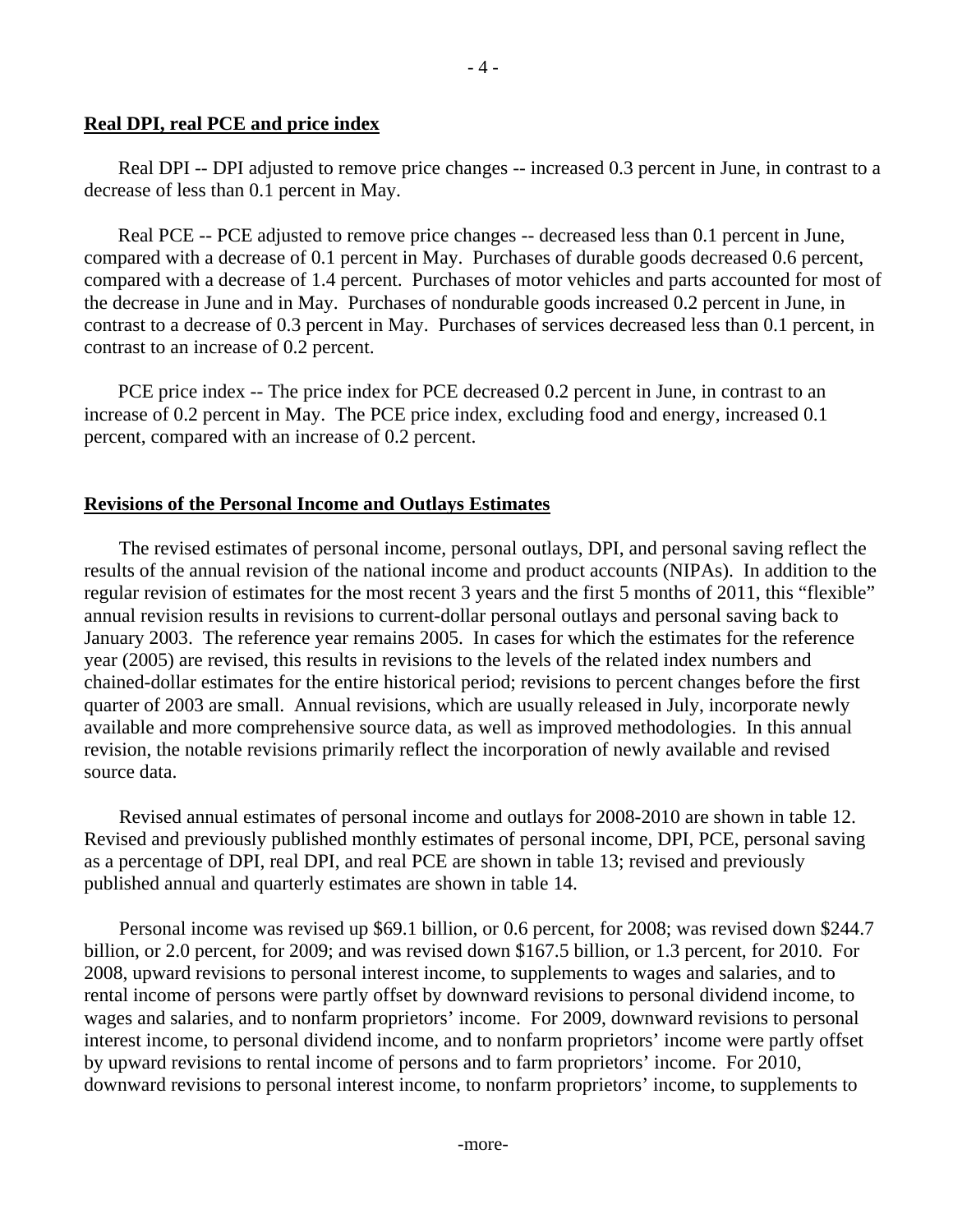## Real DPI, real PCE and price index

Real DPI -- DPI adjusted to remove price changes -- increased 0.3 percent in June, in contrast to a decrease of less than 0.1 percent in May.

Real PCE -- PCE adjusted to remove price changes -- decreased less than 0.1 percent in June, compared with a decrease of 0.1 percent in May. Purchases of durable goods decreased 0.6 percent, compared with a decrease of 1.4 percent. Purchases of motor vehicles and parts accounted for most of the decrease in June and in May. Purchases of nondurable goods increased 0.2 percent in June, in contrast to a decrease of 0.3 percent in May. Purchases of services decreased less than 0.1 percent, in contrast to an increase of 0.2 percent.

PCE price index -- The price index for PCE decreased 0.2 percent in June, in contrast to an increase of 0.2 percent in May. The PCE price index, excluding food and energy, increased 0.1 percent, compared with an increase of 0.2 percent.

## Revisions of the Personal Income and Outlays Estimates

The revised estimates of personal income, personal outlays, DPI, and personal saving reflect the results of the annual revision of the national income and product accounts (NIPAs). In addition to the regular revision of estimates for the most recent 3 years and the first 5 months of 2011, this "flexible" annual revision results in revisions to current-dollar personal outlays and personal saving back to January 2003. The reference year remains 2005. In cases for which the estimates for the reference year (2005) are revised, this results in revisions to the levels of the related index numbers and chained-dollar estimates for the entire historical period; revisions to percent changes before the first quarter of 2003 are small. Annual revisions, which are usually released in July, incorporate newly available and more comprehensive source data, as well as improved methodologies. In this annual revision, the notable revisions primarily reflect the incorporation of newly available and revised source data.

Revised annual estimates of personal income and outlays for 2008-2010 are shown in table 12. Revised and previously published monthly estimates of personal income, DPI, PCE, personal saving as a percentage of DPI, real DPI, and real PCE are shown in table 13; revised and previously published annual and quarterly estimates are shown in table 14.

Personal income was revised up $69.1 billion, or 0.6 percent, for 2008; was revised down $244.7 billion, or 2.0 percent, for 2009; and was revised down $167.5 billion, or 1.3 percent, for 2010. For 2008, upward revisions to personal interest income, to supplements to wages and salaries, and to rental income of persons were partly offset by downward revisions to personal dividend income, to wages and salaries, and to nonfarm proprietors' income. For 2009, downward revisions to personal interest income, to personal dividend income, and to nonfarm proprietors' income were partly offset by upward revisions to rental income of persons and to farm proprietors' income. For 2010, downward revisions to personal interest income, to nonfarm proprietors' income, to supplements to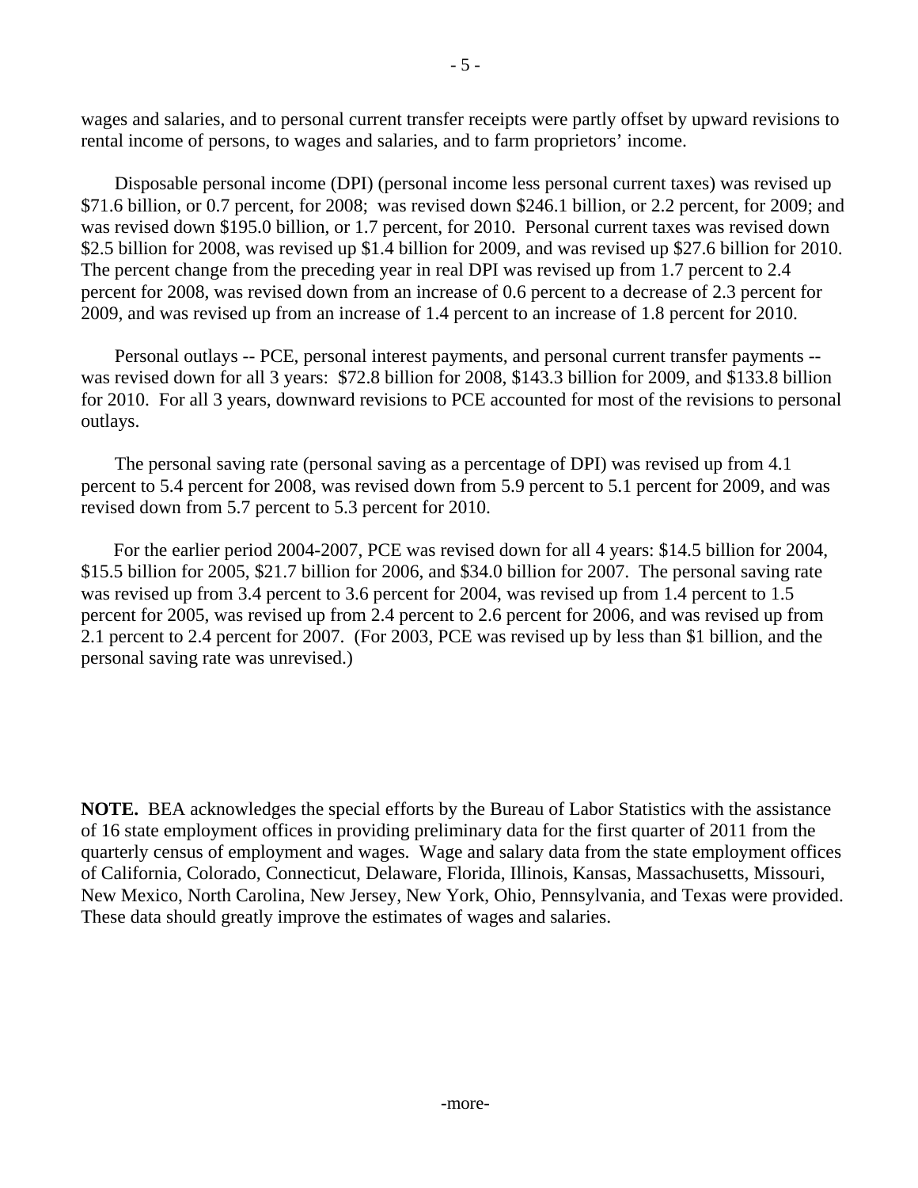wages and salaries, and to personal current transfer receipts were partly offset by upward revisions to rental income of persons, to wages and salaries, and to farm proprietors' income.

Disposable personal income (DPI) (personal income less personal current taxes) was revised up $71.6 billion, or 0.7 percent, for 2008; was revised down $246.1 billion, or 2.2 percent, for 2009; and was revised down $195.0 billion, or 1.7 percent, for 2010. Personal current taxes was revised down $2.5 billion for 2008, was revised up $1.4 billion for 2009, and was revised up $27.6 billion for 2010. The percent change from the preceding year in real DPI was revised up from 1.7 percent to 2.4 percent for 2008, was revised down from an increase of 0.6 percent to a decrease of 2.3 percent for 2009, and was revised up from an increase of 1.4 percent to an increase of 1.8 percent for 2010.

Personal outlays -- PCE, personal interest payments, and personal current transfer payments -- was revised down for all 3 years: $72.8 billion for 2008, $143.3 billion for 2009, and $133.8 billion for 2010. For all 3 years, downward revisions to PCE accounted for most of the revisions to personal outlays.

The personal saving rate (personal saving as a percentage of DPI) was revised up from 4.1 percent to 5.4 percent for 2008, was revised down from 5.9 percent to 5.1 percent for 2009, and was revised down from 5.7 percent to 5.3 percent for 2010.

For the earlier period 2004-2007, PCE was revised down for all 4 years: $14.5 billion for 2004, $15.5 billion for 2005, $21.7 billion for 2006, and $34.0 billion for 2007. The personal saving rate was revised up from 3.4 percent to 3.6 percent for 2004, was revised up from 1.4 percent to 1.5 percent for 2005, was revised up from 2.4 percent to 2.6 percent for 2006, and was revised up from 2.1 percent to 2.4 percent for 2007. (For 2003, PCE was revised up by less than $1 billion, and the personal saving rate was unrevised.)

**NOTE.** BEA acknowledges the special efforts by the Bureau of Labor Statistics with the assistance of 16 state employment offices in providing preliminary data for the first quarter of 2011 from the quarterly census of employment and wages. Wage and salary data from the state employment offices of California, Colorado, Connecticut, Delaware, Florida, Illinois, Kansas, Massachusetts, Missouri, New Mexico, North Carolina, New Jersey, New York, Ohio, Pennsylvania, and Texas were provided. These data should greatly improve the estimates of wages and salaries.

-more-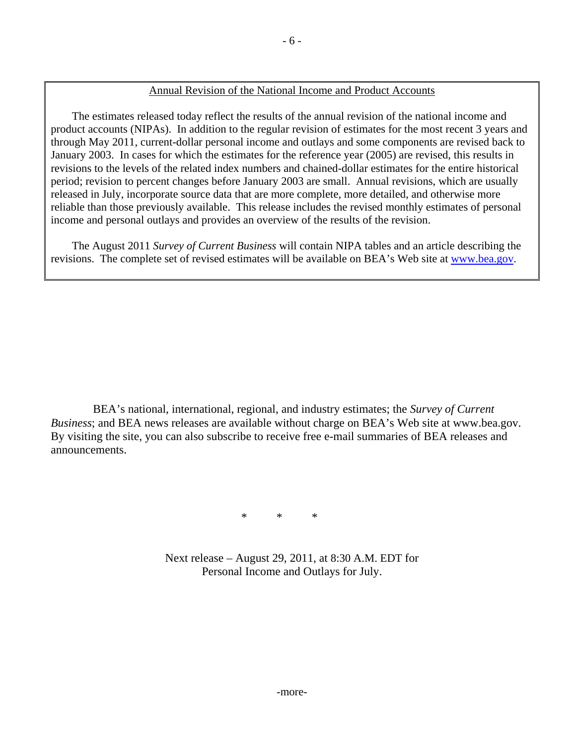## Annual Revision of the National Income and Product Accounts

The estimates released today reflect the results of the annual revision of the national income and product accounts (NIPAs). In addition to the regular revision of estimates for the most recent 3 years and through May 2011, current-dollar personal income and outlays and some components are revised back to January 2003. In cases for which the estimates for the reference year (2005) are revised, this results in revisions to the levels of the related index numbers and chained-dollar estimates for the entire historical period; revision to percent changes before January 2003 are small. Annual revisions, which are usually released in July, incorporate source data that are more complete, more detailed, and otherwise more reliable than those previously available. This release includes the revised monthly estimates of personal income and personal outlays and provides an overview of the results of the revision.

The August 2011 *Survey of Current Business* will contain NIPA tables and an article describing the revisions. The complete set of revised estimates will be available on BEA's Web site at [www.bea.gov](http://www.bea.gov).

BEA's national, international, regional, and industry estimates; the *Survey of Current Business*; and BEA news releases are available without charge on BEA's Web site at www.bea.gov. By visiting the site, you can also subscribe to receive free e-mail summaries of BEA releases and announcements.

\*   \*   \*

Next release – August 29, 2011, at 8:30 A.M. EDT for Personal Income and Outlays for July.

-more-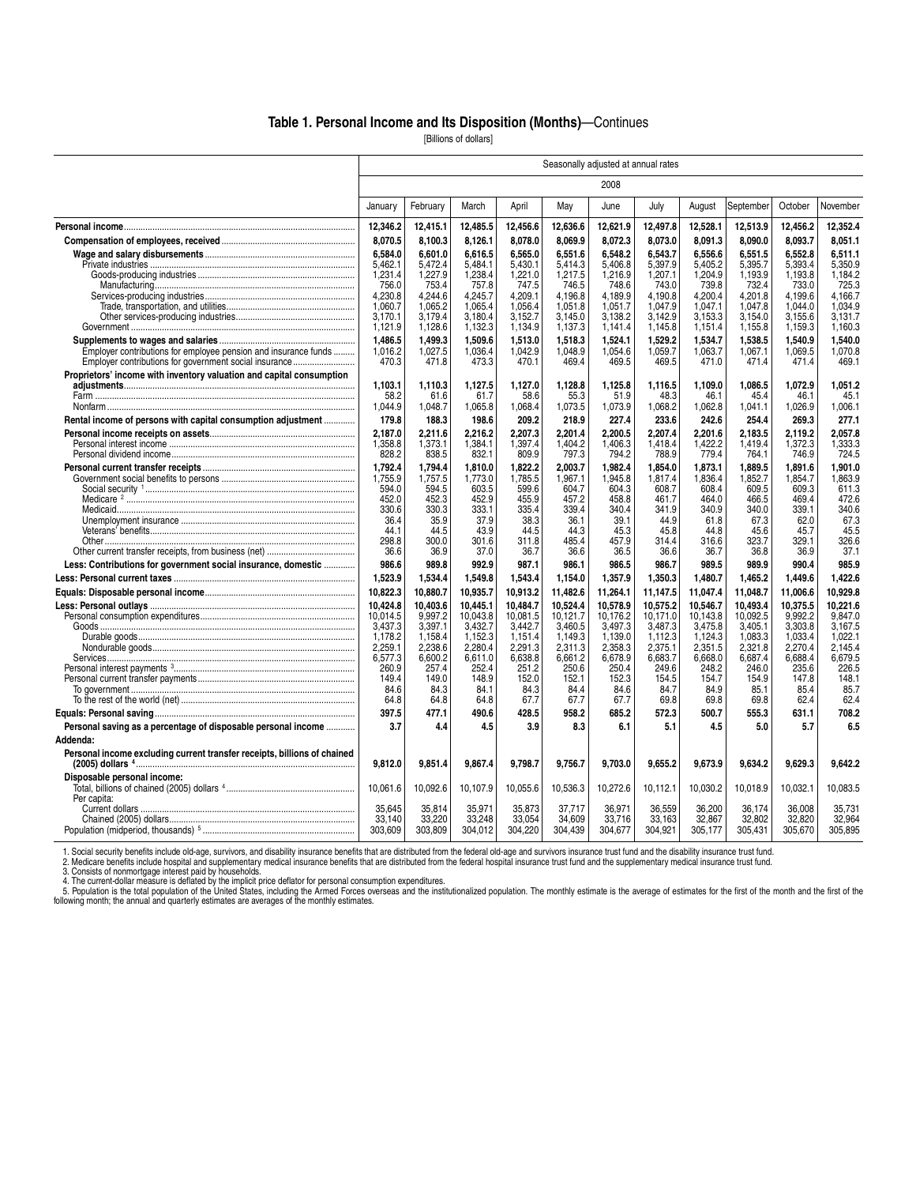## Table 1. Personal Income and Its Disposition (Months)—Continues

[Billions of dollars]

| | Seasonally adjusted at annual rates | | | | | | | | | | |
|---|---|---|---|---|---|---|---|---|---|---|---|
| | 2008 | | | | | | | | | | |
| | January | February | March | April | May | June | July | August | September | October | November |
| **Personal income** | **12,346.2** | **12,415.1** | **12,485.5** | **12,456.6** | **12,636.6** | **12,621.9** | **12,497.8** | **12,528.1** | **12,513.9** | **12,456.2** | **12,352.4** |
| **Compensation of employees, received** | **8,070.5** | **8,100.3** | **8,126.1** | **8,078.0** | **8,069.9** | **8,072.3** | **8,073.0** | **8,091.3** | **8,090.0** | **8,093.7** | **8,051.1** |
| **Wage and salary disbursements** | **6,584.0** | **6,601.0** | **6,616.5** | **6,565.0** | **6,551.6** | **6,548.2** | **6,543.7** | **6,556.6** | **6,551.5** | **6,552.8** | **6,511.1** |
| Private industries | 5,462.1 | 5,472.4 | 5,484.1 | 5,430.1 | 5,414.3 | 5,406.8 | 5,397.9 | 5,405.2 | 5,395.7 | 5,393.4 | 5,350.9 |
| Goods-producing industries | 1,231.4 | 1,227.9 | 1,238.4 | 1,221.0 | 1,217.5 | 1,216.9 | 1,207.1 | 1,204.9 | 1,193.9 | 1,193.8 | 1,184.2 |
| Manufacturing | 756.0 | 753.4 | 757.8 | 747.5 | 746.5 | 748.6 | 743.0 | 739.8 | 732.4 | 733.0 | 725.3 |
| Services-producing industries | 4,230.8 | 4,244.6 | 4,245.7 | 4,209.1 | 4,196.8 | 4,189.9 | 4,190.8 | 4,200.4 | 4,201.8 | 4,199.6 | 4,166.7 |
| Trade, transportation, and utilities | 1,060.7 | 1,065.2 | 1,065.4 | 1,056.4 | 1,051.8 | 1,051.7 | 1,047.9 | 1,047.1 | 1,047.8 | 1,044.0 | 1,034.9 |
| Other services-producing industries | 3,170.1 | 3,179.4 | 3,180.4 | 3,152.7 | 3,145.0 | 3,138.2 | 3,142.9 | 3,153.3 | 3,154.0 | 3,155.6 | 3,131.7 |
| Government | 1,121.9 | 1,128.6 | 1,132.3 | 1,134.9 | 1,137.3 | 1,141.4 | 1,145.8 | 1,151.4 | 1,155.8 | 1,159.3 | 1,160.3 |
| **Supplements to wages and salaries** | **1,486.5** | **1,499.3** | **1,509.6** | **1,513.0** | **1,518.3** | **1,524.1** | **1,529.2** | **1,534.7** | **1,538.5** | **1,540.9** | **1,540.0** |
| Employer contributions for employee pension and insurance funds | 1,016.2 | 1,027.5 | 1,036.4 | 1,042.9 | 1,048.9 | 1,054.6 | 1,059.7 | 1,063.7 | 1,067.1 | 1,069.5 | 1,070.8 |
| Employer contributions for government social insurance | 470.3 | 471.8 | 473.3 | 470.1 | 469.4 | 469.5 | 469.5 | 471.0 | 471.4 | 471.4 | 469.1 |
| **Proprietors' income with inventory valuation and capital consumption adjustments** | **1,103.1** | **1,110.3** | **1,127.5** | **1,127.0** | **1,128.8** | **1,125.8** | **1,116.5** | **1,109.0** | **1,086.5** | **1,072.9** | **1,051.2** |
| Farm | 58.2 | 61.6 | 61.7 | 58.6 | 55.3 | 51.9 | 48.3 | 46.1 | 45.4 | 46.1 | 45.1 |
| Nonfarm | 1,044.9 | 1,048.7 | 1,065.8 | 1,068.4 | 1,073.5 | 1,073.9 | 1,068.2 | 1,062.8 | 1,041.1 | 1,026.9 | 1,006.1 |
| **Rental income of persons with capital consumption adjustment** | **179.8** | **188.3** | **198.6** | **209.2** | **218.9** | **227.4** | **233.6** | **242.6** | **254.4** | **269.3** | **277.1** |
| **Personal income receipts on assets** | **2,187.0** | **2,211.6** | **2,216.2** | **2,207.3** | **2,201.4** | **2,200.5** | **2,207.4** | **2,201.6** | **2,183.5** | **2,119.2** | **2,057.8** |
| Personal interest income | 1,358.8 | 1,373.1 | 1,384.1 | 1,397.4 | 1,404.2 | 1,406.3 | 1,418.4 | 1,422.2 | 1,419.4 | 1,372.3 | 1,333.3 |
| Personal dividend income | 828.2 | 838.5 | 832.1 | 809.9 | 797.3 | 794.2 | 788.9 | 779.4 | 764.1 | 746.9 | 724.5 |
| **Personal current transfer receipts** | **1,792.4** | **1,794.4** | **1,810.0** | **1,822.2** | **2,003.7** | **1,982.4** | **1,854.0** | **1,873.1** | **1,889.5** | **1,891.6** | **1,901.0** |
| Government social benefits to persons | 1,755.9 | 1,757.5 | 1,773.0 | 1,785.5 | 1,967.1 | 1,945.8 | 1,817.4 | 1,836.4 | 1,852.7 | 1,854.7 | 1,863.9 |
| Social security [1] | 594.0 | 594.5 | 603.5 | 599.6 | 604.7 | 604.3 | 608.7 | 608.4 | 609.5 | 609.3 | 611.3 |
| Medicare [2] | 452.0 | 452.3 | 452.9 | 455.9 | 457.2 | 458.8 | 461.7 | 464.0 | 466.5 | 469.4 | 472.6 |
| Medicaid | 330.6 | 330.3 | 333.1 | 335.4 | 339.4 | 340.4 | 341.9 | 340.9 | 340.0 | 339.1 | 340.6 |
| Unemployment insurance | 36.4 | 35.9 | 37.9 | 38.3 | 36.1 | 39.1 | 44.9 | 61.8 | 67.3 | 62.0 | 67.3 |
| Veterans' benefits | 44.1 | 44.5 | 43.9 | 44.5 | 44.3 | 45.3 | 45.8 | 44.8 | 45.6 | 45.7 | 45.5 |
| Other | 298.8 | 300.0 | 301.6 | 311.8 | 485.4 | 457.9 | 314.4 | 316.6 | 323.7 | 329.1 | 326.6 |
| Other current transfer receipts, from business (net) | 36.6 | 36.9 | 37.0 | 36.7 | 36.6 | 36.5 | 36.6 | 36.7 | 36.8 | 36.9 | 37.1 |
| **Less: Contributions for government social insurance, domestic** | **986.6** | **989.8** | **992.9** | **987.1** | **986.1** | **986.5** | **986.7** | **989.5** | **989.9** | **990.4** | **985.9** |
| **Less: Personal current taxes** | **1,523.9** | **1,534.4** | **1,549.8** | **1,543.4** | **1,154.0** | **1,357.9** | **1,350.3** | **1,480.7** | **1,465.2** | **1,449.6** | **1,422.6** |
| **Equals: Disposable personal income** | **10,822.3** | **10,880.7** | **10,935.7** | **10,913.2** | **11,482.6** | **11,264.1** | **11,147.5** | **11,047.4** | **11,048.7** | **11,006.6** | **10,929.8** |
| **Less: Personal outlays** | **10,424.8** | **10,403.6** | **10,445.1** | **10,484.7** | **10,524.4** | **10,578.9** | **10,575.2** | **10,546.7** | **10,493.4** | **10,375.5** | **10,221.6** |
| Personal consumption expenditures | 10,014.5 | 9,997.2 | 10,043.8 | 10,081.5 | 10,121.7 | 10,176.2 | 10,171.0 | 10,143.8 | 10,092.5 | 9,992.2 | 9,847.0 |
| Goods | 3,437.3 | 3,397.1 | 3,432.7 | 3,442.7 | 3,460.5 | 3,497.3 | 3,487.3 | 3,475.8 | 3,405.1 | 3,303.8 | 3,167.5 |
| Durable goods | 1,178.2 | 1,158.4 | 1,152.3 | 1,151.4 | 1,149.3 | 1,139.0 | 1,112.3 | 1,124.3 | 1,083.3 | 1,033.4 | 1,022.1 |
| Nondurable goods | 2,259.1 | 2,238.6 | 2,280.4 | 2,291.3 | 2,311.3 | 2,358.3 | 2,375.1 | 2,351.5 | 2,321.8 | 2,270.4 | 2,145.4 |
| Services | 6,577.3 | 6,600.2 | 6,611.0 | 6,638.8 | 6,661.2 | 6,678.9 | 6,683.7 | 6,668.0 | 6,687.4 | 6,688.4 | 6,679.5 |
| Personal interest payments [3] | 260.9 | 257.4 | 252.4 | 251.2 | 250.6 | 250.4 | 249.6 | 248.2 | 246.0 | 235.6 | 226.5 |
| Personal current transfer payments | 149.4 | 149.0 | 148.9 | 152.0 | 152.1 | 152.3 | 154.5 | 154.7 | 154.9 | 147.8 | 148.1 |
| To government | 84.6 | 84.3 | 84.1 | 84.3 | 84.4 | 84.6 | 84.7 | 84.9 | 85.1 | 85.4 | 85.7 |
| To the rest of the world (net) | 64.8 | 64.8 | 64.8 | 67.7 | 67.7 | 67.7 | 69.8 | 69.8 | 69.8 | 62.4 | 62.4 |
| **Equals: Personal saving** | **397.5** | **477.1** | **490.6** | **428.5** | **958.2** | **685.2** | **572.3** | **500.7** | **555.3** | **631.1** | **708.2** |
| **Personal saving as a percentage of disposable personal income** | **3.7** | **4.4** | **4.5** | **3.9** | **8.3** | **6.1** | **5.1** | **4.5** | **5.0** | **5.7** | **6.5** |
| **Addenda:** | | | | | | | | | | | |
| **Personal income excluding current transfer receipts, billions of chained (2005) dollars [4]** | **9,812.0** | **9,851.4** | **9,867.4** | **9,798.7** | **9,756.7** | **9,703.0** | **9,655.2** | **9,673.9** | **9,634.2** | **9,629.3** | **9,642.2** |
| **Disposable personal income:** | | | | | | | | | | | |
| Total, billions of chained (2005) dollars [4] | 10,061.6 | 10,092.6 | 10,107.9 | 10,055.6 | 10,536.3 | 10,272.6 | 10,112.1 | 10,030.2 | 10,018.9 | 10,032.1 | 10,083.5 |
| Per capita: | | | | | | | | | | | |
| Current dollars | 35,645 | 35,814 | 35,971 | 35,873 | 37,717 | 36,971 | 36,559 | 36,200 | 36,174 | 36,008 | 35,731 |
| Chained (2005) dollars | 33,140 | 33,220 | 33,248 | 33,054 | 34,609 | 33,716 | 33,163 | 32,867 | 32,802 | 32,820 | 32,964 |
| Population (midperiod, thousands) [5] | 303,609 | 303,809 | 304,012 | 304,220 | 304,439 | 304,677 | 304,921 | 305,177 | 305,431 | 305,670 | 305,895 |

1. Social security benefits include old-age, survivors, and disability insurance benefits that are distributed from the federal old-age and survivors insurance trust fund and the disability insurance trust fund.
2. Medicare benefits include hospital and supplementary medical insurance benefits that are distributed from the federal hospital insurance trust fund and the supplementary medical insurance trust fund.
3. Consists of nonmortgage interest paid by households.
4. The current-dollar measure is deflated by the implicit price deflator for personal consumption expenditures.
5. Population is the total population of the United States, including the Armed Forces overseas and the institutionalized population. The monthly estimate is the average of estimates for the first of the month and the first of the following month; the annual and quarterly estimates are averages of the monthly estimates.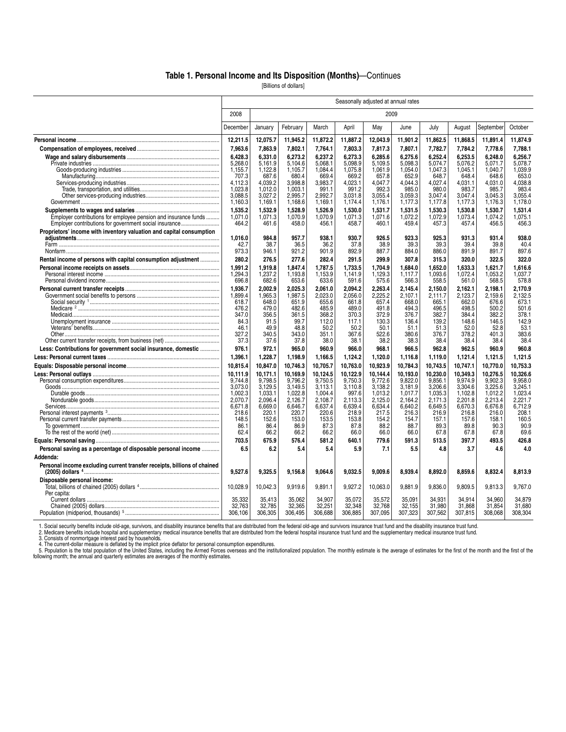## Table 1. Personal Income and Its Disposition (Months)—Continues

[Billions of dollars]

| | Seasonally adjusted at annual rates | | | | | | | | | | |
|---|---|---|---|---|---|---|---|---|---|---|---|
| | 2008 | 2009 | | | | | | | | | |
| | December | January | February | March | April | May | June | July | August | September | October |
| **Personal income** | **12,211.5** | **12,075.7** | **11,945.2** | **11,872.2** | **11,887.2** | **12,043.9** | **11,901.2** | **11,862.5** | **11,868.5** | **11,891.4** | **11,874.9** |
| **Compensation of employees, received** | **7,963.6** | **7,863.9** | **7,802.1** | **7,764.1** | **7,803.3** | **7,817.3** | **7,807.1** | **7,782.7** | **7,784.2** | **7,778.6** | **7,788.1** |
| **Wage and salary disbursements** | **6,428.3** | **6,331.0** | **6,273.2** | **6,237.2** | **6,273.3** | **6,285.6** | **6,275.6** | **6,252.4** | **6,253.5** | **6,248.0** | **6,256.7** |
| Private industries | 5,268.0 | 5,161.9 | 5,104.6 | 5,068.1 | 5,098.9 | 5,109.5 | 5,098.3 | 5,074.7 | 5,076.2 | 5,071.7 | 5,078.7 |
| Goods-producing industries | 1,155.7 | 1,122.8 | 1,105.7 | 1,084.4 | 1,075.8 | 1,061.9 | 1,054.0 | 1,047.3 | 1,045.1 | 1,040.7 | 1,039.9 |
| Manufacturing | 707.3 | 687.6 | 680.4 | 669.4 | 669.2 | 657.8 | 652.9 | 648.7 | 648.4 | 648.6 | 653.0 |
| Services-producing industries | 4,112.3 | 4,039.2 | 3,998.8 | 3,983.7 | 4,023.1 | 4,047.7 | 4,044.3 | 4,027.4 | 4,031.1 | 4,031.0 | 4,038.8 |
| Trade, transportation, and utilities | 1,023.8 | 1,012.0 | 1,003.1 | 991.1 | 991.2 | 992.3 | 985.0 | 980.0 | 983.7 | 985.7 | 983.4 |
| Other services-producing industries | 3,088.5 | 3,027.2 | 2,995.7 | 2,992.7 | 3,031.8 | 3,055.4 | 3,059.3 | 3,047.4 | 3,047.4 | 3,045.3 | 3,055.4 |
| Government | 1,160.3 | 1,169.1 | 1,168.6 | 1,169.1 | 1,174.4 | 1,176.1 | 1,177.3 | 1,177.8 | 1,177.3 | 1,176.3 | 1,178.0 |
| **Supplements to wages and salaries** | **1,535.2** | **1,532.9** | **1,528.9** | **1,526.9** | **1,530.0** | **1,531.7** | **1,531.5** | **1,530.3** | **1,530.8** | **1,530.7** | **1,531.4** |
| Employer contributions for employee pension and insurance funds | 1,071.0 | 1,071.3 | 1,070.9 | 1,070.9 | 1,071.3 | 1,071.6 | 1,072.2 | 1,072.9 | 1,073.4 | 1,074.2 | 1,075.1 |
| Employer contributions for government social insurance | 464.2 | 461.6 | 458.0 | 456.1 | 458.7 | 460.1 | 459.4 | 457.3 | 457.4 | 456.5 | 456.3 |
| **Proprietors' income with inventory valuation and capital consumption adjustments** | **1,016.0** | **984.8** | **957.7** | **938.1** | **930.7** | **926.5** | **923.3** | **925.3** | **931.3** | **931.4** | **938.0** |
| Farm | 42.7 | 38.7 | 36.5 | 36.2 | 37.8 | 38.9 | 39.3 | 39.3 | 39.4 | 39.8 | 40.4 |
| Nonfarm | 973.3 | 946.1 | 921.2 | 901.9 | 892.9 | 887.7 | 884.0 | 886.0 | 891.9 | 891.7 | 897.6 |
| **Rental income of persons with capital consumption adjustment** | **280.2** | **276.5** | **277.6** | **282.4** | **291.5** | **299.9** | **307.8** | **315.3** | **320.0** | **322.5** | **322.0** |
| **Personal income receipts on assets** | **1,991.2** | **1,919.8** | **1,847.4** | **1,787.5** | **1,733.5** | **1,704.9** | **1,684.0** | **1,652.0** | **1,633.3** | **1,621.7** | **1,616.6** |
| Personal interest income | 1,294.3 | 1,237.2 | 1,193.8 | 1,153.9 | 1,141.9 | 1,129.3 | 1,117.7 | 1,093.6 | 1,072.4 | 1,053.2 | 1,037.7 |
| Personal dividend income | 696.8 | 682.6 | 653.6 | 633.6 | 591.6 | 575.6 | 566.3 | 558.5 | 561.0 | 568.5 | 578.8 |
| **Personal current transfer receipts** | **1,936.7** | **2,002.9** | **2,025.3** | **2,061.0** | **2,094.2** | **2,263.4** | **2,145.4** | **2,150.0** | **2,162.1** | **2,198.1** | **2,170.9** |
| Government social benefits to persons | 1,899.4 | 1,965.3 | 1,987.5 | 2,023.0 | 2,056.0 | 2,225.2 | 2,107.1 | 2,111.7 | 2,123.7 | 2,159.6 | 2,132.5 |
| Social security [1] | 618.7 | 648.0 | 651.9 | 655.6 | 661.8 | 657.4 | 668.0 | 665.1 | 662.0 | 676.6 | 673.1 |
| Medicare [2] | 476.2 | 479.0 | 482.6 | 485.9 | 489.0 | 491.8 | 494.3 | 496.5 | 498.5 | 500.2 | 501.6 |
| Medicaid | 347.0 | 356.5 | 361.5 | 368.2 | 370.3 | 372.9 | 376.7 | 382.7 | 384.4 | 382.2 | 378.1 |
| Unemployment insurance | 84.3 | 91.5 | 99.7 | 112.0 | 117.1 | 130.3 | 136.4 | 139.2 | 148.6 | 146.5 | 142.9 |
| Veterans' benefits | 46.1 | 49.9 | 48.8 | 50.2 | 50.2 | 50.1 | 51.1 | 51.3 | 52.0 | 52.8 | 53.1 |
| Other | 327.2 | 340.5 | 343.0 | 351.1 | 367.6 | 522.6 | 380.6 | 376.7 | 378.2 | 401.3 | 383.6 |
| Other current transfer receipts, from business (net) | 37.3 | 37.6 | 37.8 | 38.0 | 38.1 | 38.2 | 38.3 | 38.4 | 38.4 | 38.4 | 38.4 |
| **Less: Contributions for government social insurance, domestic** | **976.1** | **972.1** | **965.0** | **960.9** | **966.0** | **968.1** | **966.5** | **962.8** | **962.5** | **960.9** | **960.8** |
| **Less: Personal current taxes** | **1,396.1** | **1,228.7** | **1,198.9** | **1,166.5** | **1,124.2** | **1,120.0** | **1,116.8** | **1,119.0** | **1,121.4** | **1,121.5** | **1,121.5** |
| **Equals: Disposable personal income** | **10,815.4** | **10,847.0** | **10,746.3** | **10,705.7** | **10,763.0** | **10,923.9** | **10,784.3** | **10,743.5** | **10,747.1** | **10,770.0** | **10,753.3** |
| **Less: Personal outlays** | **10,111.9** | **10,171.1** | **10,169.9** | **10,124.5** | **10,122.9** | **10,144.4** | **10,193.0** | **10,230.0** | **10,349.3** | **10,276.5** | **10,326.6** |
| Personal consumption expenditures | 9,744.8 | 9,798.5 | 9,796.2 | 9,750.5 | 9,750.3 | 9,772.6 | 9,822.0 | 9,856.1 | 9,974.9 | 9,902.3 | 9,958.0 |
| Goods | 3,073.0 | 3,129.5 | 3,149.5 | 3,113.1 | 3,110.8 | 3,138.2 | 3,181.9 | 3,206.6 | 3,304.6 | 3,225.6 | 3,245.1 |
| Durable goods | 1,002.3 | 1,033.1 | 1,022.8 | 1,004.4 | 997.6 | 1,013.2 | 1,017.7 | 1,035.3 | 1,102.8 | 1,012.2 | 1,023.4 |
| Nondurable goods | 2,070.7 | 2,096.4 | 2,126.7 | 2,108.7 | 2,113.3 | 2,125.0 | 2,164.2 | 2,171.3 | 2,201.8 | 2,213.4 | 2,221.7 |
| Services | 6,671.8 | 6,669.0 | 6,646.7 | 6,637.4 | 6,639.4 | 6,634.4 | 6,640.2 | 6,649.5 | 6,670.3 | 6,676.8 | 6,712.9 |
| Personal interest payments [3] | 218.6 | 220.1 | 220.7 | 220.6 | 218.9 | 217.5 | 216.3 | 216.9 | 216.8 | 216.0 | 208.1 |
| Personal current transfer payments | 148.5 | 152.6 | 153.0 | 153.5 | 153.8 | 154.2 | 154.7 | 157.1 | 157.6 | 158.1 | 160.5 |
| To government | 86.1 | 86.4 | 86.9 | 87.3 | 87.8 | 88.2 | 88.7 | 89.3 | 89.8 | 90.3 | 90.9 |
| To the rest of the world (net) | 62.4 | 66.2 | 66.2 | 66.2 | 66.0 | 66.0 | 66.0 | 67.8 | 67.8 | 67.8 | 69.6 |
| **Equals: Personal saving** | **703.5** | **675.9** | **576.4** | **581.2** | **640.1** | **779.6** | **591.3** | **513.5** | **397.7** | **493.5** | **426.8** |
| **Personal saving as a percentage of disposable personal income** | **6.5** | **6.2** | **5.4** | **5.4** | **5.9** | **7.1** | **5.5** | **4.8** | **3.7** | **4.6** | **4.0** |
| **Addenda:** | | | | | | | | | | | |
| **Personal income excluding current transfer receipts, billions of chained (2005) dollars [4]** | **9,527.6** | **9,325.5** | **9,156.8** | **9,064.6** | **9,032.5** | **9,009.6** | **8,939.4** | **8,892.0** | **8,859.6** | **8,832.4** | **8,813.9** |
| **Disposable personal income:** | | | | | | | | | | | |
| Total, billions of chained (2005) dollars [4] | 10,028.9 | 10,042.3 | 9,919.6 | 9,891.1 | 9,927.2 | 10,063.0 | 9,881.9 | 9,836.0 | 9,809.5 | 9,813.3 | 9,767.0 |
| Per capita: | | | | | | | | | | | |
| Current dollars | 35,332 | 35,413 | 35,062 | 34,907 | 35,072 | 35,572 | 35,091 | 34,931 | 34,914 | 34,960 | 34,879 |
| Chained (2005) dollars | 32,763 | 32,785 | 32,365 | 32,251 | 32,348 | 32,768 | 32,155 | 31,980 | 31,868 | 31,854 | 31,680 |
| Population (midperiod, thousands) [5] | 306,106 | 306,305 | 306,495 | 306,688 | 306,885 | 307,095 | 307,323 | 307,562 | 307,815 | 308,068 | 308,304 |

1. Social security benefits include old-age, survivors, and disability insurance benefits that are distributed from the federal old-age and survivors insurance trust fund and the disability insurance trust fund.
2. Medicare benefits include hospital and supplementary medical insurance benefits that are distributed from the federal hospital insurance trust fund and the supplementary medical insurance trust fund.
3. Consists of nonmortgage interest paid by households.
4. The current-dollar measure is deflated by the implicit price deflator for personal consumption expenditures.
5. Population is the total population of the United States, including the Armed Forces overseas and the institutionalized population. The monthly estimate is the average of estimates for the first of the month and the first of the following month; the annual and quarterly estimates are averages of the monthly estimates.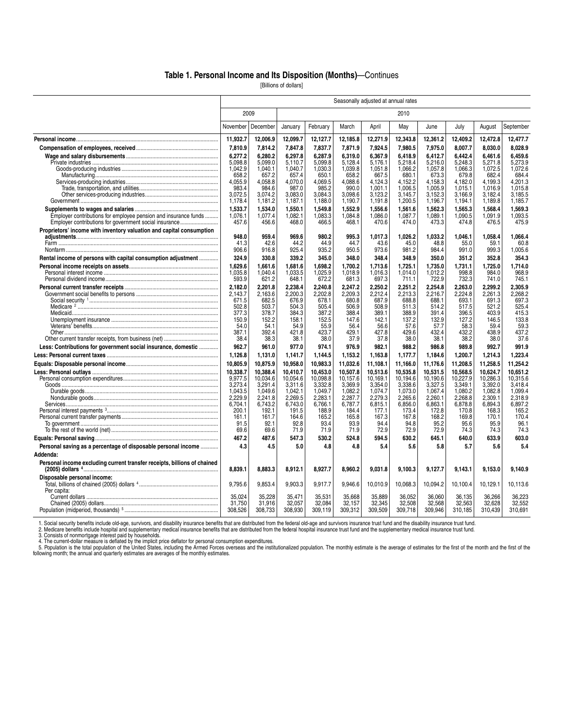## Table 1. Personal Income and Its Disposition (Months)—Continues

[Billions of dollars]

| | Seasonally adjusted at annual rates | | | | | | | | | | |
|---|---|---|---|---|---|---|---|---|---|---|---|
| | 2009 | | 2010 | | | | | | | | |
| | November | December | January | February | March | April | May | June | July | August | September |
| **Personal income** | **11,932.7** | **12,006.9** | **12,099.7** | **12,127.7** | **12,185.8** | **12,271.9** | **12,343.8** | **12,361.2** | **12,409.2** | **12,472.8** | **12,477.7** |
| **Compensation of employees, received** | **7,810.9** | **7,814.2** | **7,847.8** | **7,837.7** | **7,871.9** | **7,924.5** | **7,980.5** | **7,975.0** | **8,007.7** | **8,030.0** | **8,028.9** |
| **Wage and salary disbursements** | **6,277.2** | **6,280.2** | **6,297.8** | **6,287.9** | **6,319.0** | **6,367.9** | **6,418.9** | **6,412.7** | **6,442.4** | **6,461.6** | **6,459.6** |
| Private industries | 5,098.8 | 5,099.0 | 5,110.7 | 5,099.8 | 5,128.4 | 5,176.1 | 5,218.4 | 5,216.0 | 5,248.3 | 5,271.8 | 5,273.9 |
| Goods-producing industries | 1,042.9 | 1,040.1 | 1,040.7 | 1,030.3 | 1,039.8 | 1,051.8 | 1,066.2 | 1,057.8 | 1,066.3 | 1,072.5 | 1,072.6 |
| Manufacturing | 658.2 | 657.2 | 657.4 | 650.1 | 658.2 | 667.5 | 680.1 | 673.3 | 679.8 | 682.4 | 684.4 |
| Services-producing industries | 4,055.9 | 4,058.8 | 4,070.0 | 4,069.5 | 4,088.6 | 4,124.3 | 4,152.2 | 4,158.3 | 4,182.0 | 4,199.3 | 4,201.3 |
| Trade, transportation, and utilities | 983.4 | 984.6 | 987.0 | 985.2 | 990.0 | 1,001.1 | 1,006.5 | 1,005.9 | 1,015.1 | 1,016.9 | 1,015.8 |
| Other services-producing industries | 3,072.5 | 3,074.2 | 3,083.0 | 3,084.3 | 3,098.6 | 3,123.2 | 3,145.7 | 3,152.3 | 3,166.9 | 3,182.4 | 3,185.5 |
| Government | 1,178.4 | 1,181.2 | 1,187.1 | 1,188.0 | 1,190.7 | 1,191.8 | 1,200.5 | 1,196.7 | 1,194.1 | 1,189.8 | 1,185.7 |
| **Supplements to wages and salaries** | **1,533.7** | **1,534.0** | **1,550.1** | **1,549.8** | **1,552.9** | **1,556.6** | **1,561.6** | **1,562.3** | **1,565.3** | **1,568.4** | **1,569.3** |
| Employer contributions for employee pension and insurance funds | 1,076.1 | 1,077.4 | 1,082.1 | 1,083.3 | 1,084.8 | 1,086.0 | 1,087.7 | 1,089.1 | 1,090.5 | 1,091.9 | 1,093.5 |
| Employer contributions for government social insurance | 457.6 | 456.6 | 468.0 | 466.5 | 468.1 | 470.6 | 474.0 | 473.3 | 474.8 | 476.5 | 475.9 |
| **Proprietors' income with inventory valuation and capital consumption adjustments** | **948.0** | **959.4** | **969.6** | **980.2** | **995.3** | **1,017.3** | **1,026.2** | **1,033.2** | **1,046.1** | **1,058.4** | **1,066.4** |
| Farm | 41.3 | 42.6 | 44.2 | 44.9 | 44.7 | 43.6 | 45.0 | 48.8 | 55.0 | 59.1 | 60.8 |
| Nonfarm | 906.6 | 916.8 | 925.4 | 935.2 | 950.5 | 973.6 | 981.2 | 984.4 | 991.0 | 999.3 | 1,005.6 |
| **Rental income of persons with capital consumption adjustment** | **324.9** | **330.8** | **339.2** | **345.0** | **348.0** | **348.4** | **348.9** | **350.0** | **351.2** | **352.8** | **354.3** |
| **Personal income receipts on assets** | **1,629.6** | **1,661.6** | **1,681.6** | **1,698.2** | **1,700.2** | **1,713.6** | **1,725.1** | **1,735.0** | **1,731.1** | **1,725.0** | **1,714.0** |
| Personal interest income | 1,035.8 | 1,040.4 | 1,033.5 | 1,025.9 | 1,018.9 | 1,016.3 | 1,014.0 | 1,012.2 | 998.8 | 984.0 | 968.9 |
| Personal dividend income | 593.9 | 621.2 | 648.1 | 672.2 | 681.3 | 697.3 | 711.1 | 722.9 | 732.3 | 741.0 | 745.1 |
| **Personal current transfer receipts** | **2,182.0** | **2,201.8** | **2,238.4** | **2,240.8** | **2,247.2** | **2,250.2** | **2,251.2** | **2,254.8** | **2,263.0** | **2,299.2** | **2,305.9** |
| Government social benefits to persons | 2,143.7 | 2,163.6 | 2,200.3 | 2,202.8 | 2,209.3 | 2,212.4 | 2,213.3 | 2,216.7 | 2,224.8 | 2,261.3 | 2,268.2 |
| Social security [1] | 671.5 | 682.5 | 676.9 | 678.1 | 680.8 | 687.9 | 688.8 | 688.1 | 693.1 | 691.3 | 697.3 |
| Medicare [2] | 502.8 | 503.7 | 504.3 | 505.4 | 506.9 | 508.9 | 511.3 | 514.2 | 517.5 | 521.2 | 525.4 |
| Medicaid | 377.3 | 378.7 | 384.3 | 387.2 | 388.4 | 389.1 | 388.9 | 391.4 | 396.5 | 403.9 | 415.3 |
| Unemployment insurance | 150.9 | 152.2 | 158.1 | 152.5 | 147.6 | 142.1 | 137.2 | 132.9 | 127.2 | 146.5 | 133.8 |
| Veterans' benefits | 54.0 | 54.1 | 54.9 | 55.9 | 56.4 | 56.6 | 57.6 | 57.7 | 58.3 | 59.4 | 59.3 |
| Other | 387.1 | 392.4 | 421.8 | 423.7 | 429.1 | 427.8 | 429.6 | 432.4 | 432.2 | 438.9 | 437.2 |
| Other current transfer receipts, from business (net) | 38.4 | 38.3 | 38.1 | 38.0 | 37.9 | 37.8 | 38.0 | 38.1 | 38.2 | 38.0 | 37.6 |
| **Less: Contributions for government social insurance, domestic** | **962.7** | **961.0** | **977.0** | **974.1** | **976.9** | **982.1** | **988.2** | **986.8** | **989.8** | **992.7** | **991.9** |
| **Less: Personal current taxes** | **1,126.8** | **1,131.0** | **1,141.7** | **1,144.5** | **1,153.2** | **1,163.8** | **1,177.7** | **1,184.6** | **1,200.7** | **1,214.3** | **1,223.4** |
| **Equals: Disposable personal income** | **10,805.9** | **10,875.9** | **10,958.0** | **10,983.3** | **11,032.6** | **11,108.1** | **11,166.0** | **11,176.6** | **11,208.5** | **11,258.5** | **11,254.2** |
| **Less: Personal outlays** | **10,338.7** | **10,388.4** | **10,410.7** | **10,453.0** | **10,507.8** | **10,513.6** | **10,535.8** | **10,531.5** | **10,568.5** | **10,624.7** | **10,651.2** |
| Personal consumption expenditures | 9,977.5 | 10,034.6 | 10,054.6 | 10,098.8 | 10,157.6 | 10,169.1 | 10,194.6 | 10,190.6 | 10,227.9 | 10,286.3 | 10,315.6 |
| Goods | 3,273.4 | 3,291.4 | 3,311.6 | 3,332.8 | 3,369.9 | 3,354.0 | 3,338.6 | 3,327.5 | 3,349.1 | 3,392.0 | 3,418.4 |
| Durable goods | 1,043.5 | 1,049.6 | 1,042.1 | 1,049.7 | 1,082.2 | 1,074.7 | 1,073.0 | 1,067.4 | 1,080.2 | 1,082.8 | 1,099.4 |
| Nondurable goods | 2,229.9 | 2,241.8 | 2,269.5 | 2,283.1 | 2,287.7 | 2,279.3 | 2,265.6 | 2,260.1 | 2,268.8 | 2,309.1 | 2,318.9 |
| Services | 6,704.1 | 6,743.2 | 6,743.0 | 6,766.1 | 6,787.7 | 6,815.1 | 6,856.0 | 6,863.1 | 6,878.8 | 6,894.3 | 6,897.2 |
| Personal interest payments [3] | 200.1 | 192.1 | 191.5 | 188.9 | 184.4 | 177.1 | 173.4 | 172.8 | 170.8 | 168.3 | 165.2 |
| Personal current transfer payments | 161.1 | 161.7 | 164.6 | 165.2 | 165.8 | 167.3 | 167.8 | 168.2 | 169.8 | 170.1 | 170.4 |
| To government | 91.5 | 92.1 | 92.8 | 93.4 | 93.9 | 94.4 | 94.8 | 95.2 | 95.6 | 95.9 | 96.1 |
| To the rest of the world (net) | 69.6 | 69.6 | 71.9 | 71.9 | 71.9 | 72.9 | 72.9 | 72.9 | 74.3 | 74.3 | 74.3 |
| **Equals: Personal saving** | **467.2** | **487.6** | **547.3** | **530.2** | **524.8** | **594.5** | **630.2** | **645.1** | **640.0** | **633.9** | **603.0** |
| **Personal saving as a percentage of disposable personal income** | **4.3** | **4.5** | **5.0** | **4.8** | **4.8** | **5.4** | **5.6** | **5.8** | **5.7** | **5.6** | **5.4** |
| **Addenda:** | | | | | | | | | | | |
| **Personal income excluding current transfer receipts, billions of chained (2005) dollars [4]** | **8,839.1** | **8,883.3** | **8,912.1** | **8,927.7** | **8,960.2** | **9,031.8** | **9,100.3** | **9,127.7** | **9,143.1** | **9,153.0** | **9,140.9** |
| **Disposable personal income:** | | | | | | | | | | | |
| Total, billions of chained (2005) dollars [4] | 9,795.6 | 9,853.4 | 9,903.3 | 9,917.7 | 9,946.6 | 10,010.9 | 10,068.3 | 10,094.2 | 10,100.4 | 10,129.1 | 10,113.6 |
| Per capita: | | | | | | | | | | | |
| Current dollars | 35,024 | 35,228 | 35,471 | 35,531 | 35,668 | 35,889 | 36,052 | 36,060 | 36,135 | 36,266 | 36,223 |
| Chained (2005) dollars | 31,750 | 31,916 | 32,057 | 32,084 | 32,157 | 32,345 | 32,508 | 32,568 | 32,563 | 32,628 | 32,552 |
| Population (midperiod, thousands) [5] | 308,526 | 308,733 | 308,930 | 309,119 | 309,312 | 309,509 | 309,718 | 309,946 | 310,185 | 310,439 | 310,691 |

1. Social security benefits include old-age, survivors, and disability insurance benefits that are distributed from the federal old-age and survivors insurance trust fund and the disability insurance trust fund.
2. Medicare benefits include hospital and supplementary medical insurance benefits that are distributed from the federal hospital insurance trust fund and the supplementary medical insurance trust fund.
3. Consists of nonmortgage interest paid by households.
4. The current-dollar measure is deflated by the implicit price deflator for personal consumption expenditures.
5. Population is the total population of the United States, including the Armed Forces overseas and the institutionalized population. The monthly estimate is the average of estimates for the first of the month and the first of the following month; the annual and quarterly estimates are averages of the monthly estimates.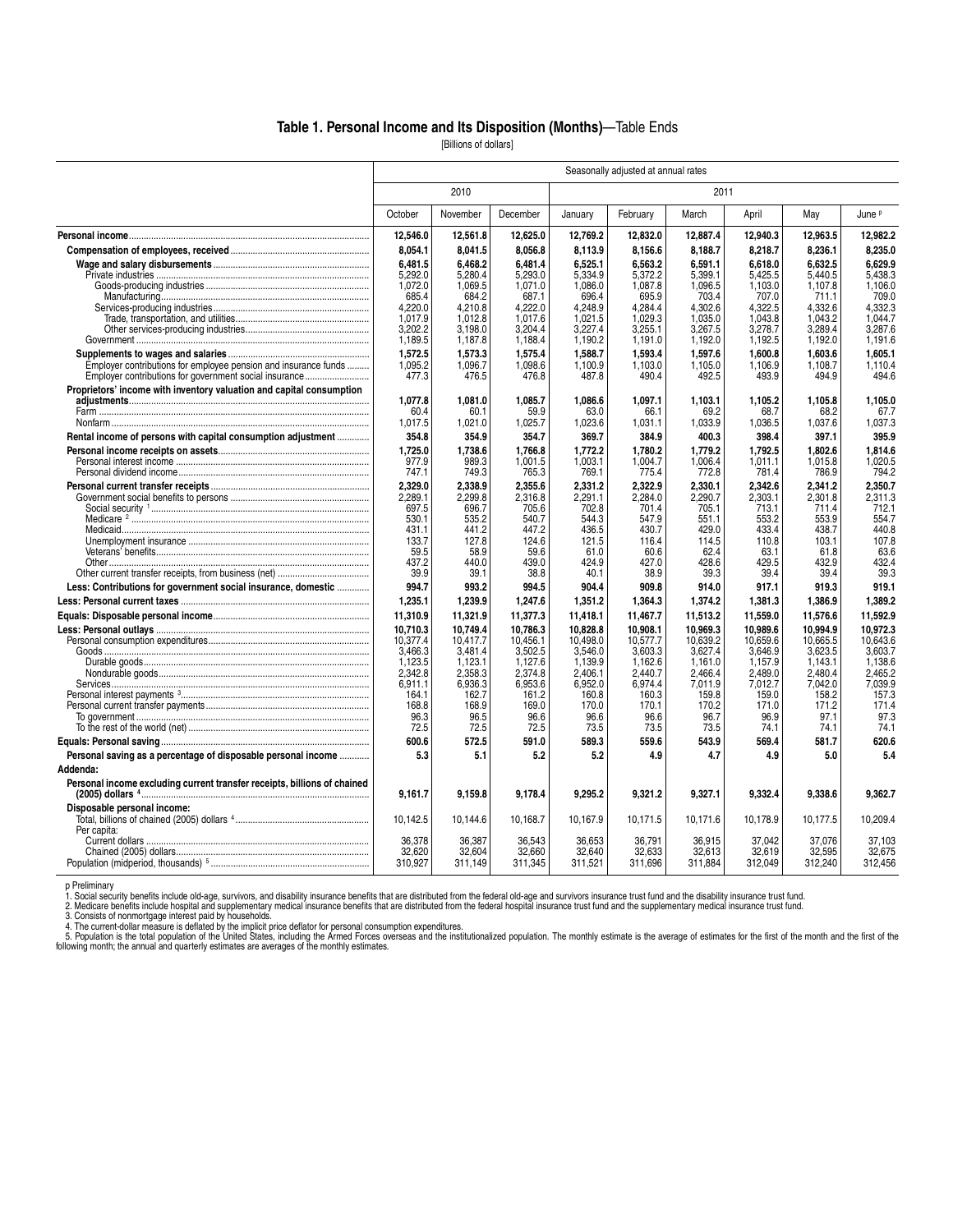# Table 1. Personal Income and Its Disposition (Months)—Table Ends

[Billions of dollars]

| | Seasonally adjusted at annual rates | | | | | | | | |
|---|---|---|---|---|---|---|---|---|---|
| | 2010 | | | 2011 | | | | | |
| | October | November | December | January | February | March | April | May | June p |
| **Personal income** | **12,546.0** | **12,561.8** | **12,625.0** | **12,769.2** | **12,832.0** | **12,887.4** | **12,940.3** | **12,963.5** | **12,982.2** |
| **Compensation of employees, received** | **8,054.1** | **8,041.5** | **8,056.8** | **8,113.9** | **8,156.6** | **8,188.7** | **8,218.7** | **8,236.1** | **8,235.0** |
| **Wage and salary disbursements** | **6,481.5** | **6,468.2** | **6,481.4** | **6,525.1** | **6,563.2** | **6,591.1** | **6,618.0** | **6,632.5** | **6,629.9** |
| Private industries | 5,292.0 | 5,280.4 | 5,293.0 | 5,334.9 | 5,372.2 | 5,399.1 | 5,425.5 | 5,440.5 | 5,438.3 |
| Goods-producing industries | 1,072.0 | 1,069.5 | 1,071.0 | 1,086.0 | 1,087.8 | 1,096.5 | 1,103.0 | 1,107.8 | 1,106.0 |
| Manufacturing | 685.4 | 684.2 | 687.1 | 696.4 | 695.9 | 703.4 | 707.0 | 711.1 | 709.0 |
| Services-producing industries | 4,220.0 | 4,210.8 | 4,222.0 | 4,248.9 | 4,284.4 | 4,302.6 | 4,322.5 | 4,332.6 | 4,332.3 |
| Trade, transportation, and utilities | 1,017.9 | 1,012.8 | 1,017.6 | 1,021.5 | 1,029.3 | 1,035.0 | 1,043.8 | 1,043.2 | 1,044.7 |
| Other services-producing industries | 3,202.2 | 3,198.0 | 3,204.4 | 3,227.4 | 3,255.1 | 3,267.5 | 3,278.7 | 3,289.4 | 3,287.6 |
| Government | 1,189.5 | 1,187.8 | 1,188.4 | 1,190.2 | 1,191.0 | 1,192.0 | 1,192.5 | 1,192.0 | 1,191.6 |
| **Supplements to wages and salaries** | **1,572.5** | **1,573.3** | **1,575.4** | **1,588.7** | **1,593.4** | **1,597.6** | **1,600.8** | **1,603.6** | **1,605.1** |
| Employer contributions for employee pension and insurance funds | 1,095.2 | 1,096.7 | 1,098.6 | 1,100.9 | 1,103.0 | 1,105.0 | 1,106.9 | 1,108.7 | 1,110.4 |
| Employer contributions for government social insurance | 477.3 | 476.5 | 476.8 | 487.8 | 490.4 | 492.5 | 493.9 | 494.9 | 494.6 |
| **Proprietors' income with inventory valuation and capital consumption adjustments** | **1,077.8** | **1,081.0** | **1,085.7** | **1,086.6** | **1,097.1** | **1,103.1** | **1,105.2** | **1,105.8** | **1,105.0** |
| Farm | 60.4 | 60.1 | 59.9 | 63.0 | 66.1 | 69.2 | 68.7 | 68.2 | 67.7 |
| Nonfarm | 1,017.5 | 1,021.0 | 1,025.7 | 1,023.6 | 1,031.1 | 1,033.9 | 1,036.5 | 1,037.6 | 1,037.3 |
| **Rental income of persons with capital consumption adjustment** | **354.8** | **354.9** | **354.7** | **369.7** | **384.9** | **400.3** | **398.4** | **397.1** | **395.9** |
| **Personal income receipts on assets** | **1,725.0** | **1,738.6** | **1,766.8** | **1,772.2** | **1,780.2** | **1,779.2** | **1,792.5** | **1,802.6** | **1,814.6** |
| Personal interest income | 977.9 | 989.3 | 1,001.5 | 1,003.1 | 1,004.7 | 1,006.4 | 1,011.1 | 1,015.8 | 1,020.5 |
| Personal dividend income | 747.1 | 749.3 | 765.3 | 769.1 | 775.4 | 772.8 | 781.4 | 786.9 | 794.2 |
| **Personal current transfer receipts** | **2,329.0** | **2,338.9** | **2,355.6** | **2,331.2** | **2,322.9** | **2,330.1** | **2,342.6** | **2,341.2** | **2,350.7** |
| Government social benefits to persons | 2,289.1 | 2,299.8 | 2,316.8 | 2,291.1 | 2,284.0 | 2,290.7 | 2,303.1 | 2,301.8 | 2,311.3 |
| Social security [1] | 697.5 | 696.7 | 705.6 | 702.8 | 701.4 | 705.1 | 713.1 | 711.4 | 712.1 |
| Medicare [2] | 530.1 | 535.2 | 540.7 | 544.3 | 547.9 | 551.1 | 553.2 | 553.9 | 554.7 |
| Medicaid | 431.1 | 441.2 | 447.2 | 436.5 | 430.7 | 429.0 | 433.4 | 438.7 | 440.8 |
| Unemployment insurance | 133.7 | 127.8 | 124.6 | 121.5 | 116.4 | 114.5 | 110.8 | 103.1 | 107.8 |
| Veterans' benefits | 59.5 | 58.9 | 59.6 | 61.0 | 60.6 | 62.4 | 63.1 | 61.8 | 63.6 |
| Other | 437.2 | 440.0 | 439.0 | 424.9 | 427.0 | 428.6 | 429.5 | 432.9 | 432.4 |
| Other current transfer receipts, from business (net) | 39.9 | 39.1 | 38.8 | 40.1 | 38.9 | 39.3 | 39.4 | 39.4 | 39.3 |
| **Less: Contributions for government social insurance, domestic** | **994.7** | **993.2** | **994.5** | **904.4** | **909.8** | **914.0** | **917.1** | **919.3** | **919.1** |
| **Less: Personal current taxes** | **1,235.1** | **1,239.9** | **1,247.6** | **1,351.2** | **1,364.3** | **1,374.2** | **1,381.3** | **1,386.9** | **1,389.2** |
| **Equals: Disposable personal income** | **11,310.9** | **11,321.9** | **11,377.3** | **11,418.1** | **11,467.7** | **11,513.2** | **11,559.0** | **11,576.6** | **11,592.9** |
| **Less: Personal outlays** | **10,710.3** | **10,749.4** | **10,786.3** | **10,828.8** | **10,908.1** | **10,969.3** | **10,989.6** | **10,994.9** | **10,972.3** |
| Personal consumption expenditures | 10,377.4 | 10,417.7 | 10,456.1 | 10,498.0 | 10,577.7 | 10,639.2 | 10,659.6 | 10,665.5 | 10,643.6 |
| Goods | 3,466.3 | 3,481.4 | 3,502.5 | 3,546.0 | 3,603.3 | 3,627.4 | 3,646.9 | 3,623.5 | 3,603.7 |
| Durable goods | 1,123.5 | 1,123.1 | 1,127.6 | 1,139.9 | 1,162.6 | 1,161.0 | 1,157.9 | 1,143.1 | 1,138.6 |
| Nondurable goods | 2,342.8 | 2,358.3 | 2,374.8 | 2,406.1 | 2,440.7 | 2,466.4 | 2,489.0 | 2,480.4 | 2,465.2 |
| Services | 6,911.1 | 6,936.3 | 6,953.6 | 6,952.0 | 6,974.4 | 7,011.9 | 7,012.7 | 7,042.0 | 7,039.9 |
| Personal interest payments [3] | 164.1 | 162.7 | 161.2 | 160.8 | 160.3 | 159.8 | 159.0 | 158.2 | 157.3 |
| Personal current transfer payments | 168.8 | 168.9 | 169.0 | 170.0 | 170.1 | 170.2 | 171.0 | 171.2 | 171.4 |
| To government | 96.3 | 96.5 | 96.6 | 96.6 | 96.6 | 96.7 | 96.9 | 97.1 | 97.3 |
| To the rest of the world (net) | 72.5 | 72.5 | 72.5 | 73.5 | 73.5 | 73.5 | 74.1 | 74.1 | 74.1 |
| **Equals: Personal saving** | **600.6** | **572.5** | **591.0** | **589.3** | **559.6** | **543.9** | **569.4** | **581.7** | **620.6** |
| **Personal saving as a percentage of disposable personal income** | **5.3** | **5.1** | **5.2** | **5.2** | **4.9** | **4.7** | **4.9** | **5.0** | **5.4** |
| **Addenda:** | | | | | | | | | |
| **Personal income excluding current transfer receipts, billions of chained (2005) dollars [4]** | **9,161.7** | **9,159.8** | **9,178.4** | **9,295.2** | **9,321.2** | **9,327.1** | **9,332.4** | **9,338.6** | **9,362.7** |
| **Disposable personal income:** | | | | | | | | | |
| Total, billions of chained (2005) dollars [4] | 10,142.5 | 10,144.6 | 10,168.7 | 10,167.9 | 10,171.5 | 10,171.6 | 10,178.9 | 10,177.5 | 10,209.4 |
| Per capita: | | | | | | | | | |
| Current dollars | 36,378 | 36,387 | 36,543 | 36,653 | 36,791 | 36,915 | 37,042 | 37,076 | 37,103 |
| Chained (2005) dollars | 32,620 | 32,604 | 32,660 | 32,640 | 32,633 | 32,613 | 32,619 | 32,595 | 32,675 |
| Population (midperiod, thousands) [5] | 310,927 | 311,149 | 311,345 | 311,521 | 311,696 | 311,884 | 312,049 | 312,240 | 312,456 |

p Preliminary

1. Social security benefits include old-age, survivors, and disability insurance benefits that are distributed from the federal old-age and survivors insurance trust fund and the disability insurance trust fund.
2. Medicare benefits include hospital and supplementary medical insurance benefits that are distributed from the federal hospital insurance trust fund and the supplementary medical insurance trust fund.
3. Consists of nonmortgage interest paid by households.
4. The current-dollar measure is deflated by the implicit price deflator for personal consumption expenditures.
5. Population is the total population of the United States, including the Armed Forces overseas and the institutionalized population. The monthly estimate is the average of estimates for the first of the month and the first of the following month; the annual and quarterly estimates are averages of the monthly estimates.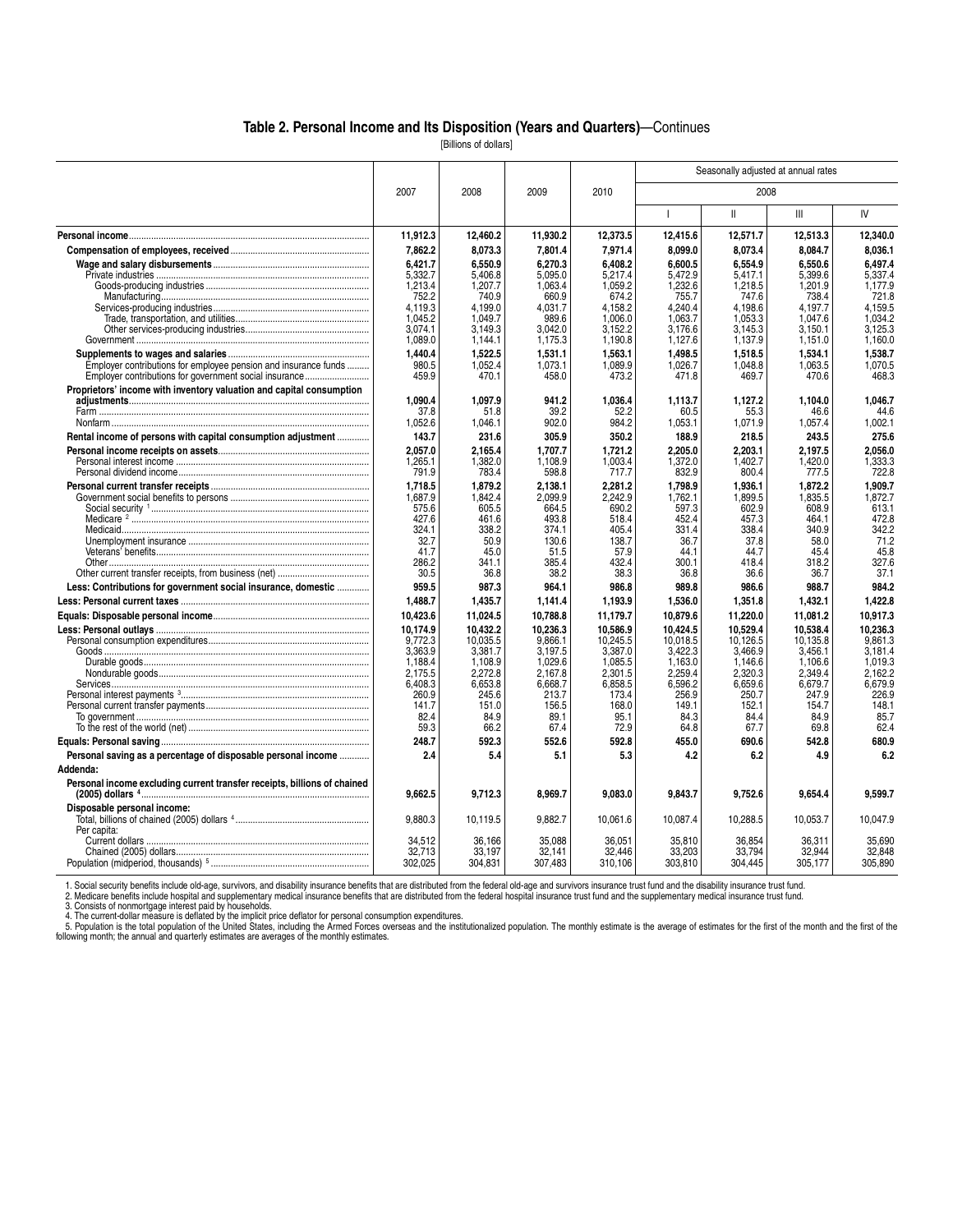# Table 2. Personal Income and Its Disposition (Years and Quarters)—Continues

[Billions of dollars]

| | 2007 | 2008 | 2009 | 2010 | Seasonally adjusted at annual rates | | | |
|---|---|---|---|---|---|---|---|---|
| | | | | | 2008 | | | |
| | | | | | I | II | III | IV |
| **Personal income** | **11,912.3** | **12,460.2** | **11,930.2** | **12,373.5** | **12,415.6** | **12,571.7** | **12,513.3** | **12,340.0** |
| **Compensation of employees, received** | **7,862.2** | **8,073.3** | **7,801.4** | **7,971.4** | **8,099.0** | **8,073.4** | **8,084.7** | **8,036.1** |
| **Wage and salary disbursements** | **6,421.7** | **6,550.9** | **6,270.3** | **6,408.2** | **6,600.5** | **6,554.9** | **6,550.6** | **6,497.4** |
| Private industries | 5,332.7 | 5,406.8 | 5,095.0 | 5,217.4 | 5,472.9 | 5,417.1 | 5,399.6 | 5,337.4 |
| Goods-producing industries | 1,213.4 | 1,207.7 | 1,063.4 | 1,059.2 | 1,232.6 | 1,218.5 | 1,201.9 | 1,177.9 |
| Manufacturing | 752.2 | 740.9 | 660.9 | 674.2 | 755.7 | 747.6 | 738.4 | 721.8 |
| Services-producing industries | 4,119.3 | 4,199.0 | 4,031.7 | 4,158.2 | 4,240.4 | 4,198.6 | 4,197.7 | 4,159.5 |
| Trade, transportation, and utilities | 1,045.2 | 1,049.7 | 989.6 | 1,006.0 | 1,063.7 | 1,053.3 | 1,047.6 | 1,034.2 |
| Other services-producing industries | 3,074.1 | 3,149.3 | 3,042.0 | 3,152.2 | 3,176.6 | 3,145.3 | 3,150.1 | 3,125.3 |
| Government | 1,089.0 | 1,144.1 | 1,175.3 | 1,190.8 | 1,127.6 | 1,137.9 | 1,151.0 | 1,160.0 |
| **Supplements to wages and salaries** | **1,440.4** | **1,522.5** | **1,531.1** | **1,563.1** | **1,498.5** | **1,518.5** | **1,534.1** | **1,538.7** |
| Employer contributions for employee pension and insurance funds | 980.5 | 1,052.4 | 1,073.1 | 1,089.9 | 1,026.7 | 1,048.8 | 1,063.5 | 1,070.5 |
| Employer contributions for government social insurance | 459.9 | 470.1 | 458.0 | 473.2 | 471.8 | 469.7 | 470.6 | 468.3 |
| **Proprietors' income with inventory valuation and capital consumption adjustments** | **1,090.4** | **1,097.9** | **941.2** | **1,036.4** | **1,113.7** | **1,127.2** | **1,104.0** | **1,046.7** |
| Farm | 37.8 | 51.8 | 39.2 | 52.2 | 60.5 | 55.3 | 46.6 | 44.6 |
| Nonfarm | 1,052.6 | 1,046.1 | 902.0 | 984.2 | 1,053.1 | 1,071.9 | 1,057.4 | 1,002.1 |
| **Rental income of persons with capital consumption adjustment** | **143.7** | **231.6** | **305.9** | **350.2** | **188.9** | **218.5** | **243.5** | **275.6** |
| **Personal income receipts on assets** | **2,057.0** | **2,165.4** | **1,707.7** | **1,721.2** | **2,205.0** | **2,203.1** | **2,197.5** | **2,056.0** |
| Personal interest income | 1,265.1 | 1,382.0 | 1,108.9 | 1,003.4 | 1,372.0 | 1,402.7 | 1,420.0 | 1,333.3 |
| Personal dividend income | 791.9 | 783.4 | 598.8 | 717.7 | 832.9 | 800.4 | 777.5 | 722.8 |
| **Personal current transfer receipts** | **1,718.5** | **1,879.2** | **2,138.1** | **2,281.2** | **1,798.9** | **1,936.1** | **1,872.2** | **1,909.7** |
| Government social benefits to persons | 1,687.9 | 1,842.4 | 2,099.9 | 2,242.9 | 1,762.1 | 1,899.5 | 1,835.5 | 1,872.7 |
| Social security [1] | 575.6 | 605.5 | 664.5 | 690.2 | 597.3 | 602.9 | 608.9 | 613.1 |
| Medicare [2] | 427.6 | 461.6 | 493.8 | 518.4 | 452.4 | 457.3 | 464.1 | 472.8 |
| Medicaid | 324.1 | 338.2 | 374.1 | 405.4 | 331.4 | 338.4 | 340.9 | 342.2 |
| Unemployment insurance | 32.7 | 50.9 | 130.6 | 138.7 | 36.7 | 37.8 | 58.0 | 71.2 |
| Veterans' benefits | 41.7 | 45.0 | 51.5 | 57.9 | 44.1 | 44.7 | 45.4 | 45.8 |
| Other | 286.2 | 341.1 | 385.4 | 432.4 | 300.1 | 418.4 | 318.2 | 327.6 |
| Other current transfer receipts, from business (net) | 30.5 | 36.8 | 38.2 | 38.3 | 36.8 | 36.6 | 36.7 | 37.1 |
| **Less: Contributions for government social insurance, domestic** | **959.5** | **987.3** | **964.1** | **986.8** | **989.8** | **986.6** | **988.7** | **984.2** |
| **Less: Personal current taxes** | **1,488.7** | **1,435.7** | **1,141.4** | **1,193.9** | **1,536.0** | **1,351.8** | **1,432.1** | **1,422.8** |
| **Equals: Disposable personal income** | **10,423.6** | **11,024.5** | **10,788.8** | **11,179.7** | **10,879.6** | **11,220.0** | **11,081.2** | **10,917.3** |
| **Less: Personal outlays** | **10,174.9** | **10,432.2** | **10,236.3** | **10,586.9** | **10,424.5** | **10,529.4** | **10,538.4** | **10,236.3** |
| Personal consumption expenditures | 9,772.3 | 10,035.5 | 9,866.1 | 10,245.5 | 10,018.5 | 10,126.5 | 10,135.8 | 9,861.3 |
| Goods | 3,363.9 | 3,381.7 | 3,197.5 | 3,387.0 | 3,422.3 | 3,466.9 | 3,456.1 | 3,181.4 |
| Durable goods | 1,188.4 | 1,108.9 | 1,029.6 | 1,085.5 | 1,163.0 | 1,146.6 | 1,106.6 | 1,019.3 |
| Nondurable goods | 2,175.5 | 2,272.8 | 2,167.8 | 2,301.5 | 2,259.4 | 2,320.3 | 2,349.4 | 2,162.2 |
| Services | 6,408.3 | 6,653.8 | 6,668.7 | 6,858.5 | 6,596.2 | 6,659.6 | 6,679.7 | 6,679.9 |
| Personal interest payments [3] | 260.9 | 245.6 | 213.7 | 173.4 | 256.9 | 250.7 | 247.9 | 226.9 |
| Personal current transfer payments | 141.7 | 151.0 | 156.5 | 168.0 | 149.1 | 152.1 | 154.7 | 148.1 |
| To government | 82.4 | 84.9 | 89.1 | 95.1 | 84.3 | 84.4 | 84.9 | 85.7 |
| To the rest of the world (net) | 59.3 | 66.2 | 67.4 | 72.9 | 64.8 | 67.7 | 69.8 | 62.4 |
| **Equals: Personal saving** | **248.7** | **592.3** | **552.6** | **592.8** | **455.0** | **690.6** | **542.8** | **680.9** |
| **Personal saving as a percentage of disposable personal income** | **2.4** | **5.4** | **5.1** | **5.3** | **4.2** | **6.2** | **4.9** | **6.2** |
| **Addenda:** | | | | | | | | |
| **Personal income excluding current transfer receipts, billions of chained (2005) dollars [4]** | 9,662.5 | 9,712.3 | 8,969.7 | 9,083.0 | 9,843.7 | 9,752.6 | 9,654.4 | 9,599.7 |
| **Disposable personal income:** | | | | | | | | |
| Total, billions of chained (2005) dollars [4] | 9,880.3 | 10,119.5 | 9,882.7 | 10,061.6 | 10,087.4 | 10,288.5 | 10,053.7 | 10,047.9 |
| Per capita: | | | | | | | | |
| Current dollars | 34,512 | 36,166 | 35,088 | 36,051 | 35,810 | 36,854 | 36,311 | 35,690 |
| Chained (2005) dollars | 32,713 | 33,197 | 32,141 | 32,446 | 33,203 | 33,794 | 32,944 | 32,848 |
| Population (midperiod, thousands) [5] | 302,025 | 304,831 | 307,483 | 310,106 | 303,810 | 304,445 | 305,177 | 305,890 |

1. Social security benefits include old-age, survivors, and disability insurance benefits that are distributed from the federal old-age and survivors insurance trust fund and the disability insurance trust fund.
2. Medicare benefits include hospital and supplementary medical insurance benefits that are distributed from the federal hospital insurance trust fund and the supplementary medical insurance trust fund.
3. Consists of nonmortgage interest paid by households.
4. The current-dollar measure is deflated by the implicit price deflator for personal consumption expenditures.
5. Population is the total population of the United States, including the Armed Forces overseas and the institutionalized population. The monthly estimate is the average of estimates for the first of the month and the first of the following month; the annual and quarterly estimates are averages of the monthly estimates.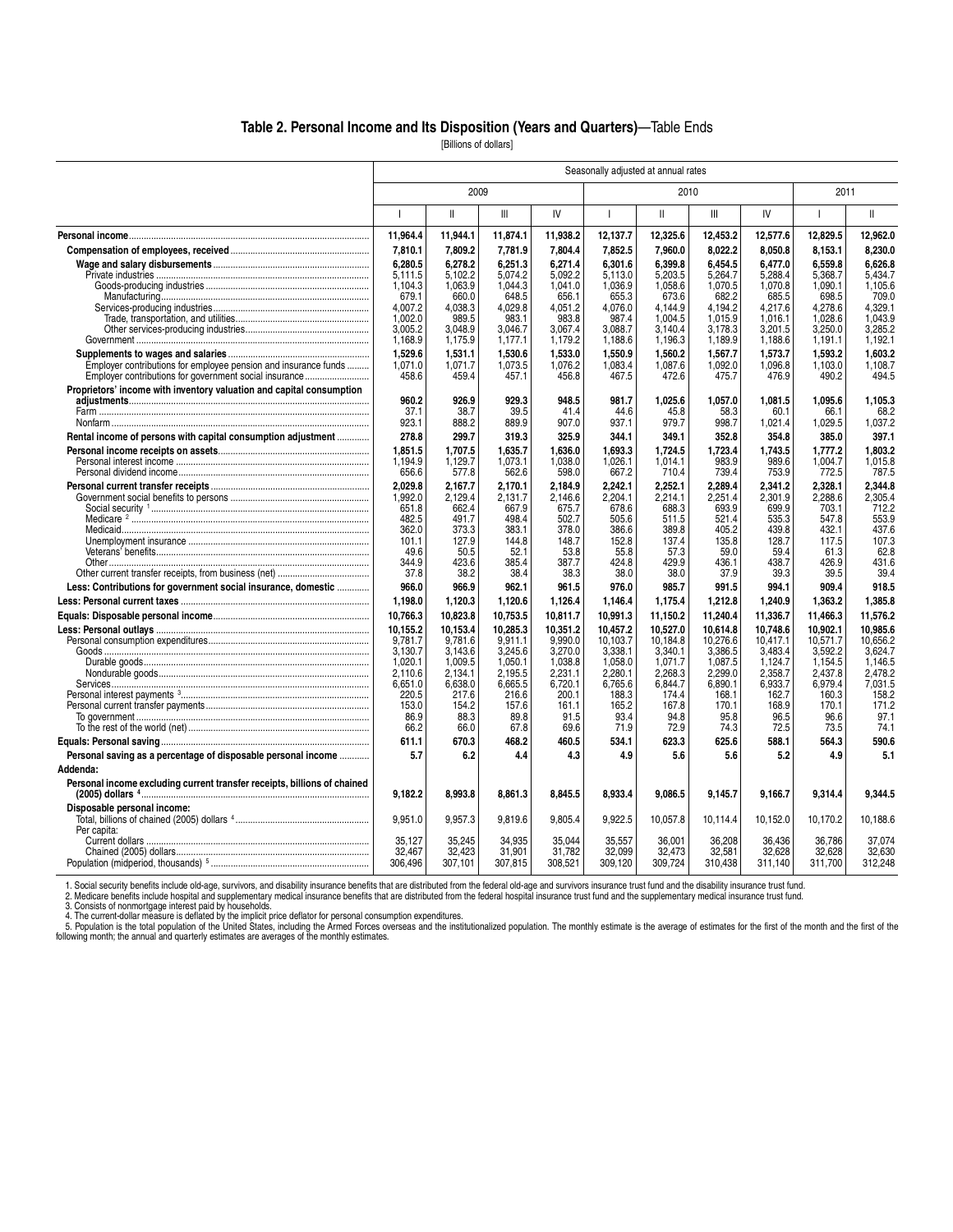## Table 2. Personal Income and Its Disposition (Years and Quarters)—Table Ends

[Billions of dollars]

| | Seasonally adjusted at annual rates | | | | | | | | | |
|---|---|---|---|---|---|---|---|---|---|---|
| | 2009 | | | | 2010 | | | | 2011 | |
| | I | II | III | IV | I | II | III | IV | I | II |
| **Personal income** | **11,964.4** | **11,944.1** | **11,874.1** | **11,938.2** | **12,137.7** | **12,325.6** | **12,453.2** | **12,577.6** | **12,829.5** | **12,962.0** |
| **Compensation of employees, received** | **7,810.1** | **7,809.2** | **7,781.9** | **7,804.4** | **7,852.5** | **7,960.0** | **8,022.2** | **8,050.8** | **8,153.1** | **8,230.0** |
| **Wage and salary disbursements** | **6,280.5** | **6,278.2** | **6,251.3** | **6,271.4** | **6,301.6** | **6,399.8** | **6,454.5** | **6,477.0** | **6,559.8** | **6,626.8** |
| Private industries | 5,111.5 | 5,102.2 | 5,074.2 | 5,092.2 | 5,113.0 | 5,203.5 | 5,264.7 | 5,288.4 | 5,368.7 | 5,434.7 |
| Goods-producing industries | 1,104.3 | 1,063.9 | 1,044.3 | 1,041.0 | 1,036.9 | 1,058.6 | 1,070.5 | 1,070.8 | 1,090.1 | 1,105.6 |
| Manufacturing | 679.1 | 660.0 | 648.5 | 656.1 | 655.3 | 673.6 | 682.2 | 685.5 | 698.5 | 709.0 |
| Services-producing industries | 4,007.2 | 4,038.3 | 4,029.8 | 4,051.2 | 4,076.0 | 4,144.9 | 4,194.2 | 4,217.6 | 4,278.6 | 4,329.1 |
| Trade, transportation, and utilities | 1,002.0 | 989.5 | 983.1 | 983.8 | 987.4 | 1,004.5 | 1,015.9 | 1,016.1 | 1,028.6 | 1,043.9 |
| Other services-producing industries | 3,005.2 | 3,048.9 | 3,046.7 | 3,067.4 | 3,088.7 | 3,140.4 | 3,178.3 | 3,201.5 | 3,250.0 | 3,285.2 |
| Government | 1,168.9 | 1,175.9 | 1,177.1 | 1,179.2 | 1,188.6 | 1,196.3 | 1,189.9 | 1,188.6 | 1,191.1 | 1,192.1 |
| **Supplements to wages and salaries** | **1,529.6** | **1,531.1** | **1,530.6** | **1,533.0** | **1,550.9** | **1,560.2** | **1,567.7** | **1,573.7** | **1,593.2** | **1,603.2** |
| Employer contributions for employee pension and insurance funds | 1,071.0 | 1,071.7 | 1,073.5 | 1,076.2 | 1,083.4 | 1,087.6 | 1,092.0 | 1,096.8 | 1,103.0 | 1,108.7 |
| Employer contributions for government social insurance | 458.6 | 459.4 | 457.1 | 456.8 | 467.5 | 472.6 | 475.7 | 476.9 | 490.2 | 494.5 |
| **Proprietors' income with inventory valuation and capital consumption adjustments** | **960.2** | **926.9** | **929.3** | **948.5** | **981.7** | **1,025.6** | **1,057.0** | **1,081.5** | **1,095.6** | **1,105.3** |
| Farm | 37.1 | 38.7 | 39.5 | 41.4 | 44.6 | 45.8 | 58.3 | 60.1 | 66.1 | 68.2 |
| Nonfarm | 923.1 | 888.2 | 889.9 | 907.0 | 937.1 | 979.7 | 998.7 | 1,021.4 | 1,029.5 | 1,037.2 |
| **Rental income of persons with capital consumption adjustment** | **278.8** | **299.7** | **319.3** | **325.9** | **344.1** | **349.1** | **352.8** | **354.8** | **385.0** | **397.1** |
| **Personal income receipts on assets** | **1,851.5** | **1,707.5** | **1,635.7** | **1,636.0** | **1,693.3** | **1,724.5** | **1,723.4** | **1,743.5** | **1,777.2** | **1,803.2** |
| Personal interest income | 1,194.9 | 1,129.7 | 1,073.1 | 1,038.0 | 1,026.1 | 1,014.1 | 983.9 | 989.6 | 1,004.7 | 1,015.8 |
| Personal dividend income | 656.6 | 577.8 | 562.6 | 598.0 | 667.2 | 710.4 | 739.4 | 753.9 | 772.5 | 787.5 |
| **Personal current transfer receipts** | **2,029.8** | **2,167.7** | **2,170.1** | **2,184.9** | **2,242.1** | **2,252.1** | **2,289.4** | **2,341.2** | **2,328.1** | **2,344.8** |
| Government social benefits to persons | 1,992.0 | 2,129.4 | 2,131.7 | 2,146.6 | 2,204.1 | 2,214.1 | 2,251.4 | 2,301.9 | 2,288.6 | 2,305.4 |
| Social security [1] | 651.8 | 662.4 | 667.9 | 675.7 | 678.6 | 688.3 | 693.9 | 699.9 | 703.1 | 712.2 |
| Medicare [2] | 482.5 | 491.7 | 498.4 | 502.7 | 505.6 | 511.5 | 521.4 | 535.3 | 547.8 | 553.9 |
| Medicaid | 362.0 | 373.3 | 383.1 | 378.0 | 386.6 | 389.8 | 405.2 | 439.8 | 432.1 | 437.6 |
| Unemployment insurance | 101.1 | 127.9 | 144.8 | 148.7 | 152.8 | 137.4 | 135.8 | 128.7 | 117.5 | 107.3 |
| Veterans' benefits | 49.6 | 50.5 | 52.1 | 53.8 | 55.8 | 57.3 | 59.0 | 59.4 | 61.3 | 62.8 |
| Other | 344.9 | 423.6 | 385.4 | 387.7 | 424.8 | 429.9 | 436.1 | 438.7 | 426.9 | 431.6 |
| Other current transfer receipts, from business (net) | 37.8 | 38.2 | 38.4 | 38.3 | 38.0 | 38.0 | 37.9 | 39.3 | 39.5 | 39.4 |
| **Less: Contributions for government social insurance, domestic** | **966.0** | **966.9** | **962.1** | **961.5** | **976.0** | **985.7** | **991.5** | **994.1** | **909.4** | **918.5** |
| **Less: Personal current taxes** | **1,198.0** | **1,120.3** | **1,120.6** | **1,126.4** | **1,146.4** | **1,175.4** | **1,212.8** | **1,240.9** | **1,363.2** | **1,385.8** |
| **Equals: Disposable personal income** | **10,766.3** | **10,823.8** | **10,753.5** | **10,811.7** | **10,991.3** | **11,150.2** | **11,240.4** | **11,336.7** | **11,466.3** | **11,576.2** |
| **Less: Personal outlays** | **10,155.2** | **10,153.4** | **10,285.3** | **10,351.2** | **10,457.2** | **10,527.0** | **10,614.8** | **10,748.6** | **10,902.1** | **10,985.6** |
| Personal consumption expenditures | 9,781.7 | 9,781.6 | 9,911.1 | 9,990.0 | 10,103.7 | 10,184.8 | 10,276.6 | 10,417.1 | 10,571.7 | 10,656.2 |
| Goods | 3,130.7 | 3,143.6 | 3,245.6 | 3,270.0 | 3,338.1 | 3,340.1 | 3,386.5 | 3,483.4 | 3,592.2 | 3,624.7 |
| Durable goods | 1,020.1 | 1,009.5 | 1,050.1 | 1,038.8 | 1,058.0 | 1,071.7 | 1,087.5 | 1,124.7 | 1,154.5 | 1,146.5 |
| Nondurable goods | 2,110.6 | 2,134.1 | 2,195.5 | 2,231.1 | 2,280.1 | 2,268.3 | 2,299.0 | 2,358.7 | 2,437.8 | 2,478.2 |
| Services | 6,651.0 | 6,638.0 | 6,665.5 | 6,720.1 | 6,765.6 | 6,844.7 | 6,890.1 | 6,933.7 | 6,979.4 | 7,031.5 |
| Personal interest payments [3] | 220.5 | 217.6 | 216.6 | 200.1 | 188.3 | 174.4 | 168.1 | 162.7 | 160.3 | 158.2 |
| Personal current transfer payments | 153.0 | 154.2 | 157.6 | 161.1 | 165.2 | 167.8 | 170.1 | 168.9 | 170.1 | 171.2 |
| To government | 86.9 | 88.3 | 89.8 | 91.5 | 93.4 | 94.8 | 95.8 | 96.5 | 96.6 | 97.1 |
| To the rest of the world (net) | 66.2 | 66.0 | 67.8 | 69.6 | 71.9 | 72.9 | 74.3 | 72.5 | 73.5 | 74.1 |
| **Equals: Personal saving** | **611.1** | **670.3** | **468.2** | **460.5** | **534.1** | **623.3** | **625.6** | **588.1** | **564.3** | **590.6** |
| **Personal saving as a percentage of disposable personal income** | **5.7** | **6.2** | **4.4** | **4.3** | **4.9** | **5.6** | **5.6** | **5.2** | **4.9** | **5.1** |
| **Addenda:** | | | | | | | | | | |
| **Personal income excluding current transfer receipts, billions of chained (2005) dollars [4]** | 9,182.2 | 8,993.8 | 8,861.3 | 8,845.5 | 8,933.4 | 9,086.5 | 9,145.7 | 9,166.7 | 9,314.4 | 9,344.5 |
| **Disposable personal income:** | | | | | | | | | | |
| Total, billions of chained (2005) dollars [4] | 9,951.0 | 9,957.3 | 9,819.6 | 9,805.4 | 9,922.5 | 10,057.8 | 10,114.4 | 10,152.0 | 10,170.2 | 10,188.6 |
| Per capita: | | | | | | | | | | |
| Current dollars | 35,127 | 35,245 | 34,935 | 35,044 | 35,557 | 36,001 | 36,208 | 36,436 | 36,786 | 37,074 |
| Chained (2005) dollars | 32,467 | 32,423 | 31,901 | 31,782 | 32,099 | 32,473 | 32,581 | 32,628 | 32,628 | 32,630 |
| Population (midperiod, thousands) [5] | 306,496 | 307,101 | 307,815 | 308,521 | 309,120 | 309,724 | 310,438 | 311,140 | 311,700 | 312,248 |

1. Social security benefits include old-age, survivors, and disability insurance benefits that are distributed from the federal old-age and survivors insurance trust fund and the disability insurance trust fund.
2. Medicare benefits include hospital and supplementary medical insurance benefits that are distributed from the federal hospital insurance trust fund and the supplementary medical insurance trust fund.
3. Consists of nonmortgage interest paid by households.
4. The current-dollar measure is deflated by the implicit price deflator for personal consumption expenditures.
5. Population is the total population of the United States, including the Armed Forces overseas and the institutionalized population. The monthly estimate is the average of estimates for the first of the month and the first of the following month; the annual and quarterly estimates are averages of the monthly estimates.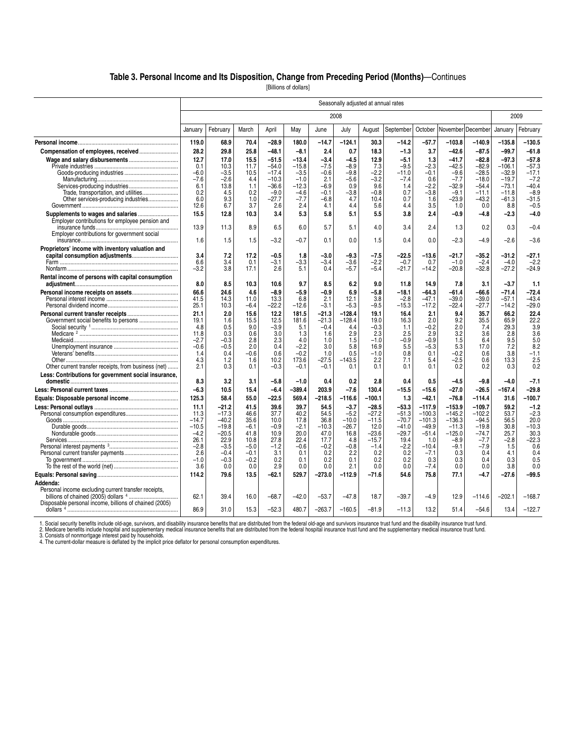## Table 3. Personal Income and Its Disposition, Change from Preceding Period (Months)—Continues

[Billions of dollars]

| | Seasonally adjusted at annual rates | | | | | | | | | | | | | |
|---|---|---|---|---|---|---|---|---|---|---|---|---|---|---|
| | 2008 | | | | | | | | | | | | 2009 | |
| | January | February | March | April | May | June | July | August | September | October | November | December | January | February |
| **Personal income** | **119.0** | **68.9** | **70.4** | **–28.9** | **180.0** | **–14.7** | **–124.1** | **30.3** | **–14.2** | **–57.7** | **–103.8** | **–140.9** | **–135.8** | **–130.5** |
| **Compensation of employees, received** | **28.2** | **29.8** | **25.8** | **–48.1** | **–8.1** | **2.4** | **0.7** | **18.3** | **–1.3** | **3.7** | **–42.6** | **–87.5** | **–99.7** | **–61.8** |
| **Wage and salary disbursements** | **12.7** | **17.0** | **15.5** | **–51.5** | **–13.4** | **–3.4** | **–4.5** | **12.9** | **–5.1** | **1.3** | **–41.7** | **–82.8** | **–97.3** | **–57.8** |
| Private industries | 0.1 | 10.3 | 11.7 | –54.0 | –15.8 | –7.5 | –8.9 | 7.3 | –9.5 | –2.3 | –42.5 | –82.9 | –106.1 | –57.3 |
| Goods-producing industries | –6.0 | –3.5 | 10.5 | –17.4 | –3.5 | –0.6 | –9.8 | –2.2 | –11.0 | –0.1 | –9.6 | –28.5 | –32.9 | –17.1 |
| Manufacturing | –7.6 | –2.6 | 4.4 | –10.3 | –1.0 | 2.1 | –5.6 | –3.2 | –7.4 | 0.6 | –7.7 | –18.0 | –19.7 | –7.2 |
| Services-producing industries | 6.1 | 13.8 | 1.1 | –36.6 | –12.3 | –6.9 | 0.9 | 9.6 | 1.4 | –2.2 | –32.9 | –54.4 | –73.1 | –40.4 |
| Trade, transportation, and utilities | 0.2 | 4.5 | 0.2 | –9.0 | –4.6 | –0.1 | –3.8 | –0.8 | 0.7 | –3.8 | –9.1 | –11.1 | –11.8 | –8.9 |
| Other services-producing industries | 6.0 | 9.3 | 1.0 | –27.7 | –7.7 | –6.8 | 4.7 | 10.4 | 0.7 | 1.6 | –23.9 | –43.2 | –61.3 | –31.5 |
| Government | 12.6 | 6.7 | 3.7 | 2.6 | 2.4 | 4.1 | 4.4 | 5.6 | 4.4 | 3.5 | 1.0 | 0.0 | 8.8 | –0.5 |
| **Supplements to wages and salaries** | **15.5** | **12.8** | **10.3** | **3.4** | **5.3** | **5.8** | **5.1** | **5.5** | **3.8** | **2.4** | **–0.9** | **–4.8** | **–2.3** | **–4.0** |
| Employer contributions for employee pension and insurance funds | 13.9 | 11.3 | 8.9 | 6.5 | 6.0 | 5.7 | 5.1 | 4.0 | 3.4 | 2.4 | 1.3 | 0.2 | 0.3 | –0.4 |
| Employer contributions for government social insurance | 1.6 | 1.5 | 1.5 | –3.2 | –0.7 | 0.1 | 0.0 | 1.5 | 0.4 | 0.0 | –2.3 | –4.9 | –2.6 | –3.6 |
| **Proprietors' income with inventory valuation and capital consumption adjustments** | **3.4** | **7.2** | **17.2** | **–0.5** | **1.8** | **–3.0** | **–9.3** | **–7.5** | **–22.5** | **–13.6** | **–21.7** | **–35.2** | **–31.2** | **–27.1** |
| Farm | 6.6 | 3.4 | 0.1 | –3.1 | –3.3 | –3.4 | –3.6 | –2.2 | –0.7 | 0.7 | –1.0 | –2.4 | –4.0 | –2.2 |
| Nonfarm | –3.2 | 3.8 | 17.1 | 2.6 | 5.1 | 0.4 | –5.7 | –5.4 | –21.7 | –14.2 | –20.8 | –32.8 | –27.2 | –24.9 |
| **Rental income of persons with capital consumption adjustment** | **8.0** | **8.5** | **10.3** | **10.6** | **9.7** | **8.5** | **6.2** | **9.0** | **11.8** | **14.9** | **7.8** | **3.1** | **–3.7** | **1.1** |
| **Personal income receipts on assets** | **66.6** | **24.6** | **4.6** | **–8.9** | **–5.9** | **–0.9** | **6.9** | **–5.8** | **–18.1** | **–64.3** | **–61.4** | **–66.6** | **–71.4** | **–72.4** |
| Personal interest income | 41.5 | 14.3 | 11.0 | 13.3 | 6.8 | 2.1 | 12.1 | 3.8 | –2.8 | –47.1 | –39.0 | –39.0 | –57.1 | –43.4 |
| Personal dividend income | 25.1 | 10.3 | –6.4 | –22.2 | –12.6 | –3.1 | –5.3 | –9.5 | –15.3 | –17.2 | –22.4 | –27.7 | –14.2 | –29.0 |
| **Personal current transfer receipts** | **21.1** | **2.0** | **15.6** | **12.2** | **181.5** | **–21.3** | **–128.4** | **19.1** | **16.4** | **2.1** | **9.4** | **35.7** | **66.2** | **22.4** |
| Government social benefits to persons | 19.1 | 1.6 | 15.5 | 12.5 | 181.6 | –21.3 | –128.4 | 19.0 | 16.3 | 2.0 | 9.2 | 35.5 | 65.9 | 22.2 |
| Social security [1] | 4.8 | 0.5 | 9.0 | –3.9 | 5.1 | –0.4 | 4.4 | –0.3 | 1.1 | –0.2 | 2.0 | 7.4 | 29.3 | 3.9 |
| Medicare [2] | 11.8 | 0.3 | 0.6 | 3.0 | 1.3 | 1.6 | 2.9 | 2.3 | 2.5 | 2.9 | 3.2 | 3.6 | 2.8 | 3.6 |
| Medicaid | –2.7 | –0.3 | 2.8 | 2.3 | 4.0 | 1.0 | 1.5 | –1.0 | –0.9 | –0.9 | 1.5 | 6.4 | 9.5 | 5.0 |
| Unemployment insurance | –0.6 | –0.5 | 2.0 | 0.4 | –2.2 | 3.0 | 5.8 | 16.9 | 5.5 | –5.3 | 5.3 | 17.0 | 7.2 | 8.2 |
| Veterans' benefits | 1.4 | 0.4 | –0.6 | 0.6 | –0.2 | 1.0 | 0.5 | –1.0 | 0.8 | 0.1 | –0.2 | 0.6 | 3.8 | –1.1 |
| Other | 4.3 | 1.2 | 1.6 | 10.2 | 173.6 | –27.5 | –143.5 | 2.2 | 7.1 | 5.4 | –2.5 | 0.6 | 13.3 | 2.5 |
| Other current transfer receipts, from business (net) | 2.1 | 0.3 | 0.1 | –0.3 | –0.1 | –0.1 | 0.1 | 0.1 | 0.1 | 0.1 | 0.2 | 0.2 | 0.3 | 0.2 |
| **Less: Contributions for government social insurance, domestic** | **8.3** | **3.2** | **3.1** | **–5.8** | **–1.0** | **0.4** | **0.2** | **2.8** | **0.4** | **0.5** | **–4.5** | **–9.8** | **–4.0** | **–7.1** |
| **Less: Personal current taxes** | **–6.3** | **10.5** | **15.4** | **–6.4** | **–389.4** | **203.9** | **–7.6** | **130.4** | **–15.5** | **–15.6** | **–27.0** | **–26.5** | **–167.4** | **–29.8** |
| **Equals: Disposable personal income** | **125.3** | **58.4** | **55.0** | **–22.5** | **569.4** | **–218.5** | **–116.6** | **–100.1** | **1.3** | **–42.1** | **–76.8** | **–114.4** | **31.6** | **–100.7** |
| **Less: Personal outlays** | **11.1** | **–21.2** | **41.5** | **39.6** | **39.7** | **54.5** | **–3.7** | **–28.5** | **–53.3** | **–117.9** | **–153.9** | **–109.7** | **59.2** | **–1.2** |
| Personal consumption expenditures | 11.3 | –17.3 | 46.6 | 37.7 | 40.2 | 54.5 | –5.2 | –27.2 | –51.3 | –100.3 | –145.2 | –102.2 | 53.7 | –2.3 |
| Goods | –14.7 | –40.2 | 35.6 | 10.0 | 17.8 | 36.8 | –10.0 | –11.5 | –70.7 | –101.3 | –136.3 | –94.5 | 56.5 | 20.0 |
| Durable goods | –10.5 | –19.8 | –6.1 | –0.9 | –2.1 | –10.3 | –26.7 | 12.0 | –41.0 | –49.9 | –11.3 | –19.8 | 30.8 | –10.3 |
| Nondurable goods | –4.2 | –20.5 | 41.8 | 10.9 | 20.0 | 47.0 | 16.8 | –23.6 | –29.7 | –51.4 | –125.0 | –74.7 | 25.7 | 30.3 |
| Services | 26.1 | 22.9 | 10.8 | 27.8 | 22.4 | 17.7 | 4.8 | –15.7 | 19.4 | 1.0 | –8.9 | –7.7 | –2.8 | –22.3 |
| Personal interest payments [3] | –2.8 | –3.5 | –5.0 | –1.2 | –0.6 | –0.2 | –0.8 | –1.4 | –2.2 | –10.4 | –9.1 | –7.9 | 1.5 | 0.6 |
| Personal current transfer payments | 2.6 | –0.4 | –0.1 | 3.1 | 0.1 | 0.2 | 2.2 | 0.2 | 0.2 | –7.1 | 0.3 | 0.4 | 4.1 | 0.4 |
| To government | –1.0 | –0.3 | –0.2 | 0.2 | 0.1 | 0.2 | 0.1 | 0.2 | 0.2 | 0.3 | 0.3 | 0.4 | 0.3 | 0.5 |
| To the rest of the world (net) | 3.6 | 0.0 | 0.0 | 2.9 | 0.0 | 0.0 | 2.1 | 0.0 | 0.0 | –7.4 | 0.0 | 0.0 | 3.8 | 0.0 |
| **Equals: Personal saving** | **114.2** | **79.6** | **13.5** | **–62.1** | **529.7** | **–273.0** | **–112.9** | **–71.6** | **54.6** | **75.8** | **77.1** | **–4.7** | **–27.6** | **–99.5** |
| **Addenda:** | | | | | | | | | | | | | | |
| Personal income excluding current transfer receipts, billions of chained (2005) dollars [4] | 62.1 | 39.4 | 16.0 | –68.7 | –42.0 | –53.7 | –47.8 | 18.7 | –39.7 | –4.9 | 12.9 | –114.6 | –202.1 | –168.7 |
| Disposable personal income, billions of chained (2005) dollars [4] | 86.9 | 31.0 | 15.3 | –52.3 | 480.7 | –263.7 | –160.5 | –81.9 | –11.3 | 13.2 | 51.4 | –54.6 | 13.4 | –122.7 |

1. Social security benefits include old-age, survivors, and disability insurance benefits that are distributed from the federal old-age and survivors insurance trust fund and the disability insurance trust fund.
2. Medicare benefits include hospital and supplementary medical insurance benefits that are distributed from the federal hospital insurance trust fund and the supplementary medical insurance trust fund.
3. Consists of nonmortgage interest paid by households.
4. The current-dollar measure is deflated by the implicit price deflator for personal consumption expenditures.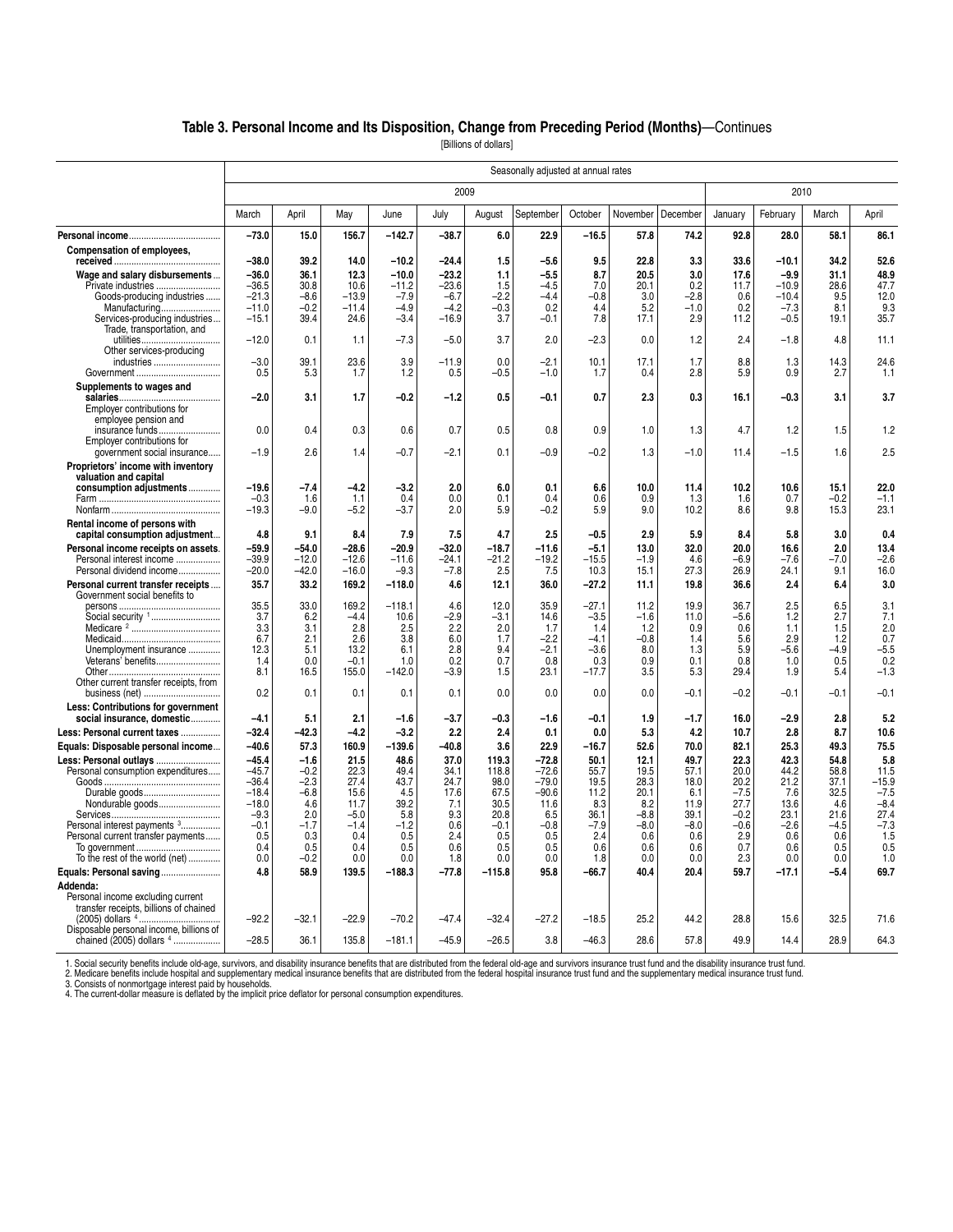## Table 3. Personal Income and Its Disposition, Change from Preceding Period (Months)—Continues

[Billions of dollars]

| | Seasonally adjusted at annual rates | | | | | | | | | | | | | |
|---|---|---|---|---|---|---|---|---|---|---|---|---|---|---|
| | 2009 | | | | | | | | | | 2010 | | | |
| | March | April | May | June | July | August | September | October | November | December | January | February | March | April |
| **Personal income** | **−73.0** | **15.0** | **156.7** | **−142.7** | **−38.7** | **6.0** | **22.9** | **−16.5** | **57.8** | **74.2** | **92.8** | **28.0** | **58.1** | **86.1** |
| **Compensation of employees, received** | **−38.0** | **39.2** | **14.0** | **−10.2** | **−24.4** | **1.5** | **−5.6** | **9.5** | **22.8** | **3.3** | **33.6** | **−10.1** | **34.2** | **52.6** |
| **Wage and salary disbursements** | **−36.0** | **36.1** | **12.3** | **−10.0** | **−23.2** | **1.1** | **−5.5** | **8.7** | **20.5** | **3.0** | **17.6** | **−9.9** | **31.1** | **48.9** |
| Private industries | −36.5 | 30.8 | 10.6 | −11.2 | −23.6 | 1.5 | −4.5 | 7.0 | 20.1 | 0.2 | 11.7 | −10.9 | 28.6 | 47.7 |
| Goods-producing industries | −21.3 | −8.6 | −13.9 | −7.9 | −6.7 | −2.2 | −4.4 | −0.8 | 3.0 | −2.8 | 0.6 | −10.4 | 9.5 | 12.0 |
| Manufacturing | −11.0 | −0.2 | −11.4 | −4.9 | −4.2 | −0.3 | 0.2 | 4.4 | 5.2 | −1.0 | 0.2 | −7.3 | 8.1 | 9.3 |
| Services-producing industries | −15.1 | 39.4 | 24.6 | −3.4 | −16.9 | 3.7 | −0.1 | 7.8 | 17.1 | 2.9 | 11.2 | −0.5 | 19.1 | 35.7 |
| Trade, transportation, and utilities | −12.0 | 0.1 | 1.1 | −7.3 | −5.0 | 3.7 | 2.0 | −2.3 | 0.0 | 1.2 | 2.4 | −1.8 | 4.8 | 11.1 |
| Other services-producing industries | −3.0 | 39.1 | 23.6 | 3.9 | −11.9 | 0.0 | −2.1 | 10.1 | 17.1 | 1.7 | 8.8 | 1.3 | 14.3 | 24.6 |
| Government | 0.5 | 5.3 | 1.7 | 1.2 | 0.5 | −0.5 | −1.0 | 1.7 | 0.4 | 2.8 | 5.9 | 0.9 | 2.7 | 1.1 |
| **Supplements to wages and salaries** | **−2.0** | **3.1** | **1.7** | **−0.2** | **−1.2** | **0.5** | **−0.1** | **0.7** | **2.3** | **0.3** | **16.1** | **−0.3** | **3.1** | **3.7** |
| Employer contributions for employee pension and insurance funds | 0.0 | 0.4 | 0.3 | 0.6 | 0.7 | 0.5 | 0.8 | 0.9 | 1.0 | 1.3 | 4.7 | 1.2 | 1.5 | 1.2 |
| Employer contributions for government social insurance | −1.9 | 2.6 | 1.4 | −0.7 | −2.1 | 0.1 | −0.9 | −0.2 | 1.3 | −1.0 | 11.4 | −1.5 | 1.6 | 2.5 |
| **Proprietors' income with inventory valuation and capital consumption adjustments** | **−19.6** | **−7.4** | **−4.2** | **−3.2** | **2.0** | **6.0** | **0.1** | **6.6** | **10.0** | **11.4** | **10.2** | **10.6** | **15.1** | **22.0** |
| Farm | −0.3 | 1.6 | 1.1 | 0.4 | 0.0 | 0.1 | 0.4 | 0.6 | 0.9 | 1.3 | 1.6 | 0.7 | −0.2 | −1.1 |
| Nonfarm | −19.3 | −9.0 | −5.2 | −3.7 | 2.0 | 5.9 | −0.2 | 5.9 | 9.0 | 10.2 | 8.6 | 9.8 | 15.3 | 23.1 |
| **Rental income of persons with capital consumption adjustment** | **4.8** | **9.1** | **8.4** | **7.9** | **7.5** | **4.7** | **2.5** | **−0.5** | **2.9** | **5.9** | **8.4** | **5.8** | **3.0** | **0.4** |
| **Personal income receipts on assets** | **−59.9** | **−54.0** | **−28.6** | **−20.9** | **−32.0** | **−18.7** | **−11.6** | **−5.1** | **13.0** | **32.0** | **20.0** | **16.6** | **2.0** | **13.4** |
| Personal interest income | −39.9 | −12.0 | −12.6 | −11.6 | −24.1 | −21.2 | −19.2 | −15.5 | −1.9 | 4.6 | −6.9 | −7.6 | −7.0 | −2.6 |
| Personal dividend income | −20.0 | −42.0 | −16.0 | −9.3 | −7.8 | 2.5 | 7.5 | 10.3 | 15.1 | 27.3 | 26.9 | 24.1 | 9.1 | 16.0 |
| **Personal current transfer receipts** | **35.7** | **33.2** | **169.2** | **−118.0** | **4.6** | **12.1** | **36.0** | **−27.2** | **11.1** | **19.8** | **36.6** | **2.4** | **6.4** | **3.0** |
| Government social benefits to persons | 35.5 | 33.0 | 169.2 | −118.1 | 4.6 | 12.0 | 35.9 | −27.1 | 11.2 | 19.9 | 36.7 | 2.5 | 6.5 | 3.1 |
| Social security [1] | 3.7 | 6.2 | −4.4 | 10.6 | −2.9 | −3.1 | 14.6 | −3.5 | −1.6 | 11.0 | −5.6 | 1.2 | 2.7 | 7.1 |
| Medicare [2] | 3.3 | 3.1 | 2.8 | 2.5 | 2.2 | 2.0 | 1.7 | 1.4 | 1.2 | 0.9 | 0.6 | 1.1 | 1.5 | 2.0 |
| Medicaid | 6.7 | 2.1 | 2.6 | 3.8 | 6.0 | 1.7 | −2.2 | −4.1 | −0.8 | 1.4 | 5.6 | 2.9 | 1.2 | 0.7 |
| Unemployment insurance | 12.3 | 5.1 | 13.2 | 6.1 | 2.8 | 9.4 | −2.1 | −3.6 | 8.0 | 1.3 | 5.9 | −5.6 | −4.9 | −5.5 |
| Veterans' benefits | 1.4 | 0.0 | −0.1 | 1.0 | 0.2 | 0.7 | 0.8 | 0.3 | 0.9 | 0.1 | 0.8 | 1.0 | 0.5 | 0.2 |
| Other | 8.1 | 16.5 | 155.0 | −142.0 | −3.9 | 1.5 | 23.1 | −17.7 | 3.5 | 5.3 | 29.4 | 1.9 | 5.4 | −1.3 |
| Other current transfer receipts, from business (net) | 0.2 | 0.1 | 0.1 | 0.1 | 0.1 | 0.0 | 0.0 | 0.0 | 0.0 | −0.1 | −0.2 | −0.1 | −0.1 | −0.1 |
| **Less: Contributions for government social insurance, domestic** | **−4.1** | **5.1** | **2.1** | **−1.6** | **−3.7** | **−0.3** | **−1.6** | **−0.1** | **1.9** | **−1.7** | **16.0** | **−2.9** | **2.8** | **5.2** |
| **Less: Personal current taxes** | **−32.4** | **−42.3** | **−4.2** | **−3.2** | **2.2** | **2.4** | **0.1** | **0.0** | **5.3** | **4.2** | **10.7** | **2.8** | **8.7** | **10.6** |
| **Equals: Disposable personal income** | **−40.6** | **57.3** | **160.9** | **−139.6** | **−40.8** | **3.6** | **22.9** | **−16.7** | **52.6** | **70.0** | **82.1** | **25.3** | **49.3** | **75.5** |
| **Less: Personal outlays** | **−45.4** | **−1.6** | **21.5** | **48.6** | **37.0** | **119.3** | **−72.8** | **50.1** | **12.1** | **49.7** | **22.3** | **42.3** | **54.8** | **5.8** |
| Personal consumption expenditures | −45.7 | −0.2 | 22.3 | 49.4 | 34.1 | 118.8 | −72.6 | 55.7 | 19.5 | 57.1 | 20.0 | 44.2 | 58.8 | 11.5 |
| Goods | −36.4 | −2.3 | 27.4 | 43.7 | 24.7 | 98.0 | −79.0 | 19.5 | 28.3 | 18.0 | 20.2 | 21.2 | 37.1 | −15.9 |
| Durable goods | −18.4 | −6.8 | 15.6 | 4.5 | 17.6 | 67.5 | −90.6 | 11.2 | 20.1 | 6.1 | −7.5 | 7.6 | 32.5 | −7.5 |
| Nondurable goods | −18.0 | 4.6 | 11.7 | 39.2 | 7.1 | 30.5 | 11.6 | 8.3 | 8.2 | 11.9 | 27.7 | 13.6 | 4.6 | −8.4 |
| Services | −9.3 | 2.0 | −5.0 | 5.8 | 9.3 | 20.8 | 6.5 | 36.1 | −8.8 | 39.1 | −0.2 | 23.1 | 21.6 | 27.4 |
| Personal interest payments [3] | −0.1 | −1.7 | −1.4 | −1.2 | 0.6 | −0.1 | −0.8 | −7.9 | −8.0 | −8.0 | −0.6 | −2.6 | −4.5 | −7.3 |
| Personal current transfer payments | 0.5 | 0.3 | 0.4 | 0.5 | 2.4 | 0.5 | 0.5 | 2.4 | 0.6 | 0.6 | 2.9 | 0.6 | 0.6 | 1.5 |
| To government | 0.4 | 0.5 | 0.4 | 0.5 | 0.6 | 0.5 | 0.5 | 0.6 | 0.6 | 0.6 | 0.7 | 0.6 | 0.5 | 0.5 |
| To the rest of the world (net) | 0.0 | −0.2 | 0.0 | 0.0 | 1.8 | 0.0 | 0.0 | 1.8 | 0.0 | 0.0 | 2.3 | 0.0 | 0.0 | 1.0 |
| **Equals: Personal saving** | **4.8** | **58.9** | **139.5** | **−188.3** | **−77.8** | **−115.8** | **95.8** | **−66.7** | **40.4** | **20.4** | **59.7** | **−17.1** | **−5.4** | **69.7** |
| **Addenda:** | | | | | | | | | | | | | | |
| Personal income excluding current transfer receipts, billions of chained (2005) dollars [4] | −92.2 | −32.1 | −22.9 | −70.2 | −47.4 | −32.4 | −27.2 | −18.5 | 25.2 | 44.2 | 28.8 | 15.6 | 32.5 | 71.6 |
| Disposable personal income, billions of chained (2005) dollars [4] | −28.5 | 36.1 | 135.8 | −181.1 | −45.9 | −26.5 | 3.8 | −46.3 | 28.6 | 57.8 | 49.9 | 14.4 | 28.9 | 64.3 |

1. Social security benefits include old-age, survivors, and disability insurance benefits that are distributed from the federal old-age and survivors insurance trust fund and the disability insurance trust fund.
2. Medicare benefits include hospital and supplementary medical insurance benefits that are distributed from the federal hospital insurance trust fund and the supplementary medical insurance trust fund.
3. Consists of nonmortgage interest paid by households.
4. The current-dollar measure is deflated by the implicit price deflator for personal consumption expenditures.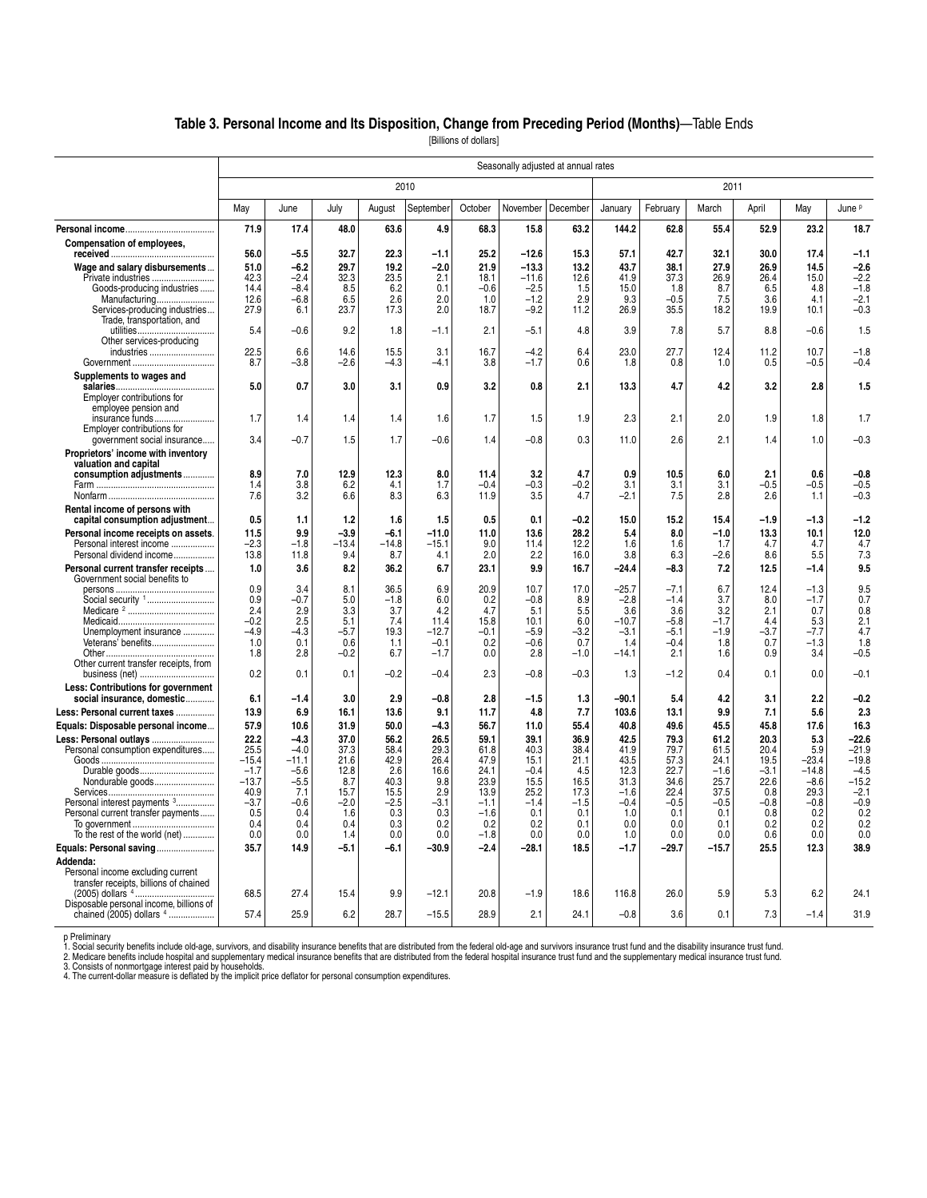## Table 3. Personal Income and Its Disposition, Change from Preceding Period (Months)—Table Ends

[Billions of dollars]

| | Seasonally adjusted at annual rates | | | | | | | | | | | | | |
|---|---|---|---|---|---|---|---|---|---|---|---|---|---|---|
| | 2010 | | | | | | | | 2011 | | | | | |
| | May | June | July | August | September | October | November | December | January | February | March | April | May | June p |
| **Personal income** | **71.9** | **17.4** | **48.0** | **63.6** | **4.9** | **68.3** | **15.8** | **63.2** | **144.2** | **62.8** | **55.4** | **52.9** | **23.2** | **18.7** |
| **Compensation of employees, received** | **56.0** | **–5.5** | **32.7** | **22.3** | **–1.1** | **25.2** | **–12.6** | **15.3** | **57.1** | **42.7** | **32.1** | **30.0** | **17.4** | **–1.1** |
| **Wage and salary disbursements** | **51.0** | **–6.2** | **29.7** | **19.2** | **–2.0** | **21.9** | **–13.3** | **13.2** | **43.7** | **38.1** | **27.9** | **26.9** | **14.5** | **–2.6** |
| Private industries | 42.3 | –2.4 | 32.3 | 23.5 | 2.1 | 18.1 | –11.6 | 12.6 | 41.9 | 37.3 | 26.9 | 26.4 | 15.0 | –2.2 |
| Goods-producing industries | 14.4 | –8.4 | 8.5 | 6.2 | 0.1 | –0.6 | –2.5 | 1.5 | 15.0 | 1.8 | 8.7 | 6.5 | 4.8 | –1.8 |
| Manufacturing | 12.6 | –6.8 | 6.5 | 2.6 | 2.0 | 1.0 | –1.2 | 2.9 | 9.3 | –0.5 | 7.5 | 3.6 | 4.1 | –2.1 |
| Services-producing industries | 27.9 | 6.1 | 23.7 | 17.3 | 2.0 | 18.7 | –9.2 | 11.2 | 26.9 | 35.5 | 18.2 | 19.9 | 10.1 | –0.3 |
| Trade, transportation, and utilities | 5.4 | –0.6 | 9.2 | 1.8 | –1.1 | 2.1 | –5.1 | 4.8 | 3.9 | 7.8 | 5.7 | 8.8 | –0.6 | 1.5 |
| Other services-producing industries | 22.5 | 6.6 | 14.6 | 15.5 | 3.1 | 16.7 | –4.2 | 6.4 | 23.0 | 27.7 | 12.4 | 11.2 | 10.7 | –1.8 |
| Government | 8.7 | –3.8 | –2.6 | –4.3 | –4.1 | 3.8 | –1.7 | 0.6 | 1.8 | 0.8 | 1.0 | 0.5 | –0.5 | –0.4 |
| **Supplements to wages and salaries** | **5.0** | **0.7** | **3.0** | **3.1** | **0.9** | **3.2** | **0.8** | **2.1** | **13.3** | **4.7** | **4.2** | **3.2** | **2.8** | **1.5** |
| Employer contributions for employee pension and insurance funds | 1.7 | 1.4 | 1.4 | 1.4 | 1.6 | 1.7 | 1.5 | 1.9 | 2.3 | 2.1 | 2.0 | 1.9 | 1.8 | 1.7 |
| Employer contributions for government social insurance | 3.4 | –0.7 | 1.5 | 1.7 | –0.6 | 1.4 | –0.8 | 0.3 | 11.0 | 2.6 | 2.1 | 1.4 | 1.0 | –0.3 |
| **Proprietors' income with inventory valuation and capital consumption adjustments** | **8.9** | **7.0** | **12.9** | **12.3** | **8.0** | **11.4** | **3.2** | **4.7** | **0.9** | **10.5** | **6.0** | **2.1** | **0.6** | **–0.8** |
| Farm | 1.4 | 3.8 | 6.2 | 4.1 | 1.7 | –0.4 | –0.3 | –0.2 | 3.1 | 3.1 | 3.1 | –0.5 | –0.5 | –0.5 |
| Nonfarm | 7.6 | 3.2 | 6.6 | 8.3 | 6.3 | 11.9 | 3.5 | 4.7 | –2.1 | 7.5 | 2.8 | 2.6 | 1.1 | –0.3 |
| **Rental income of persons with capital consumption adjustment** | **0.5** | **1.1** | **1.2** | **1.6** | **1.5** | **0.5** | **0.1** | **–0.2** | **15.0** | **15.2** | **15.4** | **–1.9** | **–1.3** | **–1.2** |
| **Personal income receipts on assets** | **11.5** | **9.9** | **–3.9** | **–6.1** | **–11.0** | **11.0** | **13.6** | **28.2** | **5.4** | **8.0** | **–1.0** | **13.3** | **10.1** | **12.0** |
| Personal interest income | –2.3 | –1.8 | –13.4 | –14.8 | –15.1 | 9.0 | 11.4 | 12.2 | 1.6 | 1.6 | 1.7 | 4.7 | 4.7 | 4.7 |
| Personal dividend income | 13.8 | 11.8 | 9.4 | 8.7 | 4.1 | 2.0 | 2.2 | 16.0 | 3.8 | 6.3 | –2.6 | 8.6 | 5.5 | 7.3 |
| **Personal current transfer receipts** | **1.0** | **3.6** | **8.2** | **36.2** | **6.7** | **23.1** | **9.9** | **16.7** | **–24.4** | **–8.3** | **7.2** | **12.5** | **–1.4** | **9.5** |
| Government social benefits to persons | 0.9 | 3.4 | 8.1 | 36.5 | 6.9 | 20.9 | 10.7 | 17.0 | –25.7 | –7.1 | 6.7 | 12.4 | –1.3 | 9.5 |
| Social security [1] | 0.9 | –0.7 | 5.0 | –1.8 | 6.0 | 0.2 | –0.8 | 8.9 | –2.8 | –1.4 | 3.7 | 8.0 | –1.7 | 0.7 |
| Medicare [2] | 2.4 | 2.9 | 3.3 | 3.7 | 4.2 | 4.7 | 5.1 | 5.5 | 3.6 | 3.6 | 3.2 | 2.1 | 0.7 | 0.8 |
| Medicaid | –0.2 | 2.5 | 5.1 | 7.4 | 11.4 | 15.8 | 10.1 | 6.0 | –10.7 | –5.8 | –1.7 | 4.4 | 5.3 | 2.1 |
| Unemployment insurance | –4.9 | –4.3 | –5.7 | 19.3 | –12.7 | –0.1 | –5.9 | –3.2 | –3.1 | –5.1 | –1.9 | –3.7 | –7.7 | 4.7 |
| Veterans' benefits | 1.0 | 0.1 | 0.6 | 1.1 | –0.1 | 0.2 | –0.6 | 0.7 | 1.4 | –0.4 | 1.8 | 0.7 | –1.3 | 1.8 |
| Other | 1.8 | 2.8 | –0.2 | 6.7 | –1.7 | 0.0 | 2.8 | –1.0 | –14.1 | 2.1 | 1.6 | 0.9 | 3.4 | –0.5 |
| Other current transfer receipts, from business (net) | 0.2 | 0.1 | 0.1 | –0.2 | –0.4 | 2.3 | –0.8 | –0.3 | 1.3 | –1.2 | 0.4 | 0.1 | 0.0 | –0.1 |
| **Less: Contributions for government social insurance, domestic** | **6.1** | **–1.4** | **3.0** | **2.9** | **–0.8** | **2.8** | **–1.5** | **1.3** | **–90.1** | **5.4** | **4.2** | **3.1** | **2.2** | **–0.2** |
| **Less: Personal current taxes** | **13.9** | **6.9** | **16.1** | **13.6** | **9.1** | **11.7** | **4.8** | **7.7** | **103.6** | **13.1** | **9.9** | **7.1** | **5.6** | **2.3** |
| **Equals: Disposable personal income** | **57.9** | **10.6** | **31.9** | **50.0** | **–4.3** | **56.7** | **11.0** | **55.4** | **40.8** | **49.6** | **45.5** | **45.8** | **17.6** | **16.3** |
| **Less: Personal outlays** | **22.2** | **–4.3** | **37.0** | **56.2** | **26.5** | **59.1** | **39.1** | **36.9** | **42.5** | **79.3** | **61.2** | **20.3** | **5.3** | **–22.6** |
| Personal consumption expenditures | 25.5 | –4.0 | 37.3 | 58.4 | 29.3 | 61.8 | 40.3 | 38.4 | 41.9 | 79.7 | 61.5 | 20.4 | 5.9 | –21.9 |
| Goods | –15.4 | –11.1 | 21.6 | 42.9 | 26.4 | 47.9 | 15.1 | 21.1 | 43.5 | 57.3 | 24.1 | 19.5 | –23.4 | –19.8 |
| Durable goods | –1.7 | –5.6 | 12.8 | 2.6 | 16.6 | 24.1 | –0.4 | 4.5 | 12.3 | 22.7 | –1.6 | –3.1 | –14.8 | –4.5 |
| Nondurable goods | –13.7 | –5.5 | 8.7 | 40.3 | 9.8 | 23.9 | 15.5 | 16.5 | 31.3 | 34.6 | 25.7 | 22.6 | –8.6 | –15.2 |
| Services | 40.9 | 7.1 | 15.7 | 15.5 | 2.9 | 13.9 | 25.2 | 17.3 | –1.6 | 22.4 | 37.5 | 0.8 | 29.3 | –2.1 |
| Personal interest payments [3] | –3.7 | –0.6 | –2.0 | –2.5 | –3.1 | –1.1 | –1.4 | –1.5 | –0.4 | –0.5 | –0.5 | –0.8 | –0.8 | –0.9 |
| Personal current transfer payments | 0.5 | 0.4 | 1.6 | 0.3 | 0.3 | –1.6 | 0.1 | 0.1 | 1.0 | 0.1 | 0.1 | 0.8 | 0.2 | 0.2 |
| To government | 0.4 | 0.4 | 0.4 | 0.3 | 0.2 | 0.2 | 0.2 | 0.1 | 0.0 | 0.0 | 0.1 | 0.2 | 0.2 | 0.2 |
| To the rest of the world (net) | 0.0 | 0.0 | 1.4 | 0.0 | 0.0 | –1.8 | 0.0 | 0.0 | 1.0 | 0.0 | 0.0 | 0.6 | 0.0 | 0.0 |
| **Equals: Personal saving** | **35.7** | **14.9** | **–5.1** | **–6.1** | **–30.9** | **–2.4** | **–28.1** | **18.5** | **–1.7** | **–29.7** | **–15.7** | **25.5** | **12.3** | **38.9** |
| **Addenda:** | | | | | | | | | | | | | | |
| Personal income excluding current transfer receipts, billions of chained (2005) dollars [4] | 68.5 | 27.4 | 15.4 | 9.9 | –12.1 | 20.8 | –1.9 | 18.6 | 116.8 | 26.0 | 5.9 | 5.3 | 6.2 | 24.1 |
| Disposable personal income, billions of chained (2005) dollars [4] | 57.4 | 25.9 | 6.2 | 28.7 | –15.5 | 28.9 | 2.1 | 24.1 | –0.8 | 3.6 | 0.1 | 7.3 | –1.4 | 31.9 |

p Preliminary

1. Social security benefits include old-age, survivors, and disability insurance benefits that are distributed from the federal old-age and survivors insurance trust fund and the disability insurance trust fund.
2. Medicare benefits include hospital and supplementary medical insurance benefits that are distributed from the federal hospital insurance trust fund and the supplementary medical insurance trust fund.
3. Consists of nonmortgage interest paid by households.
4. The current-dollar measure is deflated by the implicit price deflator for personal consumption expenditures.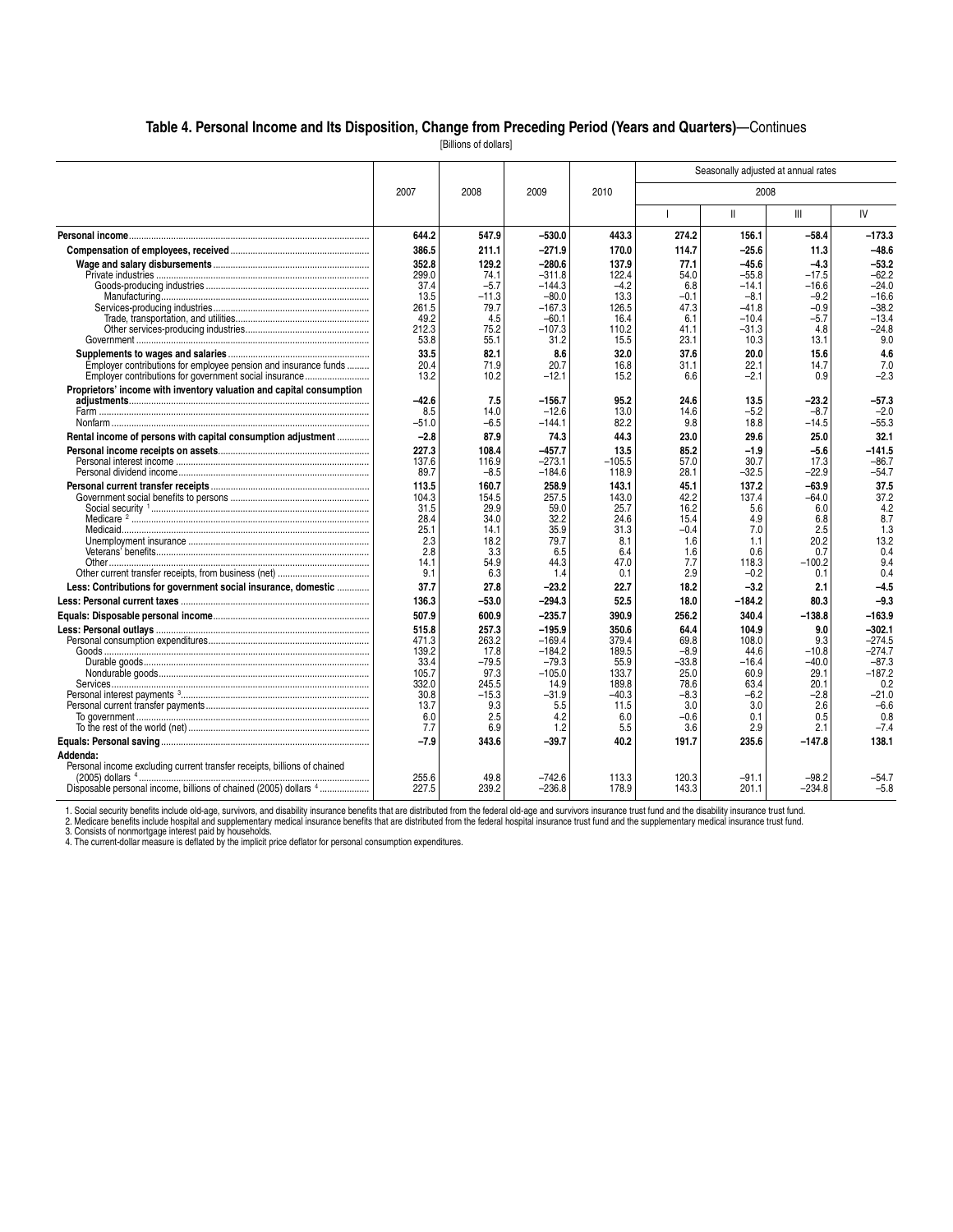## Table 4. Personal Income and Its Disposition, Change from Preceding Period (Years and Quarters)—Continues

[Billions of dollars]

| | 2007 | 2008 | 2009 | 2010 | Seasonally adjusted at annual rates | | | |
|---|---|---|---|---|---|---|---|---|
| | | | | | 2008 | | | |
| | | | | | I | II | III | IV |
| **Personal income** | **644.2** | **547.9** | **−530.0** | **443.3** | **274.2** | **156.1** | **−58.4** | **−173.3** |
| **Compensation of employees, received** | **386.5** | **211.1** | **−271.9** | **170.0** | **114.7** | **−25.6** | **11.3** | **−48.6** |
| **Wage and salary disbursements** | **352.8** | **129.2** | **−280.6** | **137.9** | **77.1** | **−45.6** | **−4.3** | **−53.2** |
| Private industries | 299.0 | 74.1 | −311.8 | 122.4 | 54.0 | −55.8 | −17.5 | −62.2 |
| Goods-producing industries | 37.4 | −5.7 | −144.3 | −4.2 | 6.8 | −14.1 | −16.6 | −24.0 |
| Manufacturing | 13.5 | −11.3 | −80.0 | 13.3 | −0.1 | −8.1 | −9.2 | −16.6 |
| Services-producing industries | 261.5 | 79.7 | −167.3 | 126.5 | 47.3 | −41.8 | −0.9 | −38.2 |
| Trade, transportation, and utilities | 49.2 | 4.5 | −60.1 | 16.4 | 6.1 | −10.4 | −5.7 | −13.4 |
| Other services-producing industries | 212.3 | 75.2 | −107.3 | 110.2 | 41.1 | −31.3 | 4.8 | −24.8 |
| Government | 53.8 | 55.1 | 31.2 | 15.5 | 23.1 | 10.3 | 13.1 | 9.0 |
| **Supplements to wages and salaries** | **33.5** | **82.1** | **8.6** | **32.0** | **37.6** | **20.0** | **15.6** | **4.6** |
| Employer contributions for employee pension and insurance funds | 20.4 | 71.9 | 20.7 | 16.8 | 31.1 | 22.1 | 14.7 | 7.0 |
| Employer contributions for government social insurance | 13.2 | 10.2 | −12.1 | 15.2 | 6.6 | −2.1 | 0.9 | −2.3 |
| **Proprietors' income with inventory valuation and capital consumption adjustments** | **−42.6** | **7.5** | **−156.7** | **95.2** | **24.6** | **13.5** | **−23.2** | **−57.3** |
| Farm | 8.5 | 14.0 | −12.6 | 13.0 | 14.6 | −5.2 | −8.7 | −2.0 |
| Nonfarm | −51.0 | −6.5 | −144.1 | 82.2 | 9.8 | 18.8 | −14.5 | −55.3 |
| **Rental income of persons with capital consumption adjustment** | **−2.8** | **87.9** | **74.3** | **44.3** | **23.0** | **29.6** | **25.0** | **32.1** |
| **Personal income receipts on assets** | **227.3** | **108.4** | **−457.7** | **13.5** | **85.2** | **−1.9** | **−5.6** | **−141.5** |
| Personal interest income | 137.6 | 116.9 | −273.1 | −105.5 | 57.0 | 30.7 | 17.3 | −86.7 |
| Personal dividend income | 89.7 | −8.5 | −184.6 | 118.9 | 28.1 | −32.5 | −22.9 | −54.7 |
| **Personal current transfer receipts** | **113.5** | **160.7** | **258.9** | **143.1** | **45.1** | **137.2** | **−63.9** | **37.5** |
| Government social benefits to persons | 104.3 | 154.5 | 257.5 | 143.0 | 42.2 | 137.4 | −64.0 | 37.2 |
| Social security [1] | 31.5 | 29.9 | 59.0 | 25.7 | 16.2 | 5.6 | 6.0 | 4.2 |
| Medicare [2] | 28.4 | 34.0 | 32.2 | 24.6 | 15.4 | 4.9 | 6.8 | 8.7 |
| Medicaid | 25.1 | 14.1 | 35.9 | 31.3 | −0.4 | 7.0 | 2.5 | 1.3 |
| Unemployment insurance | 2.3 | 18.2 | 79.7 | 8.1 | 1.6 | 1.1 | 20.2 | 13.2 |
| Veterans' benefits | 2.8 | 3.3 | 6.5 | 6.4 | 1.6 | 0.6 | 0.7 | 0.4 |
| Other | 14.1 | 54.9 | 44.3 | 47.0 | 7.7 | 118.3 | −100.2 | 9.4 |
| Other current transfer receipts, from business (net) | 9.1 | 6.3 | 1.4 | 0.1 | 2.9 | −0.2 | 0.1 | 0.4 |
| **Less: Contributions for government social insurance, domestic** | **37.7** | **27.8** | **−23.2** | **22.7** | **18.2** | **−3.2** | **2.1** | **−4.5** |
| **Less: Personal current taxes** | **136.3** | **−53.0** | **−294.3** | **52.5** | **18.0** | **−184.2** | **80.3** | **−9.3** |
| **Equals: Disposable personal income** | **507.9** | **600.9** | **−235.7** | **390.9** | **256.2** | **340.4** | **−138.8** | **−163.9** |
| **Less: Personal outlays** | **515.8** | **257.3** | **−195.9** | **350.6** | **64.4** | **104.9** | **9.0** | **−302.1** |
| Personal consumption expenditures | 471.3 | 263.2 | −169.4 | 379.4 | 69.8 | 108.0 | 9.3 | −274.5 |
| Goods | 139.2 | 17.8 | −184.2 | 189.5 | −8.9 | 44.6 | −10.8 | −274.7 |
| Durable goods | 33.4 | −79.5 | −79.3 | 55.9 | −33.8 | −16.4 | −40.0 | −87.3 |
| Nondurable goods | 105.7 | 97.3 | −105.0 | 133.7 | 25.0 | 60.9 | 29.1 | −187.2 |
| Services | 332.0 | 245.5 | 14.9 | 189.8 | 78.6 | 63.4 | 20.1 | 0.2 |
| Personal interest payments [3] | 30.8 | −15.3 | −31.9 | −40.3 | −8.3 | −6.2 | −2.8 | −21.0 |
| Personal current transfer payments | 13.7 | 9.3 | 5.5 | 11.5 | 3.0 | 3.0 | 2.6 | −6.6 |
| To government | 6.0 | 2.5 | 4.2 | 6.0 | −0.6 | 0.1 | 0.5 | 0.8 |
| To the rest of the world (net) | 7.7 | 6.9 | 1.2 | 5.5 | 3.6 | 2.9 | 2.1 | −7.4 |
| **Equals: Personal saving** | **−7.9** | **343.6** | **−39.7** | **40.2** | **191.7** | **235.6** | **−147.8** | **138.1** |
| **Addenda:** | | | | | | | | |
| Personal income excluding current transfer receipts, billions of chained (2005) dollars [4] | 255.6 | 49.8 | −742.6 | 113.3 | 120.3 | −91.1 | −98.2 | −54.7 |
| Disposable personal income, billions of chained (2005) dollars [4] | 227.5 | 239.2 | −236.8 | 178.9 | 143.3 | 201.1 | −234.8 | −5.8 |

1. Social security benefits include old-age, survivors, and disability insurance benefits that are distributed from the federal old-age and survivors insurance trust fund and the disability insurance trust fund.
2. Medicare benefits include hospital and supplementary medical insurance benefits that are distributed from the federal hospital insurance trust fund and the supplementary medical insurance trust fund.
3. Consists of nonmortgage interest paid by households.
4. The current-dollar measure is deflated by the implicit price deflator for personal consumption expenditures.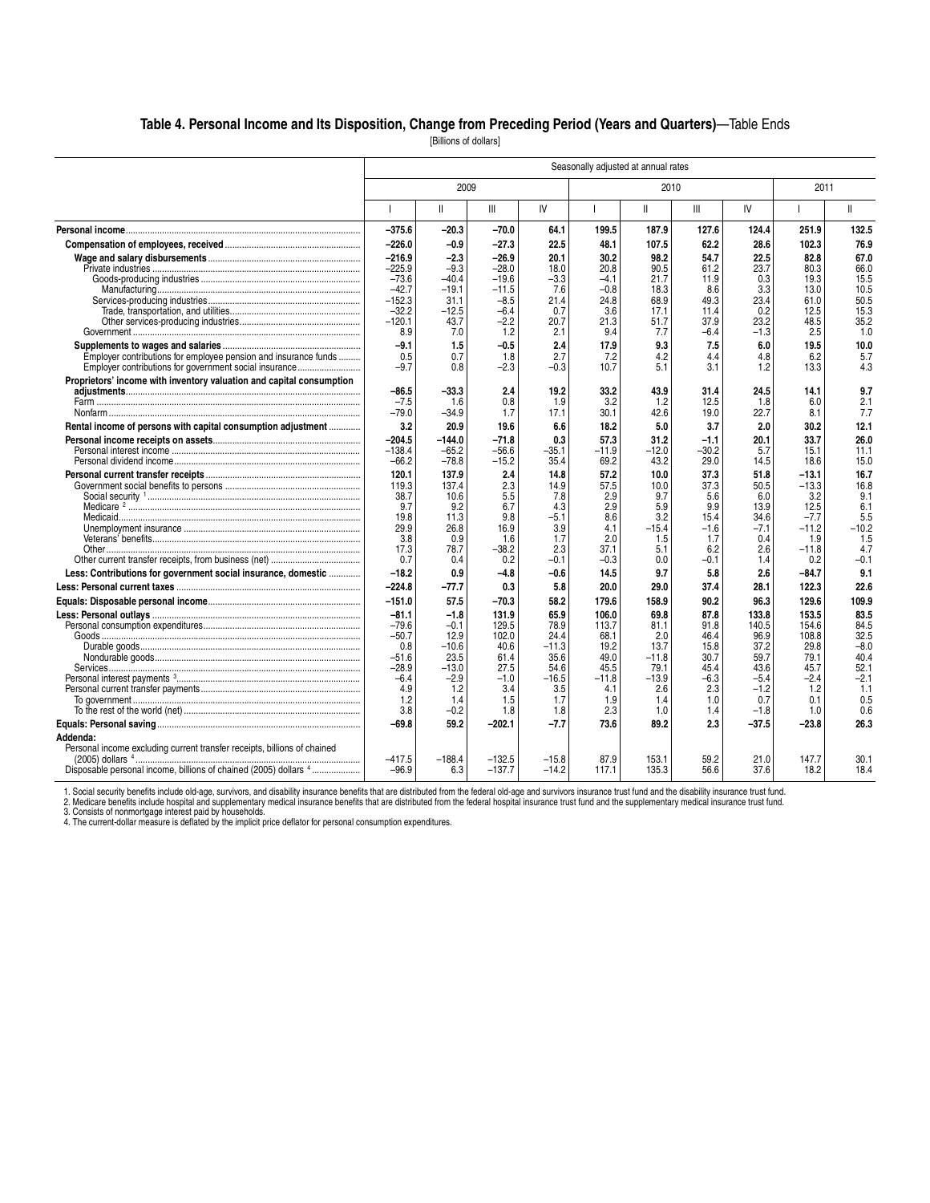## Table 4. Personal Income and Its Disposition, Change from Preceding Period (Years and Quarters)—Table Ends

[Billions of dollars]

| | Seasonally adjusted at annual rates | | | | | | | | | |
|---|---|---|---|---|---|---|---|---|---|---|
| | 2009 | | | | 2010 | | | | 2011 | |
| | I | II | III | IV | I | II | III | IV | I | II |
| **Personal income** | **–375.6** | **–20.3** | **–70.0** | **64.1** | **199.5** | **187.9** | **127.6** | **124.4** | **251.9** | **132.5** |
| **Compensation of employees, received** | **–226.0** | **–0.9** | **–27.3** | **22.5** | **48.1** | **107.5** | **62.2** | **28.6** | **102.3** | **76.9** |
| **Wage and salary disbursements** | **–216.9** | **–2.3** | **–26.9** | **20.1** | **30.2** | **98.2** | **54.7** | **22.5** | **82.8** | **67.0** |
| Private industries | –225.9 | –9.3 | –28.0 | 18.0 | 20.8 | 90.5 | 61.2 | 23.7 | 80.3 | 66.0 |
| Goods-producing industries | –73.6 | –40.4 | –19.6 | –3.3 | –4.1 | 21.7 | 11.9 | 0.3 | 19.3 | 15.5 |
| Manufacturing | –42.7 | –19.1 | –11.5 | 7.6 | –0.8 | 18.3 | 8.6 | 3.3 | 13.0 | 10.5 |
| Services-producing industries | –152.3 | 31.1 | –8.5 | 21.4 | 24.8 | 68.9 | 49.3 | 23.4 | 61.0 | 50.5 |
| Trade, transportation, and utilities | –32.2 | –12.5 | –6.4 | 0.7 | 3.6 | 17.1 | 11.4 | 0.2 | 12.5 | 15.3 |
| Other services-producing industries | –120.1 | 43.7 | –2.2 | 20.7 | 21.3 | 51.7 | 37.9 | 23.2 | 48.5 | 35.2 |
| Government | 8.9 | 7.0 | 1.2 | 2.1 | 9.4 | 7.7 | –6.4 | –1.3 | 2.5 | 1.0 |
| **Supplements to wages and salaries** | **–9.1** | **1.5** | **–0.5** | **2.4** | **17.9** | **9.3** | **7.5** | **6.0** | **19.5** | **10.0** |
| Employer contributions for employee pension and insurance funds | 0.5 | 0.7 | 1.8 | 2.7 | 7.2 | 4.2 | 4.4 | 4.8 | 6.2 | 5.7 |
| Employer contributions for government social insurance | –9.7 | 0.8 | –2.3 | –0.3 | 10.7 | 5.1 | 3.1 | 1.2 | 13.3 | 4.3 |
| **Proprietors' income with inventory valuation and capital consumption adjustments** | **–86.5** | **–33.3** | **2.4** | **19.2** | **33.2** | **43.9** | **31.4** | **24.5** | **14.1** | **9.7** |
| Farm | –7.5 | 1.6 | 0.8 | 1.9 | 3.2 | 1.2 | 12.5 | 1.8 | 6.0 | 2.1 |
| Nonfarm | –79.0 | –34.9 | 1.7 | 17.1 | 30.1 | 42.6 | 19.0 | 22.7 | 8.1 | 7.7 |
| **Rental income of persons with capital consumption adjustment** | **3.2** | **20.9** | **19.6** | **6.6** | **18.2** | **5.0** | **3.7** | **2.0** | **30.2** | **12.1** |
| **Personal income receipts on assets** | **–204.5** | **–144.0** | **–71.8** | **0.3** | **57.3** | **31.2** | **–1.1** | **20.1** | **33.7** | **26.0** |
| Personal interest income | –138.4 | –65.2 | –56.6 | –35.1 | –11.9 | –12.0 | –30.2 | 5.7 | 15.1 | 11.1 |
| Personal dividend income | –66.2 | –78.8 | –15.2 | 35.4 | 69.2 | 43.2 | 29.0 | 14.5 | 18.6 | 15.0 |
| **Personal current transfer receipts** | **120.1** | **137.9** | **2.4** | **14.8** | **57.2** | **10.0** | **37.3** | **51.8** | **–13.1** | **16.7** |
| Government social benefits to persons | 119.3 | 137.4 | 2.3 | 14.9 | 57.5 | 10.0 | 37.3 | 50.5 | –13.3 | 16.8 |
| Social security [1] | 38.7 | 10.6 | 5.5 | 7.8 | 2.9 | 9.7 | 5.6 | 6.0 | 3.2 | 9.1 |
| Medicare [2] | 9.7 | 9.2 | 6.7 | 4.3 | 2.9 | 5.9 | 9.9 | 13.9 | 12.5 | 6.1 |
| Medicaid | 19.8 | 11.3 | 9.8 | –5.1 | 8.6 | 3.2 | 15.4 | 34.6 | –7.7 | 5.5 |
| Unemployment insurance | 29.9 | 26.8 | 16.9 | 3.9 | 4.1 | –15.4 | –1.6 | –7.1 | –11.2 | –10.2 |
| Veterans' benefits | 3.8 | 0.9 | 1.6 | 1.7 | 2.0 | 1.5 | 1.7 | 0.4 | 1.9 | 1.5 |
| Other | 17.3 | 78.7 | –38.2 | 2.3 | 37.1 | 5.1 | 6.2 | 2.6 | –11.8 | 4.7 |
| Other current transfer receipts, from business (net) | 0.7 | 0.4 | 0.2 | –0.1 | –0.3 | 0.0 | –0.1 | 1.4 | 0.2 | –0.1 |
| **Less: Contributions for government social insurance, domestic** | **–18.2** | **0.9** | **–4.8** | **–0.6** | **14.5** | **9.7** | **5.8** | **2.6** | **–84.7** | **9.1** |
| **Less: Personal current taxes** | **–224.8** | **–77.7** | **0.3** | **5.8** | **20.0** | **29.0** | **37.4** | **28.1** | **122.3** | **22.6** |
| **Equals: Disposable personal income** | **–151.0** | **57.5** | **–70.3** | **58.2** | **179.6** | **158.9** | **90.2** | **96.3** | **129.6** | **109.9** |
| **Less: Personal outlays** | **–81.1** | **–1.8** | **131.9** | **65.9** | **106.0** | **69.8** | **87.8** | **133.8** | **153.5** | **83.5** |
| Personal consumption expenditures | –79.6 | –0.1 | 129.5 | 78.9 | 113.7 | 81.1 | 91.8 | 140.5 | 154.6 | 84.5 |
| Goods | –50.7 | 12.9 | 102.0 | 24.4 | 68.1 | 2.0 | 46.4 | 96.9 | 108.8 | 32.5 |
| Durable goods | 0.8 | –10.6 | 40.6 | –11.3 | 19.2 | 13.7 | 15.8 | 37.2 | 29.8 | –8.0 |
| Nondurable goods | –51.6 | 23.5 | 61.4 | 35.6 | 49.0 | –11.8 | 30.7 | 59.7 | 79.1 | 40.4 |
| Services | –28.9 | –13.0 | 27.5 | 54.6 | 45.5 | 79.1 | 45.4 | 43.6 | 45.7 | 52.1 |
| Personal interest payments [3] | –6.4 | –2.9 | –1.0 | –16.5 | –11.8 | –13.9 | –6.3 | –5.4 | –2.4 | –2.1 |
| Personal current transfer payments | 4.9 | 1.2 | 3.4 | 3.5 | 4.1 | 2.6 | 2.3 | –1.2 | 1.2 | 1.1 |
| To government | 1.2 | 1.4 | 1.5 | 1.7 | 1.9 | 1.4 | 1.0 | 0.7 | 0.1 | 0.5 |
| To the rest of the world (net) | 3.8 | –0.2 | 1.8 | 1.8 | 2.3 | 1.0 | 1.4 | –1.8 | 1.0 | 0.6 |
| **Equals: Personal saving** | **–69.8** | **59.2** | **–202.1** | **–7.7** | **73.6** | **89.2** | **2.3** | **–37.5** | **–23.8** | **26.3** |
| **Addenda:** | | | | | | | | | | |
| Personal income excluding current transfer receipts, billions of chained (2005) dollars [4] | –417.5 | –188.4 | –132.5 | –15.8 | 87.9 | 153.1 | 59.2 | 21.0 | 147.7 | 30.1 |
| Disposable personal income, billions of chained (2005) dollars [4] | –96.9 | 6.3 | –137.7 | –14.2 | 117.1 | 135.3 | 56.6 | 37.6 | 18.2 | 18.4 |

1. Social security benefits include old-age, survivors, and disability insurance benefits that are distributed from the federal old-age and survivors insurance trust fund and the disability insurance trust fund.
2. Medicare benefits include hospital and supplementary medical insurance benefits that are distributed from the federal hospital insurance trust fund and the supplementary medical insurance trust fund.
3. Consists of nonmortgage interest paid by households.
4. The current-dollar measure is deflated by the implicit price deflator for personal consumption expenditures.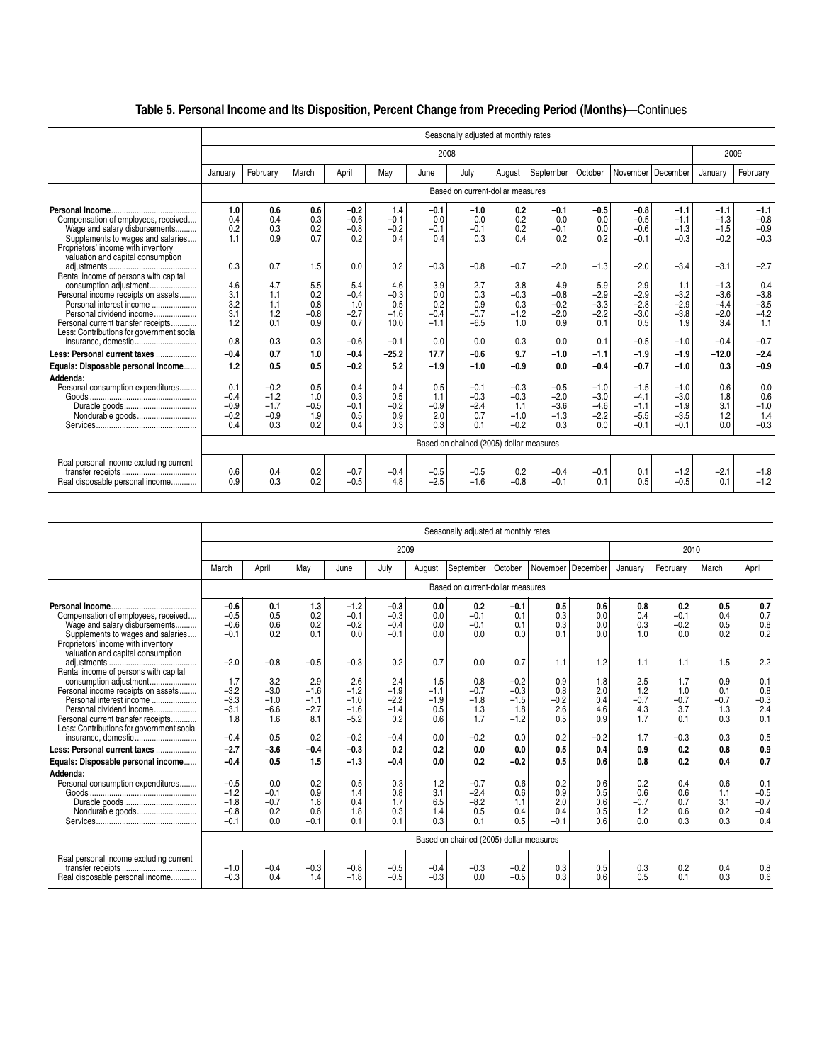# Table 5. Personal Income and Its Disposition, Percent Change from Preceding Period (Months)—Continues

| | Seasonally adjusted at monthly rates | | | | | | | | | | | | | |
|---|---|---|---|---|---|---|---|---|---|---|---|---|---|---|
| | 2008 | | | | | | | | | | | | 2009 | |
| | January | February | March | April | May | June | July | August | September | October | November | December | January | February |
| | Based on current-dollar measures | | | | | | | | | | | | | |
| **Personal income** | **1.0** | **0.6** | **0.6** | **−0.2** | **1.4** | **−0.1** | **−1.0** | **0.2** | **−0.1** | **−0.5** | **−0.8** | **−1.1** | **−1.1** | **−1.1** |
| Compensation of employees, received | 0.4 | 0.4 | 0.3 | −0.6 | −0.1 | 0.0 | 0.0 | 0.2 | 0.0 | 0.0 | −0.5 | −1.1 | −1.3 | −0.8 |
| Wage and salary disbursements | 0.2 | 0.3 | 0.2 | −0.8 | −0.2 | −0.1 | −0.1 | 0.2 | −0.1 | 0.0 | −0.6 | −1.3 | −1.5 | −0.9 |
| Supplements to wages and salaries | 1.1 | 0.9 | 0.7 | 0.2 | 0.4 | 0.4 | 0.3 | 0.4 | 0.2 | 0.2 | −0.1 | −0.3 | −0.2 | −0.3 |
| Proprietors' income with inventory valuation and capital consumption adjustments | 0.3 | 0.7 | 1.5 | 0.0 | 0.2 | −0.3 | −0.8 | −0.7 | −2.0 | −1.3 | −2.0 | −3.4 | −3.1 | −2.7 |
| Rental income of persons with capital consumption adjustment | 4.6 | 4.7 | 5.5 | 5.4 | 4.6 | 3.9 | 2.7 | 3.8 | 4.9 | 5.9 | 2.9 | 1.1 | −1.3 | 0.4 |
| Personal income receipts on assets | 3.1 | 1.1 | 0.2 | −0.4 | −0.3 | 0.0 | 0.3 | −0.3 | −0.8 | −2.9 | −2.9 | −3.2 | −3.6 | −3.8 |
| Personal interest income | 3.2 | 1.1 | 0.8 | 1.0 | 0.5 | 0.2 | 0.9 | 0.3 | −0.2 | −3.3 | −2.8 | −2.9 | −4.4 | −3.5 |
| Personal dividend income | 3.1 | 1.2 | −0.8 | −2.7 | −1.6 | −0.4 | −0.7 | −1.2 | −2.0 | −2.2 | −3.0 | −3.8 | −2.0 | −4.2 |
| Personal current transfer receipts | 1.2 | 0.1 | 0.9 | 0.7 | 10.0 | −1.1 | −6.5 | 1.0 | 0.9 | 0.1 | 0.5 | 1.9 | 3.4 | 1.1 |
| Less: Contributions for government social insurance, domestic | 0.8 | 0.3 | 0.3 | −0.6 | −0.1 | 0.0 | 0.0 | 0.3 | 0.0 | 0.1 | −0.5 | −1.0 | −0.4 | −0.7 |
| **Less: Personal current taxes** | **−0.4** | **0.7** | **1.0** | **−0.4** | **−25.2** | **17.7** | **−0.6** | **9.7** | **−1.0** | **−1.1** | **−1.9** | **−1.9** | **−12.0** | **−2.4** |
| **Equals: Disposable personal income** | **1.2** | **0.5** | **0.5** | **−0.2** | **5.2** | **−1.9** | **−1.0** | **−0.9** | **0.0** | **−0.4** | **−0.7** | **−1.0** | **0.3** | **−0.9** |
| **Addenda:** | | | | | | | | | | | | | | |
| Personal consumption expenditures | 0.1 | −0.2 | 0.5 | 0.4 | 0.4 | 0.5 | −0.1 | −0.3 | −0.5 | −1.0 | −1.5 | −1.0 | 0.6 | 0.0 |
| Goods | −0.4 | −1.2 | 1.0 | 0.3 | 0.5 | 1.1 | −0.3 | −0.3 | −2.0 | −3.0 | −4.1 | −3.0 | 1.8 | 0.6 |
| Durable goods | −0.9 | −1.7 | −0.5 | −0.1 | −0.2 | −0.9 | −2.4 | 1.1 | −3.6 | −4.6 | −1.1 | −1.9 | 3.1 | −1.0 |
| Nondurable goods | −0.2 | −0.9 | 1.9 | 0.5 | 0.9 | 2.0 | 0.7 | −1.0 | −1.3 | −2.2 | −5.5 | −3.5 | 1.2 | 1.4 |
| Services | 0.4 | 0.3 | 0.2 | 0.4 | 0.3 | 0.3 | 0.1 | −0.2 | 0.3 | 0.0 | −0.1 | −0.1 | 0.0 | −0.3 |
| | Based on chained (2005) dollar measures | | | | | | | | | | | | | |
| Real personal income excluding current transfer receipts | 0.6 | 0.4 | 0.2 | −0.7 | −0.4 | −0.5 | −0.5 | 0.2 | −0.4 | −0.1 | 0.1 | −1.2 | −2.1 | −1.8 |
| Real disposable personal income | 0.9 | 0.3 | 0.2 | −0.5 | 4.8 | −2.5 | −1.6 | −0.8 | −0.1 | 0.1 | 0.5 | −0.5 | 0.1 | −1.2 |

| | Seasonally adjusted at monthly rates | | | | | | | | | | | | | |
|---|---|---|---|---|---|---|---|---|---|---|---|---|---|---|
| | 2009 | | | | | | | | | | 2010 | | | |
| | March | April | May | June | July | August | September | October | November | December | January | February | March | April |
| | Based on current-dollar measures | | | | | | | | | | | | | |
| **Personal income** | **−0.6** | **0.1** | **1.3** | **−1.2** | **−0.3** | **0.0** | **0.2** | **−0.1** | **0.5** | **0.6** | **0.8** | **0.2** | **0.5** | **0.7** |
| Compensation of employees, received | −0.5 | 0.5 | 0.2 | −0.1 | −0.3 | 0.0 | −0.1 | 0.1 | 0.3 | 0.0 | 0.4 | −0.1 | 0.4 | 0.7 |
| Wage and salary disbursements | −0.6 | 0.6 | 0.2 | −0.2 | −0.4 | 0.0 | −0.1 | 0.1 | 0.3 | 0.0 | 0.3 | −0.2 | 0.5 | 0.8 |
| Supplements to wages and salaries | −0.1 | 0.2 | 0.1 | 0.0 | −0.1 | 0.0 | 0.0 | 0.0 | 0.1 | 0.0 | 1.0 | 0.0 | 0.2 | 0.2 |
| Proprietors' income with inventory valuation and capital consumption adjustments | −2.0 | −0.8 | −0.5 | −0.3 | 0.2 | 0.7 | 0.0 | 0.7 | 1.1 | 1.2 | 1.1 | 1.1 | 1.5 | 2.2 |
| Rental income of persons with capital consumption adjustment | 1.7 | 3.2 | 2.9 | 2.6 | 2.4 | 1.5 | 0.8 | −0.2 | 0.9 | 1.8 | 2.5 | 1.7 | 0.9 | 0.1 |
| Personal income receipts on assets | −3.2 | −3.0 | −1.6 | −1.2 | −1.9 | −1.1 | −0.7 | −0.3 | 0.8 | 2.0 | 1.2 | 1.0 | 0.1 | 0.8 |
| Personal interest income | −3.3 | −1.0 | −1.1 | −1.0 | −2.2 | −1.9 | −1.8 | −1.5 | −0.2 | 0.4 | −0.7 | −0.7 | −0.7 | −0.3 |
| Personal dividend income | −3.1 | −6.6 | −2.7 | −1.6 | −1.4 | 0.5 | 1.3 | 1.8 | 2.6 | 4.6 | 4.3 | 3.7 | 1.3 | 2.4 |
| Personal current transfer receipts | 1.8 | 1.6 | 8.1 | −5.2 | 0.2 | 0.6 | 1.7 | −1.2 | 0.5 | 0.9 | 1.7 | 0.1 | 0.3 | 0.1 |
| Less: Contributions for government social insurance, domestic | −0.4 | 0.5 | 0.2 | −0.2 | −0.4 | 0.0 | −0.2 | 0.0 | 0.2 | −0.2 | 1.7 | −0.3 | 0.3 | 0.5 |
| **Less: Personal current taxes** | **−2.7** | **−3.6** | **−0.4** | **−0.3** | **0.2** | **0.2** | **0.0** | **0.0** | **0.5** | **0.4** | **0.9** | **0.2** | **0.8** | **0.9** |
| **Equals: Disposable personal income** | **−0.4** | **0.5** | **1.5** | **−1.3** | **−0.4** | **0.0** | **0.2** | **−0.2** | **0.5** | **0.6** | **0.8** | **0.2** | **0.4** | **0.7** |
| **Addenda:** | | | | | | | | | | | | | | |
| Personal consumption expenditures | −0.5 | 0.0 | 0.2 | 0.5 | 0.3 | 1.2 | −0.7 | 0.6 | 0.2 | 0.6 | 0.2 | 0.4 | 0.6 | 0.1 |
| Goods | −1.2 | −0.1 | 0.9 | 1.4 | 0.8 | 3.1 | −2.4 | 0.6 | 0.9 | 0.5 | 0.6 | 0.6 | 1.1 | −0.5 |
| Durable goods | −1.8 | −0.7 | 1.6 | 0.4 | 1.7 | 6.5 | −8.2 | 1.1 | 2.0 | 0.6 | −0.7 | 0.7 | 3.1 | −0.7 |
| Nondurable goods | −0.8 | 0.2 | 0.6 | 1.8 | 0.3 | 1.4 | 0.5 | 0.4 | 0.4 | 0.5 | 1.2 | 0.6 | 0.2 | −0.4 |
| Services | −0.1 | 0.0 | −0.1 | 0.1 | 0.1 | 0.3 | 0.1 | 0.5 | −0.1 | 0.6 | 0.0 | 0.3 | 0.3 | 0.4 |
| | Based on chained (2005) dollar measures | | | | | | | | | | | | | |
| Real personal income excluding current transfer receipts | −1.0 | −0.4 | −0.3 | −0.8 | −0.5 | −0.4 | −0.3 | −0.2 | 0.3 | 0.5 | 0.3 | 0.2 | 0.4 | 0.8 |
| Real disposable personal income | −0.3 | 0.4 | 1.4 | −1.8 | −0.5 | −0.3 | 0.0 | −0.5 | 0.3 | 0.6 | 0.5 | 0.1 | 0.3 | 0.6 |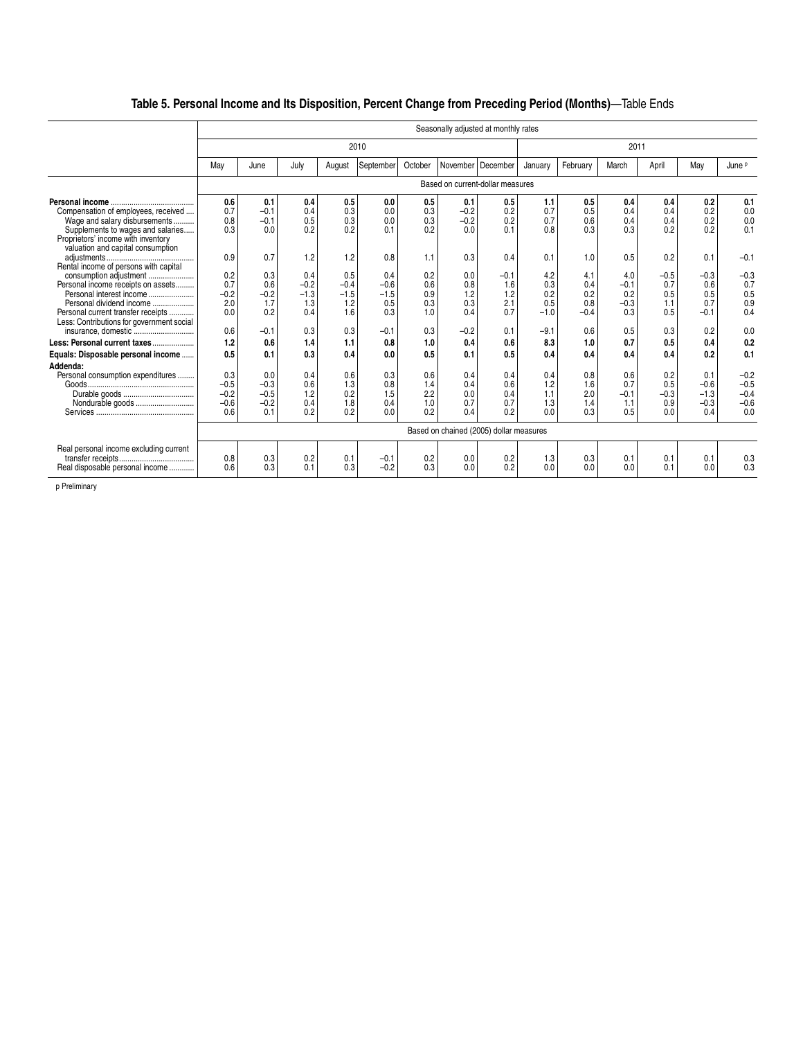## Table 5. Personal Income and Its Disposition, Percent Change from Preceding Period (Months)—Table Ends

| | Seasonally adjusted at monthly rates | | | | | | | | | | | | | |
|---|---|---|---|---|---|---|---|---|---|---|---|---|---|---|
| | 2010 | | | | | | | | 2011 | | | | | |
| | May | June | July | August | September | October | November | December | January | February | March | April | May | June p |
| | Based on current-dollar measures | | | | | | | | | | | | | |
| **Personal income** | **0.6** | **0.1** | **0.4** | **0.5** | **0.0** | **0.5** | **0.1** | **0.5** | **1.1** | **0.5** | **0.4** | **0.4** | **0.2** | **0.1** |
| Compensation of employees, received | 0.7 | −0.1 | 0.4 | 0.3 | 0.0 | 0.3 | −0.2 | 0.2 | 0.7 | 0.5 | 0.4 | 0.4 | 0.2 | 0.0 |
| Wage and salary disbursements | 0.8 | −0.1 | 0.5 | 0.3 | 0.0 | 0.3 | −0.2 | 0.2 | 0.7 | 0.6 | 0.4 | 0.4 | 0.2 | 0.0 |
| Supplements to wages and salaries | 0.3 | 0.0 | 0.2 | 0.2 | 0.1 | 0.2 | 0.0 | 0.1 | 0.8 | 0.3 | 0.3 | 0.2 | 0.2 | 0.1 |
| Proprietors' income with inventory valuation and capital consumption adjustments | 0.9 | 0.7 | 1.2 | 1.2 | 0.8 | 1.1 | 0.3 | 0.4 | 0.1 | 1.0 | 0.5 | 0.2 | 0.1 | −0.1 |
| Rental income of persons with capital consumption adjustment | 0.2 | 0.3 | 0.4 | 0.5 | 0.4 | 0.2 | 0.0 | −0.1 | 4.2 | 4.1 | 4.0 | −0.5 | −0.3 | −0.3 |
| Personal income receipts on assets | 0.7 | 0.6 | −0.2 | −0.4 | −0.6 | 0.6 | 0.8 | 1.6 | 0.3 | 0.4 | −0.1 | 0.7 | 0.6 | 0.7 |
| Personal interest income | −0.2 | −0.2 | −1.3 | −1.5 | −1.5 | 0.9 | 1.2 | 1.2 | 0.2 | 0.2 | 0.2 | 0.5 | 0.5 | 0.5 |
| Personal dividend income | 2.0 | 1.7 | 1.3 | 1.2 | 0.5 | 0.3 | 0.3 | 2.1 | 0.5 | 0.8 | −0.3 | 1.1 | 0.7 | 0.9 |
| Personal current transfer receipts | 0.0 | 0.2 | 0.4 | 1.6 | 0.3 | 1.0 | 0.4 | 0.7 | −1.0 | −0.4 | 0.3 | 0.5 | −0.1 | 0.4 |
| Less: Contributions for government social insurance, domestic | 0.6 | −0.1 | 0.3 | 0.3 | −0.1 | 0.3 | −0.2 | 0.1 | −9.1 | 0.6 | 0.5 | 0.3 | 0.2 | 0.0 |
| **Less: Personal current taxes** | **1.2** | **0.6** | **1.4** | **1.1** | **0.8** | **1.0** | **0.4** | **0.6** | **8.3** | **1.0** | **0.7** | **0.5** | **0.4** | **0.2** |
| **Equals: Disposable personal income** | **0.5** | **0.1** | **0.3** | **0.4** | **0.0** | **0.5** | **0.1** | **0.5** | **0.4** | **0.4** | **0.4** | **0.4** | **0.2** | **0.1** |
| **Addenda:** | | | | | | | | | | | | | | |
| Personal consumption expenditures | 0.3 | 0.0 | 0.4 | 0.6 | 0.3 | 0.6 | 0.4 | 0.4 | 0.4 | 0.8 | 0.6 | 0.2 | 0.1 | −0.2 |
| Goods | −0.5 | −0.3 | 0.6 | 1.3 | 0.8 | 1.4 | 0.4 | 0.6 | 1.2 | 1.6 | 0.7 | 0.5 | −0.6 | −0.5 |
| Durable goods | −0.2 | −0.5 | 1.2 | 0.2 | 1.5 | 2.2 | 0.0 | 0.4 | 1.1 | 2.0 | −0.1 | −0.3 | −1.3 | −0.4 |
| Nondurable goods | −0.6 | −0.2 | 0.4 | 1.8 | 0.4 | 1.0 | 0.7 | 0.7 | 1.3 | 1.4 | 1.1 | 0.9 | −0.3 | −0.6 |
| Services | 0.6 | 0.1 | 0.2 | 0.2 | 0.0 | 0.2 | 0.4 | 0.2 | 0.0 | 0.3 | 0.5 | 0.0 | 0.4 | 0.0 |
| | Based on chained (2005) dollar measures | | | | | | | | | | | | | |
| Real personal income excluding current transfer receipts | 0.8 | 0.3 | 0.2 | 0.1 | −0.1 | 0.2 | 0.0 | 0.2 | 1.3 | 0.3 | 0.1 | 0.1 | 0.1 | 0.3 |
| Real disposable personal income | 0.6 | 0.3 | 0.1 | 0.3 | −0.2 | 0.3 | 0.0 | 0.2 | 0.0 | 0.0 | 0.0 | 0.1 | 0.0 | 0.3 |

p Preliminary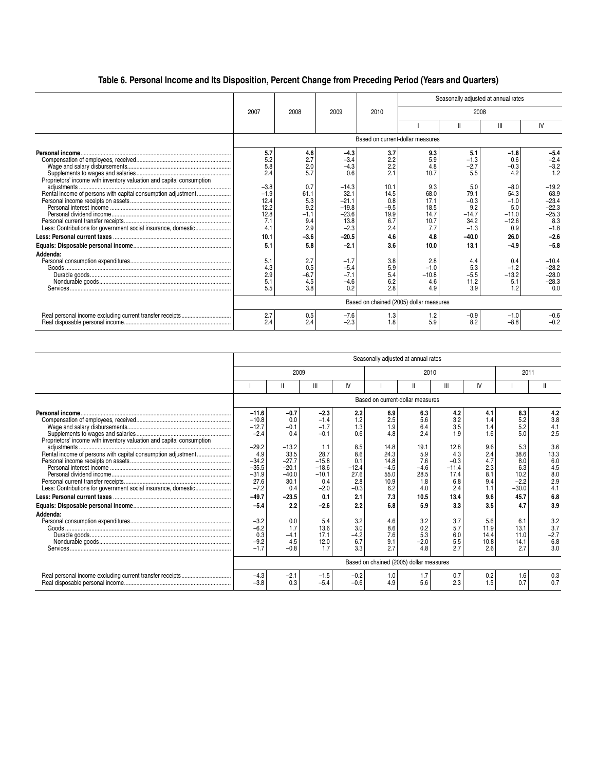# Table 6. Personal Income and Its Disposition, Percent Change from Preceding Period (Years and Quarters)

| | 2007 | 2008 | 2009 | 2010 | Seasonally adjusted at annual rates | | | |
|---|---|---|---|---|---|---|---|---|
| | | | | | 2008 | | | |
| | | | | | I | II | III | IV |
| | Based on current-dollar measures | | | | | | | |
| **Personal income** | **5.7** | **4.6** | **−4.3** | **3.7** | **9.3** | **5.1** | **−1.8** | **−5.4** |
| Compensation of employees, received | 5.2 | 2.7 | −3.4 | 2.2 | 5.9 | −1.3 | 0.6 | −2.4 |
| Wage and salary disbursements | 5.8 | 2.0 | −4.3 | 2.2 | 4.8 | −2.7 | −0.3 | −3.2 |
| Supplements to wages and salaries | 2.4 | 5.7 | 0.6 | 2.1 | 10.7 | 5.5 | 4.2 | 1.2 |
| Proprietors' income with inventory valuation and capital consumption adjustments | −3.8 | 0.7 | −14.3 | 10.1 | 9.3 | 5.0 | −8.0 | −19.2 |
| Rental income of persons with capital consumption adjustment | −1.9 | 61.1 | 32.1 | 14.5 | 68.0 | 79.1 | 54.3 | 63.9 |
| Personal income receipts on assets | 12.4 | 5.3 | −21.1 | 0.8 | 17.1 | −0.3 | −1.0 | −23.4 |
| Personal interest income | 12.2 | 9.2 | −19.8 | −9.5 | 18.5 | 9.2 | 5.0 | −22.3 |
| Personal dividend income | 12.8 | −1.1 | −23.6 | 19.9 | 14.7 | −14.7 | −11.0 | −25.3 |
| Personal current transfer receipts | 7.1 | 9.4 | 13.8 | 6.7 | 10.7 | 34.2 | −12.6 | 8.3 |
| Less: Contributions for government social insurance, domestic | 4.1 | 2.9 | −2.3 | 2.4 | 7.7 | −1.3 | 0.9 | −1.8 |
| **Less: Personal current taxes** | **10.1** | **−3.6** | **−20.5** | **4.6** | **4.8** | **−40.0** | **26.0** | **−2.6** |
| **Equals: Disposable personal income** | **5.1** | **5.8** | **−2.1** | **3.6** | **10.0** | **13.1** | **−4.9** | **−5.8** |
| **Addenda:** | | | | | | | | |
| Personal consumption expenditures | 5.1 | 2.7 | −1.7 | 3.8 | 2.8 | 4.4 | 0.4 | −10.4 |
| Goods | 4.3 | 0.5 | −5.4 | 5.9 | −1.0 | 5.3 | −1.2 | −28.2 |
| Durable goods | 2.9 | −6.7 | −7.1 | 5.4 | −10.8 | −5.5 | −13.2 | −28.0 |
| Nondurable goods | 5.1 | 4.5 | −4.6 | 6.2 | 4.6 | 11.2 | 5.1 | −28.3 |
| Services | 5.5 | 3.8 | 0.2 | 2.8 | 4.9 | 3.9 | 1.2 | 0.0 |
| | Based on chained (2005) dollar measures | | | | | | | |
| Real personal income excluding current transfer receipts | 2.7 | 0.5 | −7.6 | 1.3 | 1.2 | −0.9 | −1.0 | −0.6 |
| Real disposable personal income | 2.4 | 2.4 | −2.3 | 1.8 | 5.9 | 8.2 | −8.8 | −0.2 |

| | Seasonally adjusted at annual rates | | | | | | | | | |
|---|---|---|---|---|---|---|---|---|---|---|
| | 2009 | | | | 2010 | | | | 2011 | |
| | I | II | III | IV | I | II | III | IV | I | II |
| | Based on current-dollar measures | | | | | | | | | |
| **Personal income** | **−11.6** | **−0.7** | **−2.3** | **2.2** | **6.9** | **6.3** | **4.2** | **4.1** | **8.3** | **4.2** |
| Compensation of employees, received | −10.8 | 0.0 | −1.4 | 1.2 | 2.5 | 5.6 | 3.2 | 1.4 | 5.2 | 3.8 |
| Wage and salary disbursements | −12.7 | −0.1 | −1.7 | 1.3 | 1.9 | 6.4 | 3.5 | 1.4 | 5.2 | 4.1 |
| Supplements to wages and salaries | −2.4 | 0.4 | −0.1 | 0.6 | 4.8 | 2.4 | 1.9 | 1.6 | 5.0 | 2.5 |
| Proprietors' income with inventory valuation and capital consumption adjustments | −29.2 | −13.2 | 1.1 | 8.5 | 14.8 | 19.1 | 12.8 | 9.6 | 5.3 | 3.6 |
| Rental income of persons with capital consumption adjustment | 4.9 | 33.5 | 28.7 | 8.6 | 24.3 | 5.9 | 4.3 | 2.4 | 38.6 | 13.3 |
| Personal income receipts on assets | −34.2 | −27.7 | −15.8 | 0.1 | 14.8 | 7.6 | −0.3 | 4.7 | 8.0 | 6.0 |
| Personal interest income | −35.5 | −20.1 | −18.6 | −12.4 | −4.5 | −4.6 | −11.4 | 2.3 | 6.3 | 4.5 |
| Personal dividend income | −31.9 | −40.0 | −10.1 | 27.6 | 55.0 | 28.5 | 17.4 | 8.1 | 10.2 | 8.0 |
| Personal current transfer receipts | 27.6 | 30.1 | 0.4 | 2.8 | 10.9 | 1.8 | 6.8 | 9.4 | −2.2 | 2.9 |
| Less: Contributions for government social insurance, domestic | −7.2 | 0.4 | −2.0 | −0.3 | 6.2 | 4.0 | 2.4 | 1.1 | −30.0 | 4.1 |
| **Less: Personal current taxes** | **−49.7** | **−23.5** | **0.1** | **2.1** | **7.3** | **10.5** | **13.4** | **9.6** | **45.7** | **6.8** |
| **Equals: Disposable personal income** | **−5.4** | **2.2** | **−2.6** | **2.2** | **6.8** | **5.9** | **3.3** | **3.5** | **4.7** | **3.9** |
| **Addenda:** | | | | | | | | | | |
| Personal consumption expenditures | −3.2 | 0.0 | 5.4 | 3.2 | 4.6 | 3.2 | 3.7 | 5.6 | 6.1 | 3.2 |
| Goods | −6.2 | 1.7 | 13.6 | 3.0 | 8.6 | 0.2 | 5.7 | 11.9 | 13.1 | 3.7 |
| Durable goods | 0.3 | −4.1 | 17.1 | −4.2 | 7.6 | 5.3 | 6.0 | 14.4 | 11.0 | −2.7 |
| Nondurable goods | −9.2 | 4.5 | 12.0 | 6.7 | 9.1 | −2.0 | 5.5 | 10.8 | 14.1 | 6.8 |
| Services | −1.7 | −0.8 | 1.7 | 3.3 | 2.7 | 4.8 | 2.7 | 2.6 | 2.7 | 3.0 |
| | Based on chained (2005) dollar measures | | | | | | | | | |
| Real personal income excluding current transfer receipts | −4.3 | −2.1 | −1.5 | −0.2 | 1.0 | 1.7 | 0.7 | 0.2 | 1.6 | 0.3 |
| Real disposable personal income | −3.8 | 0.3 | −5.4 | −0.6 | 4.9 | 5.6 | 2.3 | 1.5 | 0.7 | 0.7 |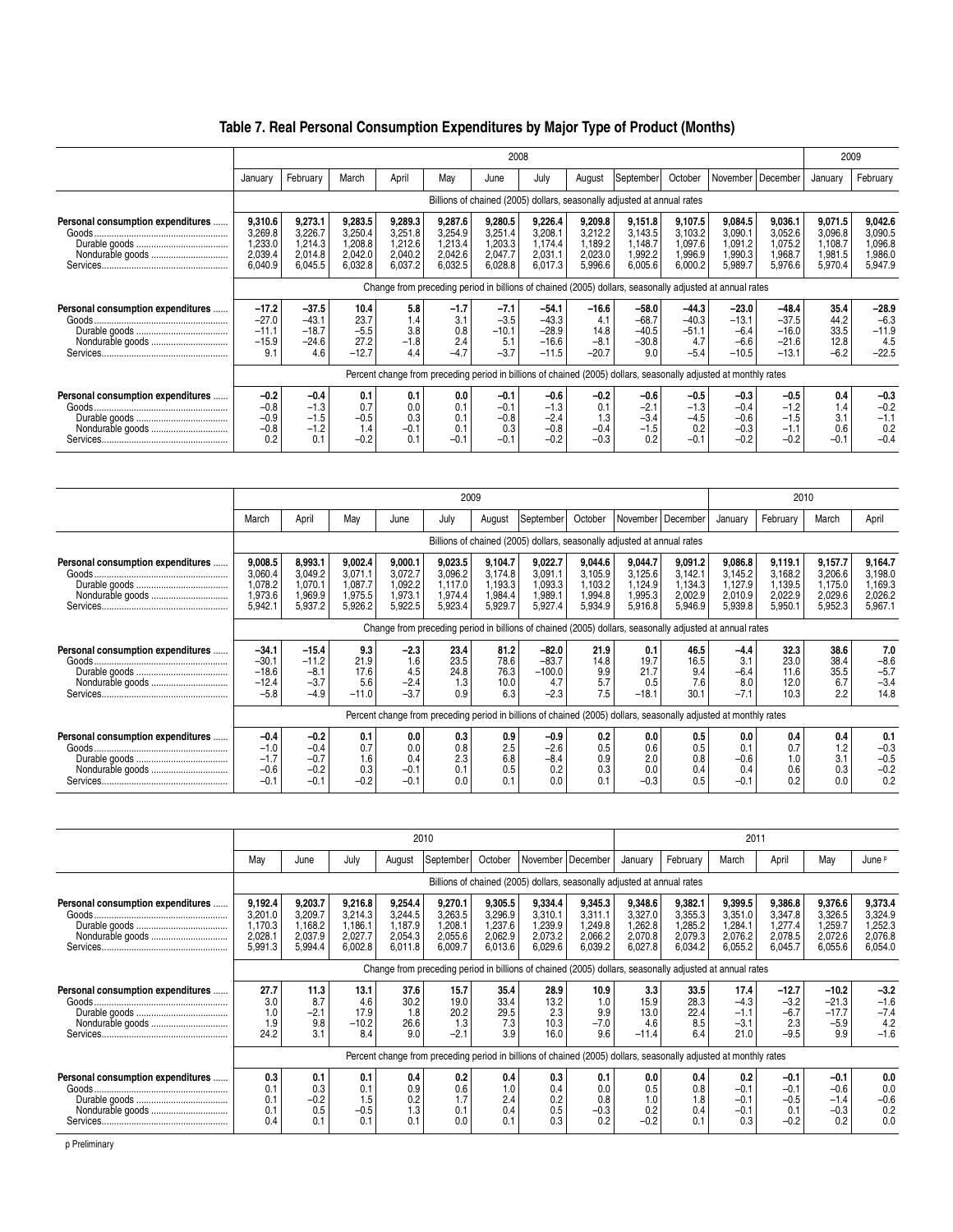# Table 7. Real Personal Consumption Expenditures by Major Type of Product (Months)

| | 2008 | | | | | | | | | | | | 2009 | |
|---|---|---|---|---|---|---|---|---|---|---|---|---|---|---|
| | January | February | March | April | May | June | July | August | September | October | November | December | January | February |
| | **Billions of chained (2005) dollars, seasonally adjusted at annual rates** | | | | | | | | | | | | | |
| **Personal consumption expenditures** | **9,310.6** | **9,273.1** | **9,283.5** | **9,289.3** | **9,287.6** | **9,280.5** | **9,226.4** | **9,209.8** | **9,151.8** | **9,107.5** | **9,084.5** | **9,036.1** | **9,071.5** | **9,042.6** |
| Goods | 3,269.8 | 3,226.7 | 3,250.4 | 3,251.8 | 3,254.9 | 3,251.4 | 3,208.1 | 3,212.2 | 3,143.5 | 3,103.2 | 3,090.1 | 3,052.6 | 3,096.8 | 3,090.5 |
| Durable goods | 1,233.0 | 1,214.3 | 1,208.8 | 1,212.6 | 1,213.4 | 1,203.3 | 1,174.4 | 1,189.2 | 1,148.7 | 1,097.6 | 1,091.2 | 1,075.2 | 1,108.7 | 1,096.8 |
| Nondurable goods | 2,039.4 | 2,014.8 | 2,042.0 | 2,040.2 | 2,042.6 | 2,047.7 | 2,031.1 | 2,023.0 | 1,992.2 | 1,996.9 | 1,990.3 | 1,968.7 | 1,981.5 | 1,986.0 |
| Services | 6,040.9 | 6,045.5 | 6,032.8 | 6,037.2 | 6,032.5 | 6,028.8 | 6,017.3 | 5,996.6 | 6,005.6 | 6,000.2 | 5,989.7 | 5,976.6 | 5,970.4 | 5,947.9 |
| | **Change from preceding period in billions of chained (2005) dollars, seasonally adjusted at annual rates** | | | | | | | | | | | | | |
| **Personal consumption expenditures** | **–17.2** | **–37.5** | **10.4** | **5.8** | **–1.7** | **–7.1** | **–54.1** | **–16.6** | **–58.0** | **–44.3** | **–23.0** | **–48.4** | **35.4** | **–28.9** |
| Goods | –27.0 | –43.1 | 23.7 | 1.4 | 3.1 | –3.5 | –43.3 | 4.1 | –68.7 | –40.3 | –13.1 | –37.5 | 44.2 | –6.3 |
| Durable goods | –11.1 | –18.7 | –5.5 | 3.8 | 0.8 | –10.1 | –28.9 | 14.8 | –40.5 | –51.1 | –6.4 | –16.0 | 33.5 | –11.9 |
| Nondurable goods | –15.9 | –24.6 | 27.2 | –1.8 | 2.4 | 5.1 | –16.6 | –8.1 | –30.8 | 4.7 | –6.6 | –21.6 | 12.8 | 4.5 |
| Services | 9.1 | 4.6 | –12.7 | 4.4 | –4.7 | –3.7 | –11.5 | –20.7 | 9.0 | –5.4 | –10.5 | –13.1 | –6.2 | –22.5 |
| | **Percent change from preceding period in billions of chained (2005) dollars, seasonally adjusted at monthly rates** | | | | | | | | | | | | | |
| **Personal consumption expenditures** | **–0.2** | **–0.4** | **0.1** | **0.1** | **0.0** | **–0.1** | **–0.6** | **–0.2** | **–0.6** | **–0.5** | **–0.3** | **–0.5** | **0.4** | **–0.3** |
| Goods | –0.8 | –1.3 | 0.7 | 0.0 | 0.1 | –0.1 | –1.3 | 0.1 | –2.1 | –1.3 | –0.4 | –1.2 | 1.4 | –0.2 |
| Durable goods | –0.9 | –1.5 | –0.5 | 0.3 | 0.1 | –0.8 | –2.4 | 1.3 | –3.4 | –4.5 | –0.6 | –1.5 | 3.1 | –1.1 |
| Nondurable goods | –0.8 | –1.2 | 1.4 | –0.1 | 0.1 | 0.3 | –0.8 | –0.4 | –1.5 | 0.2 | –0.3 | –1.1 | 0.6 | 0.2 |
| Services | 0.2 | 0.1 | –0.2 | 0.1 | –0.1 | –0.1 | –0.2 | –0.3 | 0.2 | –0.1 | –0.2 | –0.2 | –0.1 | –0.4 |

| | 2009 | | | | | | | | | | 2010 | | | |
|---|---|---|---|---|---|---|---|---|---|---|---|---|---|---|
| | March | April | May | June | July | August | September | October | November | December | January | February | March | April |
| | **Billions of chained (2005) dollars, seasonally adjusted at annual rates** | | | | | | | | | | | | | |
| **Personal consumption expenditures** | **9,008.5** | **8,993.1** | **9,002.4** | **9,000.1** | **9,023.5** | **9,104.7** | **9,022.7** | **9,044.6** | **9,044.7** | **9,091.2** | **9,086.8** | **9,119.1** | **9,157.7** | **9,164.7** |
| Goods | 3,060.4 | 3,049.2 | 3,071.1 | 3,072.7 | 3,096.2 | 3,174.8 | 3,091.1 | 3,105.9 | 3,125.6 | 3,142.1 | 3,145.2 | 3,168.2 | 3,206.6 | 3,198.0 |
| Durable goods | 1,078.2 | 1,070.1 | 1,087.7 | 1,092.2 | 1,117.0 | 1,193.3 | 1,093.3 | 1,103.2 | 1,124.9 | 1,134.3 | 1,127.9 | 1,139.5 | 1,175.0 | 1,169.3 |
| Nondurable goods | 1,973.6 | 1,969.9 | 1,975.5 | 1,973.1 | 1,974.4 | 1,984.4 | 1,989.1 | 1,994.8 | 1,995.3 | 2,002.9 | 2,010.9 | 2,022.9 | 2,029.6 | 2,026.2 |
| Services | 5,942.1 | 5,937.2 | 5,926.2 | 5,922.5 | 5,923.4 | 5,929.7 | 5,927.4 | 5,934.9 | 5,916.8 | 5,946.9 | 5,939.8 | 5,950.1 | 5,952.3 | 5,967.1 |
| | **Change from preceding period in billions of chained (2005) dollars, seasonally adjusted at annual rates** | | | | | | | | | | | | | |
| **Personal consumption expenditures** | **–34.1** | **–15.4** | **9.3** | **–2.3** | **23.4** | **81.2** | **–82.0** | **21.9** | **0.1** | **46.5** | **–4.4** | **32.3** | **38.6** | **7.0** |
| Goods | –30.1 | –11.2 | 21.9 | 1.6 | 23.5 | 78.6 | –83.7 | 14.8 | 19.7 | 16.5 | 3.1 | 23.0 | 38.4 | –8.6 |
| Durable goods | –18.6 | –8.1 | 17.6 | 4.5 | 24.8 | 76.3 | –100.0 | 9.9 | 21.7 | 9.4 | –6.4 | 11.6 | 35.5 | –5.7 |
| Nondurable goods | –12.4 | –3.7 | 5.6 | –2.4 | 1.3 | 10.0 | 4.7 | 5.7 | 0.5 | 7.6 | 8.0 | 12.0 | 6.7 | –3.4 |
| Services | –5.8 | –4.9 | –11.0 | –3.7 | 0.9 | 6.3 | –2.3 | 7.5 | –18.1 | 30.1 | –7.1 | 10.3 | 2.2 | 14.8 |
| | **Percent change from preceding period in billions of chained (2005) dollars, seasonally adjusted at monthly rates** | | | | | | | | | | | | | |
| **Personal consumption expenditures** | **–0.4** | **–0.2** | **0.1** | **0.0** | **0.3** | **0.9** | **–0.9** | **0.2** | **0.0** | **0.5** | **0.0** | **0.4** | **0.4** | **0.1** |
| Goods | –1.0 | –0.4 | 0.7 | 0.0 | 0.8 | 2.5 | –2.6 | 0.5 | 0.6 | 0.5 | 0.1 | 0.7 | 1.2 | –0.3 |
| Durable goods | –1.7 | –0.7 | 1.6 | 0.4 | 2.3 | 6.8 | –8.4 | 0.9 | 2.0 | 0.8 | –0.6 | 1.0 | 3.1 | –0.5 |
| Nondurable goods | –0.6 | –0.2 | 0.3 | –0.1 | 0.1 | 0.5 | 0.2 | 0.3 | 0.0 | 0.4 | 0.4 | 0.6 | 0.3 | –0.2 |
| Services | –0.1 | –0.1 | –0.2 | –0.1 | 0.0 | 0.1 | 0.0 | 0.1 | –0.3 | 0.5 | –0.1 | 0.2 | 0.0 | 0.2 |

| | 2010 | | | | | | | | 2011 | | | | | |
|---|---|---|---|---|---|---|---|---|---|---|---|---|---|---|
| | May | June | July | August | September | October | November | December | January | February | March | April | May | June p |
| | **Billions of chained (2005) dollars, seasonally adjusted at annual rates** | | | | | | | | | | | | | |
| **Personal consumption expenditures** | **9,192.4** | **9,203.7** | **9,216.8** | **9,254.4** | **9,270.1** | **9,305.5** | **9,334.4** | **9,345.3** | **9,348.6** | **9,382.1** | **9,399.5** | **9,386.8** | **9,376.6** | **9,373.4** |
| Goods | 3,201.0 | 3,209.7 | 3,214.3 | 3,244.5 | 3,263.5 | 3,296.9 | 3,310.1 | 3,311.1 | 3,327.0 | 3,355.3 | 3,351.0 | 3,347.8 | 3,326.5 | 3,324.9 |
| Durable goods | 1,170.3 | 1,168.2 | 1,186.1 | 1,187.9 | 1,208.1 | 1,237.6 | 1,239.9 | 1,249.8 | 1,262.8 | 1,285.2 | 1,284.1 | 1,277.4 | 1,259.7 | 1,252.3 |
| Nondurable goods | 2,028.1 | 2,037.9 | 2,027.7 | 2,054.3 | 2,055.6 | 2,062.9 | 2,073.2 | 2,066.2 | 2,070.8 | 2,079.3 | 2,076.2 | 2,078.5 | 2,072.6 | 2,076.8 |
| Services | 5,991.3 | 5,994.4 | 6,002.8 | 6,011.8 | 6,009.7 | 6,013.6 | 6,029.6 | 6,039.2 | 6,027.8 | 6,034.2 | 6,055.2 | 6,045.7 | 6,055.6 | 6,054.0 |
| | **Change from preceding period in billions of chained (2005) dollars, seasonally adjusted at annual rates** | | | | | | | | | | | | | |
| **Personal consumption expenditures** | **27.7** | **11.3** | **13.1** | **37.6** | **15.7** | **35.4** | **28.9** | **10.9** | **3.3** | **33.5** | **17.4** | **–12.7** | **–10.2** | **–3.2** |
| Goods | 3.0 | 8.7 | 4.6 | 30.2 | 19.0 | 33.4 | 13.2 | 1.0 | 15.9 | 28.3 | –4.3 | –3.2 | –21.3 | –1.6 |
| Durable goods | 1.0 | –2.1 | 17.9 | 1.8 | 20.2 | 29.5 | 2.3 | 9.9 | 13.0 | 22.4 | –1.1 | –6.7 | –17.7 | –7.4 |
| Nondurable goods | 1.9 | 9.8 | –10.2 | 26.6 | 1.3 | 7.3 | 10.3 | –7.0 | 4.6 | 8.5 | –3.1 | 2.3 | –5.9 | 4.2 |
| Services | 24.2 | 3.1 | 8.4 | 9.0 | –2.1 | 3.9 | 16.0 | 9.6 | –11.4 | 6.4 | 21.0 | –9.5 | 9.9 | –1.6 |
| | **Percent change from preceding period in billions of chained (2005) dollars, seasonally adjusted at monthly rates** | | | | | | | | | | | | | |
| **Personal consumption expenditures** | **0.3** | **0.1** | **0.1** | **0.4** | **0.2** | **0.4** | **0.3** | **0.1** | **0.0** | **0.4** | **0.2** | **–0.1** | **–0.1** | **0.0** |
| Goods | 0.1 | 0.3 | 0.1 | 0.9 | 0.6 | 1.0 | 0.4 | 0.0 | 0.5 | 0.8 | –0.1 | –0.1 | –0.6 | 0.0 |
| Durable goods | 0.1 | –0.2 | 1.5 | 0.2 | 1.7 | 2.4 | 0.2 | 0.8 | 1.0 | 1.8 | –0.1 | –0.5 | –1.4 | –0.6 |
| Nondurable goods | 0.1 | 0.5 | –0.5 | 1.3 | 0.1 | 0.4 | 0.5 | –0.3 | 0.2 | 0.4 | –0.1 | 0.1 | –0.3 | 0.2 |
| Services | 0.4 | 0.1 | 0.1 | 0.1 | 0.0 | 0.1 | 0.3 | 0.2 | –0.2 | 0.1 | 0.3 | –0.2 | 0.2 | 0.0 |

p Preliminary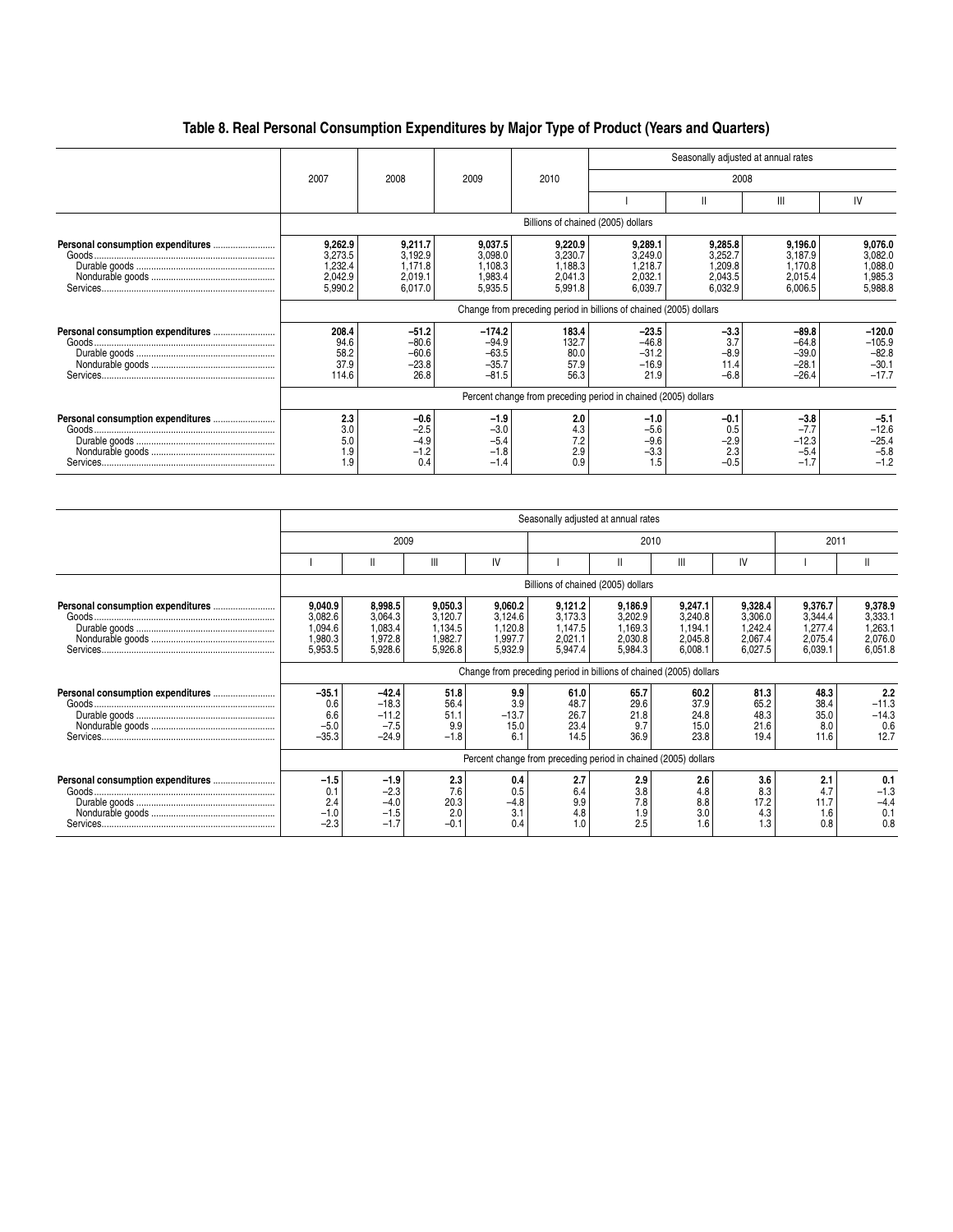# Table 8. Real Personal Consumption Expenditures by Major Type of Product (Years and Quarters)

| | 2007 | 2008 | 2009 | 2010 | Seasonally adjusted at annual rates | | | |
|---|---|---|---|---|---|---|---|---|
| | | | | | 2008 | | | |
| | | | | | I | II | III | IV |
| | Billions of chained (2005) dollars | | | | | | | |
| **Personal consumption expenditures** | **9,262.9** | **9,211.7** | **9,037.5** | **9,220.9** | **9,289.1** | **9,285.8** | **9,196.0** | **9,076.0** |
| Goods | 3,273.5 | 3,192.9 | 3,098.0 | 3,230.7 | 3,249.0 | 3,252.7 | 3,187.9 | 3,082.0 |
| Durable goods | 1,232.4 | 1,171.8 | 1,108.3 | 1,188.3 | 1,218.7 | 1,209.8 | 1,170.8 | 1,088.0 |
| Nondurable goods | 2,042.9 | 2,019.1 | 1,983.4 | 2,041.3 | 2,032.1 | 2,043.5 | 2,015.4 | 1,985.3 |
| Services | 5,990.2 | 6,017.0 | 5,935.5 | 5,991.8 | 6,039.7 | 6,032.9 | 6,006.5 | 5,988.8 |
| | Change from preceding period in billions of chained (2005) dollars | | | | | | | |
| **Personal consumption expenditures** | **208.4** | **−51.2** | **−174.2** | **183.4** | **−23.5** | **−3.3** | **−89.8** | **−120.0** |
| Goods | 94.6 | −80.6 | −94.9 | 132.7 | −46.8 | 3.7 | −64.8 | −105.9 |
| Durable goods | 58.2 | −60.6 | −63.5 | 80.0 | −31.2 | −8.9 | −39.0 | −82.8 |
| Nondurable goods | 37.9 | −23.8 | −35.7 | 57.9 | −16.9 | 11.4 | −28.1 | −30.1 |
| Services | 114.6 | 26.8 | −81.5 | 56.3 | 21.9 | −6.8 | −26.4 | −17.7 |
| | Percent change from preceding period in chained (2005) dollars | | | | | | | |
| **Personal consumption expenditures** | **2.3** | **−0.6** | **−1.9** | **2.0** | **−1.0** | **−0.1** | **−3.8** | **−5.1** |
| Goods | 3.0 | −2.5 | −3.0 | 4.3 | −5.6 | 0.5 | −7.7 | −12.6 |
| Durable goods | 5.0 | −4.9 | −5.4 | 7.2 | −9.6 | −2.9 | −12.3 | −25.4 |
| Nondurable goods | 1.9 | −1.2 | −1.8 | 2.9 | −3.3 | 2.3 | −5.4 | −5.8 |
| Services | 1.9 | 0.4 | −1.4 | 0.9 | 1.5 | −0.5 | −1.7 | −1.2 |

| | Seasonally adjusted at annual rates | | | | | | | | | |
|---|---|---|---|---|---|---|---|---|---|---|
| | 2009 | | | | 2010 | | | | 2011 | |
| | I | II | III | IV | I | II | III | IV | I | II |
| | Billions of chained (2005) dollars | | | | | | | | | |
| **Personal consumption expenditures** | **9,040.9** | **8,998.5** | **9,050.3** | **9,060.2** | **9,121.2** | **9,186.9** | **9,247.1** | **9,328.4** | **9,376.7** | **9,378.9** |
| Goods | 3,082.6 | 3,064.3 | 3,120.7 | 3,124.6 | 3,173.3 | 3,202.9 | 3,240.8 | 3,306.0 | 3,344.4 | 3,333.1 |
| Durable goods | 1,094.6 | 1,083.4 | 1,134.5 | 1,120.8 | 1,147.5 | 1,169.3 | 1,194.1 | 1,242.4 | 1,277.4 | 1,263.1 |
| Nondurable goods | 1,980.3 | 1,972.8 | 1,982.7 | 1,997.7 | 2,021.1 | 2,030.8 | 2,045.8 | 2,067.4 | 2,075.4 | 2,076.0 |
| Services | 5,953.5 | 5,928.6 | 5,926.8 | 5,932.9 | 5,947.4 | 5,984.3 | 6,008.1 | 6,027.5 | 6,039.1 | 6,051.8 |
| | Change from preceding period in billions of chained (2005) dollars | | | | | | | | | |
| **Personal consumption expenditures** | **−35.1** | **−42.4** | **51.8** | **9.9** | **61.0** | **65.7** | **60.2** | **81.3** | **48.3** | **2.2** |
| Goods | 0.6 | −18.3 | 56.4 | 3.9 | 48.7 | 29.6 | 37.9 | 65.2 | 38.4 | −11.3 |
| Durable goods | 6.6 | −11.2 | 51.1 | −13.7 | 26.7 | 21.8 | 24.8 | 48.3 | 35.0 | −14.3 |
| Nondurable goods | −5.0 | −7.5 | 9.9 | 15.0 | 23.4 | 9.7 | 15.0 | 21.6 | 8.0 | 0.6 |
| Services | −35.3 | −24.9 | −1.8 | 6.1 | 14.5 | 36.9 | 23.8 | 19.4 | 11.6 | 12.7 |
| | Percent change from preceding period in chained (2005) dollars | | | | | | | | | |
| **Personal consumption expenditures** | **−1.5** | **−1.9** | **2.3** | **0.4** | **2.7** | **2.9** | **2.6** | **3.6** | **2.1** | **0.1** |
| Goods | 0.1 | −2.3 | 7.6 | 0.5 | 6.4 | 3.8 | 4.8 | 8.3 | 4.7 | −1.3 |
| Durable goods | 2.4 | −4.0 | 20.3 | −4.8 | 9.9 | 7.8 | 8.8 | 17.2 | 11.7 | −4.4 |
| Nondurable goods | −1.0 | −1.5 | 2.0 | 3.1 | 4.8 | 1.9 | 3.0 | 4.3 | 1.6 | 0.1 |
| Services | −2.3 | −1.7 | −0.1 | 0.4 | 1.0 | 2.5 | 1.6 | 1.3 | 0.8 | 0.8 |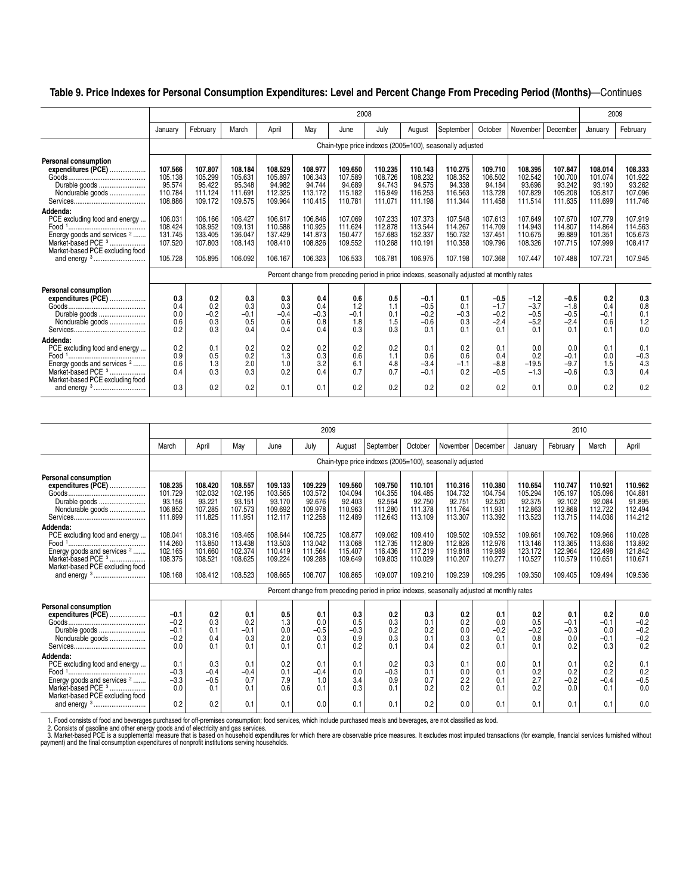## Table 9. Price Indexes for Personal Consumption Expenditures: Level and Percent Change From Preceding Period (Months)—Continues

| | 2008 | | | | | | | | | | | | 2009 | |
|---|---|---|---|---|---|---|---|---|---|---|---|---|---|---|
| | January | February | March | April | May | June | July | August | September | October | November | December | January | February |
| | Chain-type price indexes (2005=100), seasonally adjusted | | | | | | | | | | | | | |
| **Personal consumption expenditures (PCE)** | **107.566** | **107.807** | **108.184** | **108.529** | **108.977** | **109.650** | **110.235** | **110.143** | **110.275** | **109.710** | **108.395** | **107.847** | **108.014** | **108.333** |
| Goods | 105.138 | 105.299 | 105.631 | 105.897 | 106.343 | 107.589 | 108.726 | 108.232 | 108.352 | 106.502 | 102.542 | 100.700 | 101.074 | 101.922 |
| Durable goods | 95.574 | 95.422 | 95.348 | 94.982 | 94.744 | 94.689 | 94.743 | 94.575 | 94.338 | 94.184 | 93.696 | 93.242 | 93.190 | 93.262 |
| Nondurable goods | 110.784 | 111.124 | 111.691 | 112.325 | 113.172 | 115.182 | 116.949 | 116.253 | 116.563 | 113.728 | 107.829 | 105.208 | 105.817 | 107.096 |
| Services | 108.886 | 109.172 | 109.575 | 109.964 | 110.415 | 110.781 | 111.071 | 111.198 | 111.344 | 111.458 | 111.514 | 111.635 | 111.699 | 111.746 |
| Addenda: | | | | | | | | | | | | | | |
| PCE excluding food and energy | 106.031 | 106.166 | 106.427 | 106.617 | 106.846 | 107.069 | 107.233 | 107.373 | 107.548 | 107.613 | 107.649 | 107.670 | 107.779 | 107.919 |
| Food [1] | 108.424 | 108.952 | 109.131 | 110.588 | 110.925 | 111.624 | 112.878 | 113.544 | 114.267 | 114.709 | 114.943 | 114.807 | 114.864 | 114.563 |
| Energy goods and services [2] | 131.745 | 133.405 | 136.047 | 137.429 | 141.873 | 150.477 | 157.683 | 152.337 | 150.732 | 137.451 | 110.675 | 99.889 | 101.351 | 105.673 |
| Market-based PCE [3] | 107.520 | 107.803 | 108.143 | 108.410 | 108.826 | 109.552 | 110.268 | 110.191 | 110.358 | 109.796 | 108.326 | 107.715 | 107.999 | 108.417 |
| Market-based PCE excluding food and energy [3] | 105.728 | 105.895 | 106.092 | 106.167 | 106.323 | 106.533 | 106.781 | 106.975 | 107.198 | 107.368 | 107.447 | 107.488 | 107.721 | 107.945 |
| | Percent change from preceding period in price indexes, seasonally adjusted at monthly rates | | | | | | | | | | | | | |
| **Personal consumption expenditures (PCE)** | **0.3** | **0.2** | **0.3** | **0.3** | **0.4** | **0.6** | **0.5** | **−0.1** | **0.1** | **−0.5** | **−1.2** | **−0.5** | **0.2** | **0.3** |
| Goods | 0.4 | 0.2 | 0.3 | 0.3 | 0.4 | 1.2 | 1.1 | −0.5 | 0.1 | −1.7 | −3.7 | −1.8 | 0.4 | 0.8 |
| Durable goods | 0.0 | −0.2 | −0.1 | −0.4 | −0.3 | −0.1 | 0.1 | −0.2 | −0.3 | −0.2 | −0.5 | −0.5 | −0.1 | 0.1 |
| Nondurable goods | 0.6 | 0.3 | 0.5 | 0.6 | 0.8 | 1.8 | 1.5 | −0.6 | 0.3 | −2.4 | −5.2 | −2.4 | 0.6 | 1.2 |
| Services | 0.2 | 0.3 | 0.4 | 0.4 | 0.4 | 0.3 | 0.3 | 0.1 | 0.1 | 0.1 | 0.1 | 0.1 | 0.1 | 0.0 |
| Addenda: | | | | | | | | | | | | | | |
| PCE excluding food and energy | 0.2 | 0.1 | 0.2 | 0.2 | 0.2 | 0.2 | 0.2 | 0.1 | 0.2 | 0.1 | 0.0 | 0.0 | 0.1 | 0.1 |
| Food [1] | 0.9 | 0.5 | 0.2 | 1.3 | 0.3 | 0.6 | 1.1 | 0.6 | 0.6 | 0.4 | 0.2 | −0.1 | 0.0 | −0.3 |
| Energy goods and services [2] | 0.6 | 1.3 | 2.0 | 1.0 | 3.2 | 6.1 | 4.8 | −3.4 | −1.1 | −8.8 | −19.5 | −9.7 | 1.5 | 4.3 |
| Market-based PCE [3] | 0.4 | 0.3 | 0.3 | 0.2 | 0.4 | 0.7 | 0.7 | −0.1 | 0.2 | −0.5 | −1.3 | −0.6 | 0.3 | 0.4 |
| Market-based PCE excluding food and energy [3] | 0.3 | 0.2 | 0.2 | 0.1 | 0.1 | 0.2 | 0.2 | 0.2 | 0.2 | 0.2 | 0.1 | 0.0 | 0.2 | 0.2 |

| | 2009 | | | | | | | | | | 2010 | | | |
|---|---|---|---|---|---|---|---|---|---|---|---|---|---|---|
| | March | April | May | June | July | August | September | October | November | December | January | February | March | April |
| | Chain-type price indexes (2005=100), seasonally adjusted | | | | | | | | | | | | | |
| **Personal consumption expenditures (PCE)** | **108.235** | **108.420** | **108.557** | **109.133** | **109.229** | **109.560** | **109.750** | **110.101** | **110.316** | **110.380** | **110.654** | **110.747** | **110.921** | **110.962** |
| Goods | 101.729 | 102.032 | 102.195 | 103.565 | 103.572 | 104.094 | 104.355 | 104.485 | 104.732 | 104.754 | 105.294 | 105.197 | 105.096 | 104.881 |
| Durable goods | 93.156 | 93.221 | 93.151 | 93.170 | 92.676 | 92.403 | 92.564 | 92.750 | 92.751 | 92.520 | 92.375 | 92.102 | 92.084 | 91.895 |
| Nondurable goods | 106.852 | 107.285 | 107.573 | 109.692 | 109.978 | 110.963 | 111.280 | 111.378 | 111.764 | 111.931 | 112.863 | 112.868 | 112.722 | 112.494 |
| Services | 111.699 | 111.825 | 111.951 | 112.117 | 112.258 | 112.489 | 112.643 | 113.109 | 113.307 | 113.392 | 113.523 | 113.715 | 114.036 | 114.212 |
| Addenda: | | | | | | | | | | | | | | |
| PCE excluding food and energy | 108.041 | 108.316 | 108.465 | 108.644 | 108.725 | 108.877 | 109.062 | 109.410 | 109.502 | 109.552 | 109.661 | 109.762 | 109.966 | 110.028 |
| Food [1] | 114.260 | 113.850 | 113.438 | 113.503 | 113.042 | 113.068 | 112.735 | 112.809 | 112.826 | 112.976 | 113.146 | 113.365 | 113.636 | 113.892 |
| Energy goods and services [2] | 102.165 | 101.660 | 102.374 | 110.419 | 111.564 | 115.407 | 116.436 | 117.219 | 119.818 | 119.989 | 123.172 | 122.964 | 122.498 | 121.842 |
| Market-based PCE [3] | 108.375 | 108.521 | 108.625 | 109.224 | 109.288 | 109.649 | 109.803 | 110.029 | 110.207 | 110.277 | 110.527 | 110.579 | 110.651 | 110.671 |
| Market-based PCE excluding food and energy [3] | 108.168 | 108.412 | 108.523 | 108.665 | 108.707 | 108.865 | 109.007 | 109.210 | 109.239 | 109.295 | 109.350 | 109.405 | 109.494 | 109.536 |
| | Percent change from preceding period in price indexes, seasonally adjusted at monthly rates | | | | | | | | | | | | | |
| **Personal consumption expenditures (PCE)** | **−0.1** | **0.2** | **0.1** | **0.5** | **0.1** | **0.3** | **0.2** | **0.3** | **0.2** | **0.1** | **0.2** | **0.1** | **0.2** | **0.0** |
| Goods | −0.2 | 0.3 | 0.2 | 1.3 | 0.0 | 0.5 | 0.3 | 0.1 | 0.2 | 0.0 | 0.5 | −0.1 | −0.1 | −0.2 |
| Durable goods | −0.1 | 0.1 | −0.1 | 0.0 | −0.5 | −0.3 | 0.2 | 0.2 | 0.0 | −0.2 | −0.2 | −0.3 | 0.0 | −0.2 |
| Nondurable goods | −0.2 | 0.4 | 0.3 | 2.0 | 0.3 | 0.9 | 0.3 | 0.1 | 0.3 | 0.1 | 0.8 | 0.0 | −0.1 | −0.2 |
| Services | 0.0 | 0.1 | 0.1 | 0.1 | 0.1 | 0.2 | 0.1 | 0.4 | 0.2 | 0.1 | 0.1 | 0.2 | 0.3 | 0.2 |
| Addenda: | | | | | | | | | | | | | | |
| PCE excluding food and energy | 0.1 | 0.3 | 0.1 | 0.2 | 0.1 | 0.1 | 0.2 | 0.3 | 0.1 | 0.0 | 0.1 | 0.1 | 0.2 | 0.1 |
| Food [1] | −0.3 | −0.4 | −0.4 | 0.1 | −0.4 | 0.0 | −0.3 | 0.1 | 0.0 | 0.1 | 0.2 | 0.2 | 0.2 | 0.2 |
| Energy goods and services [2] | −3.3 | −0.5 | 0.7 | 7.9 | 1.0 | 3.4 | 0.9 | 0.7 | 2.2 | 0.1 | 2.7 | −0.2 | −0.4 | −0.5 |
| Market-based PCE [3] | 0.0 | 0.1 | 0.1 | 0.6 | 0.1 | 0.3 | 0.1 | 0.2 | 0.2 | 0.1 | 0.2 | 0.0 | 0.1 | 0.0 |
| Market-based PCE excluding food and energy [3] | 0.2 | 0.2 | 0.1 | 0.1 | 0.0 | 0.1 | 0.1 | 0.2 | 0.0 | 0.1 | 0.1 | 0.1 | 0.1 | 0.0 |

1. Food consists of food and beverages purchased for off-premises consumption; food services, which include purchased meals and beverages, are not classified as food.
2. Consists of gasoline and other energy goods and of electricity and gas services.
3. Market-based PCE is a supplemental measure that is based on household expenditures for which there are observable price measures. It excludes most imputed transactions (for example, financial services furnished without payment) and the final consumption expenditures of nonprofit institutions serving households.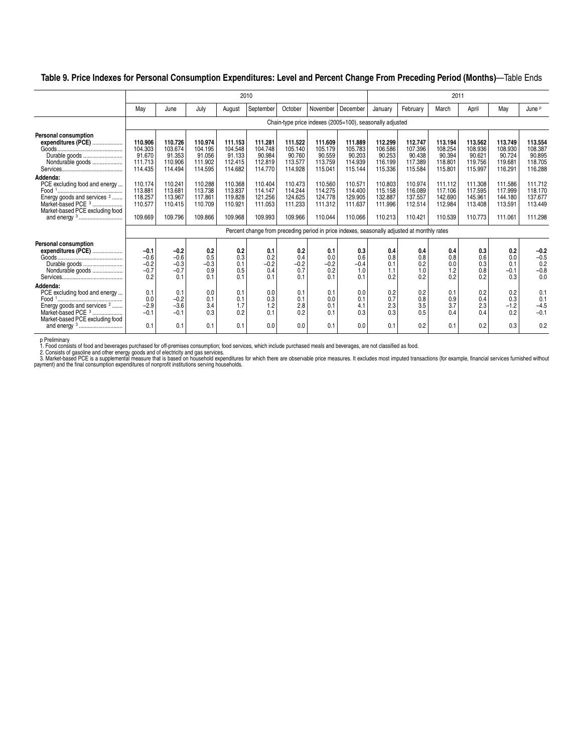## Table 9. Price Indexes for Personal Consumption Expenditures: Level and Percent Change From Preceding Period (Months)—Table Ends

| | 2010 | | | | | | | | 2011 | | | | | |
|---|---|---|---|---|---|---|---|---|---|---|---|---|---|---|
| | May | June | July | August | September | October | November | December | January | February | March | April | May | June p |
| | Chain-type price indexes (2005=100), seasonally adjusted | | | | | | | | | | | | | |
| **Personal consumption expenditures (PCE)** | **110.906** | **110.726** | **110.974** | **111.153** | **111.281** | **111.522** | **111.609** | **111.889** | **112.299** | **112.747** | **113.194** | **113.562** | **113.749** | **113.554** |
| Goods | 104.303 | 103.674 | 104.195 | 104.548 | 104.748 | 105.140 | 105.179 | 105.783 | 106.586 | 107.396 | 108.254 | 108.936 | 108.930 | 108.387 |
| Durable goods | 91.670 | 91.353 | 91.056 | 91.133 | 90.984 | 90.760 | 90.559 | 90.203 | 90.253 | 90.438 | 90.394 | 90.621 | 90.724 | 90.895 |
| Nondurable goods | 111.713 | 110.906 | 111.902 | 112.415 | 112.819 | 113.577 | 113.759 | 114.939 | 116.199 | 117.389 | 118.801 | 119.756 | 119.681 | 118.705 |
| Services | 114.435 | 114.494 | 114.595 | 114.682 | 114.770 | 114.928 | 115.041 | 115.144 | 115.336 | 115.584 | 115.801 | 115.997 | 116.291 | 116.288 |
| **Addenda:** | | | | | | | | | | | | | | |
| PCE excluding food and energy | 110.174 | 110.241 | 110.288 | 110.368 | 110.404 | 110.473 | 110.560 | 110.571 | 110.803 | 110.974 | 111.112 | 111.308 | 111.586 | 111.712 |
| Food [1] | 113.881 | 113.681 | 113.738 | 113.837 | 114.147 | 114.244 | 114.275 | 114.400 | 115.158 | 116.089 | 117.106 | 117.595 | 117.999 | 118.170 |
| Energy goods and services [2] | 118.257 | 113.967 | 117.861 | 119.828 | 121.256 | 124.625 | 124.778 | 129.905 | 132.887 | 137.557 | 142.690 | 145.961 | 144.180 | 137.677 |
| Market-based PCE [3] | 110.577 | 110.415 | 110.709 | 110.921 | 111.053 | 111.233 | 111.312 | 111.637 | 111.996 | 112.514 | 112.984 | 113.408 | 113.591 | 113.449 |
| Market-based PCE excluding food and energy [3] | 109.669 | 109.796 | 109.866 | 109.968 | 109.993 | 109.966 | 110.044 | 110.066 | 110.213 | 110.421 | 110.539 | 110.773 | 111.061 | 111.298 |
| | Percent change from preceding period in price indexes, seasonally adjusted at monthly rates | | | | | | | | | | | | | |
| **Personal consumption expenditures (PCE)** | **−0.1** | **−0.2** | **0.2** | **0.2** | **0.1** | **0.2** | **0.1** | **0.3** | **0.4** | **0.4** | **0.4** | **0.3** | **0.2** | **−0.2** |
| Goods | −0.6 | −0.6 | 0.5 | 0.3 | 0.2 | 0.4 | 0.0 | 0.6 | 0.8 | 0.8 | 0.8 | 0.6 | 0.0 | −0.5 |
| Durable goods | −0.2 | −0.3 | −0.3 | 0.1 | −0.2 | −0.2 | −0.2 | −0.4 | 0.1 | 0.2 | 0.0 | 0.3 | 0.1 | 0.2 |
| Nondurable goods | −0.7 | −0.7 | 0.9 | 0.5 | 0.4 | 0.7 | 0.2 | 1.0 | 1.1 | 1.0 | 1.2 | 0.8 | −0.1 | −0.8 |
| Services | 0.2 | 0.1 | 0.1 | 0.1 | 0.1 | 0.1 | 0.1 | 0.1 | 0.2 | 0.2 | 0.2 | 0.2 | 0.3 | 0.0 |
| **Addenda:** | | | | | | | | | | | | | | |
| PCE excluding food and energy | 0.1 | 0.1 | 0.0 | 0.1 | 0.0 | 0.1 | 0.1 | 0.0 | 0.2 | 0.2 | 0.1 | 0.2 | 0.2 | 0.1 |
| Food [1] | 0.0 | −0.2 | 0.1 | 0.1 | 0.3 | 0.1 | 0.0 | 0.1 | 0.7 | 0.8 | 0.9 | 0.4 | 0.3 | 0.1 |
| Energy goods and services [2] | −2.9 | −3.6 | 3.4 | 1.7 | 1.2 | 2.8 | 0.1 | 4.1 | 2.3 | 3.5 | 3.7 | 2.3 | −1.2 | −4.5 |
| Market-based PCE [3] | −0.1 | −0.1 | 0.3 | 0.2 | 0.1 | 0.2 | 0.1 | 0.3 | 0.3 | 0.5 | 0.4 | 0.4 | 0.2 | −0.1 |
| Market-based PCE excluding food and energy [3] | 0.1 | 0.1 | 0.1 | 0.1 | 0.0 | 0.0 | 0.1 | 0.0 | 0.1 | 0.2 | 0.1 | 0.2 | 0.3 | 0.2 |

p Preliminary
1. Food consists of food and beverages purchased for off-premises consumption; food services, which include purchased meals and beverages, are not classified as food.
2. Consists of gasoline and other energy goods and of electricity and gas services.
3. Market-based PCE is a supplemental measure that is based on household expenditures for which there are observable price measures. It excludes most imputed transactions (for example, financial services furnished without payment) and the final consumption expenditures of nonprofit institutions serving households.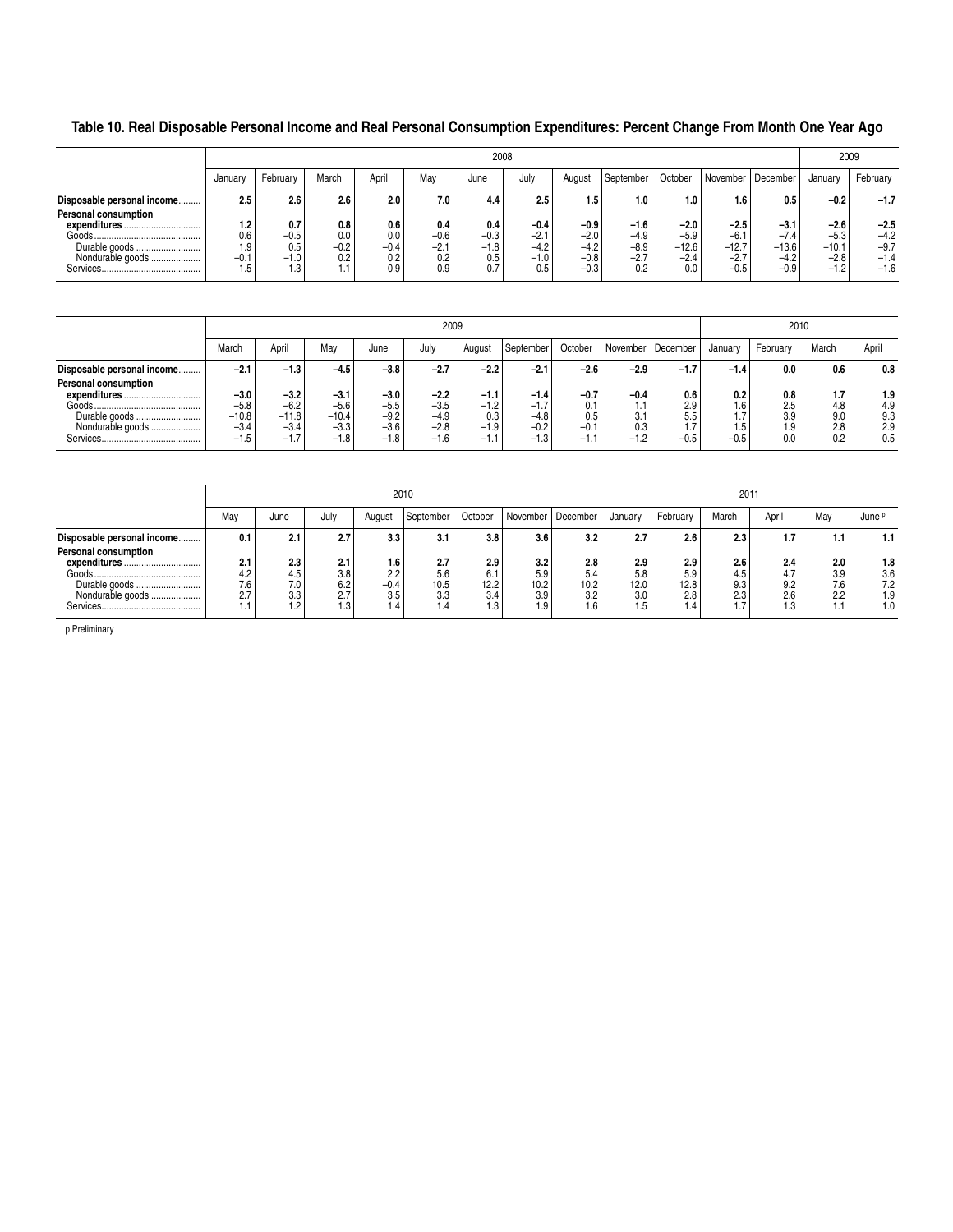## Table 10. Real Disposable Personal Income and Real Personal Consumption Expenditures: Percent Change From Month One Year Ago

| | 2008 | | | | | | | | | | | | 2009 | |
|---|---|---|---|---|---|---|---|---|---|---|---|---|---|---|
| | January | February | March | April | May | June | July | August | September | October | November | December | January | February |
| **Disposable personal income** | **2.5** | **2.6** | **2.6** | **2.0** | **7.0** | **4.4** | **2.5** | **1.5** | **1.0** | **1.0** | **1.6** | **0.5** | **–0.2** | **–1.7** |
| **Personal consumption expenditures** | **1.2** | **0.7** | **0.8** | **0.6** | **0.4** | **0.4** | **–0.4** | **–0.9** | **–1.6** | **–2.0** | **–2.5** | **–3.1** | **–2.6** | **–2.5** |
| Goods | 0.6 | –0.5 | 0.0 | 0.0 | –0.6 | –0.3 | –2.1 | –2.0 | –4.9 | –5.9 | –6.1 | –7.4 | –5.3 | –4.2 |
| Durable goods | 1.9 | 0.5 | –0.2 | –0.4 | –2.1 | –1.8 | –4.2 | –4.2 | –8.9 | –12.6 | –12.7 | –13.6 | –10.1 | –9.7 |
| Nondurable goods | –0.1 | –1.0 | 0.2 | 0.2 | 0.2 | 0.5 | –1.0 | –0.8 | –2.7 | –2.4 | –2.7 | –4.2 | –2.8 | –1.4 |
| Services | 1.5 | 1.3 | 1.1 | 0.9 | 0.9 | 0.7 | 0.5 | –0.3 | 0.2 | 0.0 | –0.5 | –0.9 | –1.2 | –1.6 |

| | 2009 | | | | | | | | | | 2010 | | | |
|---|---|---|---|---|---|---|---|---|---|---|---|---|---|---|
| | March | April | May | June | July | August | September | October | November | December | January | February | March | April |
| **Disposable personal income** | **–2.1** | **–1.3** | **–4.5** | **–3.8** | **–2.7** | **–2.2** | **–2.1** | **–2.6** | **–2.9** | **–1.7** | **–1.4** | **0.0** | **0.6** | **0.8** |
| **Personal consumption expenditures** | **–3.0** | **–3.2** | **–3.1** | **–3.0** | **–2.2** | **–1.1** | **–1.4** | **–0.7** | **–0.4** | **0.6** | **0.2** | **0.8** | **1.7** | **1.9** |
| Goods | –5.8 | –6.2 | –5.6 | –5.5 | –3.5 | –1.2 | –1.7 | 0.1 | 1.1 | 2.9 | 1.6 | 2.5 | 4.8 | 4.9 |
| Durable goods | –10.8 | –11.8 | –10.4 | –9.2 | –4.9 | 0.3 | –4.8 | 0.5 | 3.1 | 5.5 | 1.7 | 3.9 | 9.0 | 9.3 |
| Nondurable goods | –3.4 | –3.4 | –3.3 | –3.6 | –2.8 | –1.9 | –0.2 | –0.1 | 0.3 | 1.7 | 1.5 | 1.9 | 2.8 | 2.9 |
| Services | –1.5 | –1.7 | –1.8 | –1.8 | –1.6 | –1.1 | –1.3 | –1.1 | –1.2 | –0.5 | –0.5 | 0.0 | 0.2 | 0.5 |

| | 2010 | | | | | | | | 2011 | | | | | |
|---|---|---|---|---|---|---|---|---|---|---|---|---|---|---|
| | May | June | July | August | September | October | November | December | January | February | March | April | May | June p |
| **Disposable personal income** | **0.1** | **2.1** | **2.7** | **3.3** | **3.1** | **3.8** | **3.6** | **3.2** | **2.7** | **2.6** | **2.3** | **1.7** | **1.1** | **1.1** |
| **Personal consumption expenditures** | **2.1** | **2.3** | **2.1** | **1.6** | **2.7** | **2.9** | **3.2** | **2.8** | **2.9** | **2.9** | **2.6** | **2.4** | **2.0** | **1.8** |
| Goods | 4.2 | 4.5 | 3.8 | 2.2 | 5.6 | 6.1 | 5.9 | 5.4 | 5.8 | 5.9 | 4.5 | 4.7 | 3.9 | 3.6 |
| Durable goods | 7.6 | 7.0 | 6.2 | –0.4 | 10.5 | 12.2 | 10.2 | 10.2 | 12.0 | 12.8 | 9.3 | 9.2 | 7.6 | 7.2 |
| Nondurable goods | 2.7 | 3.3 | 2.7 | 3.5 | 3.3 | 3.4 | 3.9 | 3.2 | 3.0 | 2.8 | 2.3 | 2.6 | 2.2 | 1.9 |
| Services | 1.1 | 1.2 | 1.3 | 1.4 | 1.4 | 1.3 | 1.9 | 1.6 | 1.5 | 1.4 | 1.7 | 1.3 | 1.1 | 1.0 |

p Preliminary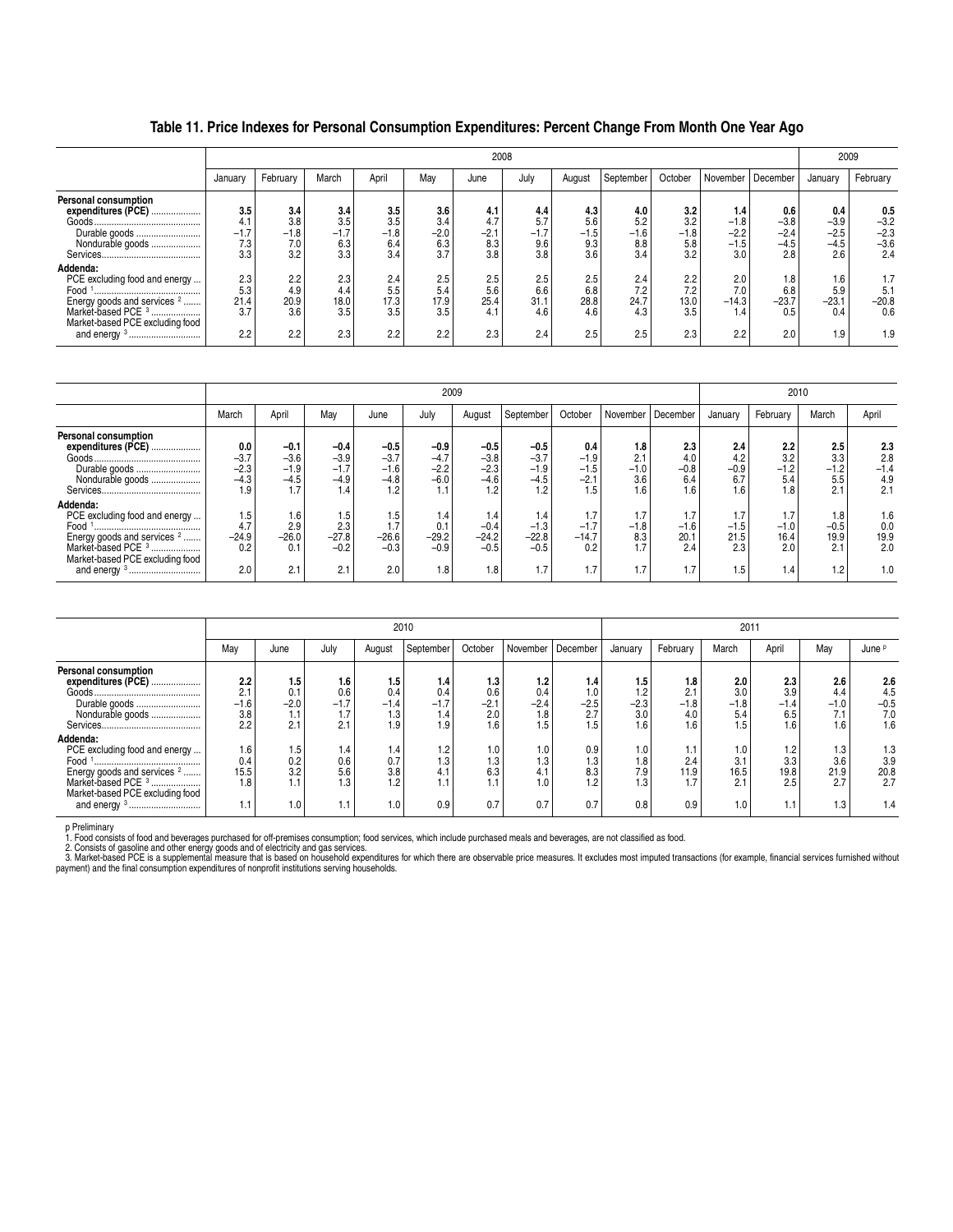# Table 11. Price Indexes for Personal Consumption Expenditures: Percent Change From Month One Year Ago

| | 2008 | | | | | | | | | | | | 2009 | |
|---|---|---|---|---|---|---|---|---|---|---|---|---|---|---|
| | January | February | March | April | May | June | July | August | September | October | November | December | January | February |
| **Personal consumption expenditures (PCE)** | **3.5** | **3.4** | **3.4** | **3.5** | **3.6** | **4.1** | **4.4** | **4.3** | **4.0** | **3.2** | **1.4** | **0.6** | **0.4** | **0.5** |
| Goods | 4.1 | 3.8 | 3.5 | 3.5 | 3.4 | 4.7 | 5.7 | 5.6 | 5.2 | 3.2 | −1.8 | −3.8 | −3.9 | −3.2 |
| Durable goods | −1.7 | −1.8 | −1.7 | −1.8 | −2.0 | −2.1 | −1.7 | −1.5 | −1.6 | −1.8 | −2.2 | −2.4 | −2.5 | −2.3 |
| Nondurable goods | 7.3 | 7.0 | 6.3 | 6.4 | 6.3 | 8.3 | 9.6 | 9.3 | 8.8 | 5.8 | −1.5 | −4.5 | −4.5 | −3.6 |
| Services | 3.3 | 3.2 | 3.3 | 3.4 | 3.7 | 3.8 | 3.8 | 3.6 | 3.4 | 3.2 | 3.0 | 2.8 | 2.6 | 2.4 |
| **Addenda:** | | | | | | | | | | | | | | |
| PCE excluding food and energy | 2.3 | 2.2 | 2.3 | 2.4 | 2.5 | 2.5 | 2.5 | 2.5 | 2.4 | 2.2 | 2.0 | 1.8 | 1.6 | 1.7 |
| Food [1] | 5.3 | 4.9 | 4.4 | 5.5 | 5.4 | 5.6 | 6.6 | 6.8 | 7.2 | 7.2 | 7.0 | 6.8 | 5.9 | 5.1 |
| Energy goods and services [2] | 21.4 | 20.9 | 18.0 | 17.3 | 17.9 | 25.4 | 31.1 | 28.8 | 24.7 | 13.0 | −14.3 | −23.7 | −23.1 | −20.8 |
| Market-based PCE [3] | 3.7 | 3.6 | 3.5 | 3.5 | 3.5 | 4.1 | 4.6 | 4.6 | 4.3 | 3.5 | 1.4 | 0.5 | 0.4 | 0.6 |
| Market-based PCE excluding food and energy [3] | 2.2 | 2.2 | 2.3 | 2.2 | 2.2 | 2.3 | 2.4 | 2.5 | 2.5 | 2.3 | 2.2 | 2.0 | 1.9 | 1.9 |

| | 2009 | | | | | | | | | | 2010 | | | |
|---|---|---|---|---|---|---|---|---|---|---|---|---|---|---|
| | March | April | May | June | July | August | September | October | November | December | January | February | March | April |
| **Personal consumption expenditures (PCE)** | **0.0** | **−0.1** | **−0.4** | **−0.5** | **−0.9** | **−0.5** | **−0.5** | **0.4** | **1.8** | **2.3** | **2.4** | **2.2** | **2.5** | **2.3** |
| Goods | −3.7 | −3.6 | −3.9 | −3.7 | −4.7 | −3.8 | −3.7 | −1.9 | 2.1 | 4.0 | 4.2 | 3.2 | 3.3 | 2.8 |
| Durable goods | −2.3 | −1.9 | −1.7 | −1.6 | −2.2 | −2.3 | −1.9 | −1.5 | −1.0 | −0.8 | −0.9 | −1.2 | −1.2 | −1.4 |
| Nondurable goods | −4.3 | −4.5 | −4.9 | −4.8 | −6.0 | −4.6 | −4.5 | −2.1 | 3.6 | 6.4 | 6.7 | 5.4 | 5.5 | 4.9 |
| Services | 1.9 | 1.7 | 1.4 | 1.2 | 1.1 | 1.2 | 1.2 | 1.5 | 1.6 | 1.6 | 1.6 | 1.8 | 2.1 | 2.1 |
| **Addenda:** | | | | | | | | | | | | | | |
| PCE excluding food and energy | 1.5 | 1.6 | 1.5 | 1.5 | 1.4 | 1.4 | 1.4 | 1.7 | 1.7 | 1.7 | 1.7 | 1.7 | 1.8 | 1.6 |
| Food [1] | 4.7 | 2.9 | 2.3 | 1.7 | 0.1 | −0.4 | −1.3 | −1.7 | −1.8 | −1.6 | −1.5 | −1.0 | −0.5 | 0.0 |
| Energy goods and services [2] | −24.9 | −26.0 | −27.8 | −26.6 | −29.2 | −24.2 | −22.8 | −14.7 | 8.3 | 20.1 | 21.5 | 16.4 | 19.9 | 19.9 |
| Market-based PCE [3] | 0.2 | 0.1 | −0.2 | −0.3 | −0.9 | −0.5 | −0.5 | 0.2 | 1.7 | 2.4 | 2.3 | 2.0 | 2.1 | 2.0 |
| Market-based PCE excluding food and energy [3] | 2.0 | 2.1 | 2.1 | 2.0 | 1.8 | 1.8 | 1.7 | 1.7 | 1.7 | 1.7 | 1.5 | 1.4 | 1.2 | 1.0 |

| | 2010 | | | | | | | | 2011 | | | | | |
|---|---|---|---|---|---|---|---|---|---|---|---|---|---|---|
| | May | June | July | August | September | October | November | December | January | February | March | April | May | June p |
| **Personal consumption expenditures (PCE)** | **2.2** | **1.5** | **1.6** | **1.5** | **1.4** | **1.3** | **1.2** | **1.4** | **1.5** | **1.8** | **2.0** | **2.3** | **2.6** | **2.6** |
| Goods | 2.1 | 0.1 | 0.6 | 0.4 | 0.4 | 0.6 | 0.4 | 1.0 | 1.2 | 2.1 | 3.0 | 3.9 | 4.4 | 4.5 |
| Durable goods | −1.6 | −2.0 | −1.7 | −1.4 | −1.7 | −2.1 | −2.4 | −2.5 | −2.3 | −1.8 | −1.8 | −1.4 | −1.0 | −0.5 |
| Nondurable goods | 3.8 | 1.1 | 1.7 | 1.3 | 1.4 | 2.0 | 1.8 | 2.7 | 3.0 | 4.0 | 5.4 | 6.5 | 7.1 | 7.0 |
| Services | 2.2 | 2.1 | 2.1 | 1.9 | 1.9 | 1.6 | 1.5 | 1.5 | 1.6 | 1.6 | 1.5 | 1.6 | 1.6 | 1.6 |
| **Addenda:** | | | | | | | | | | | | | | |
| PCE excluding food and energy | 1.6 | 1.5 | 1.4 | 1.4 | 1.2 | 1.0 | 1.0 | 0.9 | 1.0 | 1.1 | 1.0 | 1.2 | 1.3 | 1.3 |
| Food [1] | 0.4 | 0.2 | 0.6 | 0.7 | 1.3 | 1.3 | 1.3 | 1.3 | 1.8 | 2.4 | 3.1 | 3.3 | 3.6 | 3.9 |
| Energy goods and services [2] | 15.5 | 3.2 | 5.6 | 3.8 | 4.1 | 6.3 | 4.1 | 8.3 | 7.9 | 11.9 | 16.5 | 19.8 | 21.9 | 20.8 |
| Market-based PCE [3] | 1.8 | 1.1 | 1.3 | 1.2 | 1.1 | 1.1 | 1.0 | 1.2 | 1.3 | 1.7 | 2.1 | 2.5 | 2.7 | 2.7 |
| Market-based PCE excluding food and energy [3] | 1.1 | 1.0 | 1.1 | 1.0 | 0.9 | 0.7 | 0.7 | 0.7 | 0.8 | 0.9 | 1.0 | 1.1 | 1.3 | 1.4 |

p Preliminary

1. Food consists of food and beverages purchased for off-premises consumption; food services, which include purchased meals and beverages, are not classified as food.
2. Consists of gasoline and other energy goods and of electricity and gas services.
3. Market-based PCE is a supplemental measure that is based on household expenditures for which there are observable price measures. It excludes most imputed transactions (for example, financial services furnished without payment) and the final consumption expenditures of nonprofit institutions serving households.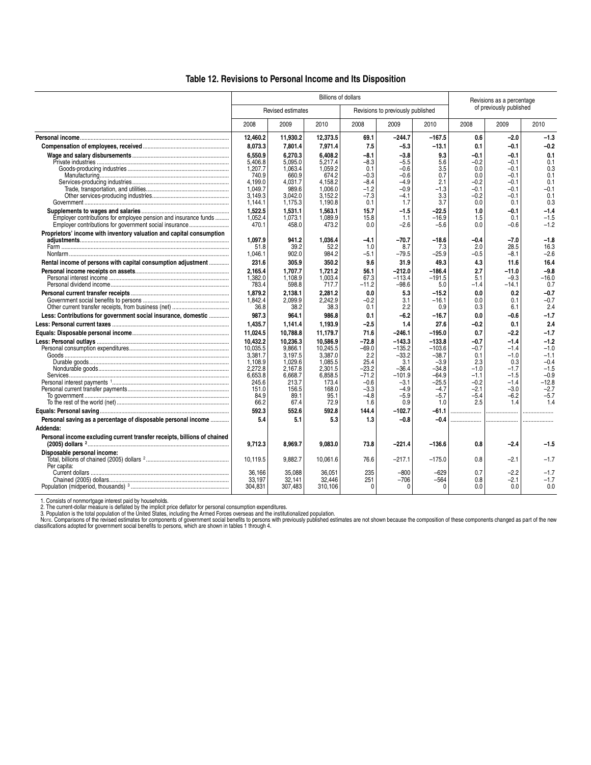# Table 12. Revisions to Personal Income and Its Disposition

| | Billions of dollars | | | | | | Revisions as a percentage of previously published | | |
|---|---|---|---|---|---|---|---|---|---|
| | Revised estimates | | | Revisions to previously published | | | | | |
| | 2008 | 2009 | 2010 | 2008 | 2009 | 2010 | 2008 | 2009 | 2010 |
| **Personal income** | **12,460.2** | **11,930.2** | **12,373.5** | **69.1** | **−244.7** | **−167.5** | **0.6** | **−2.0** | **−1.3** |
| **Compensation of employees, received** | **8,073.3** | **7,801.4** | **7,971.4** | **7.5** | **−5.3** | **−13.1** | **0.1** | **−0.1** | **−0.2** |
| **Wage and salary disbursements** | **6,550.9** | **6,270.3** | **6,408.2** | **−8.1** | **−3.8** | **9.3** | **−0.1** | **−0.1** | **0.1** |
| Private industries | 5,406.8 | 5,095.0 | 5,217.4 | −8.3 | −5.5 | 5.6 | −0.2 | −0.1 | 0.1 |
| Goods-producing industries | 1,207.7 | 1,063.4 | 1,059.2 | 0.1 | −0.6 | 3.5 | 0.0 | −0.1 | 0.3 |
| Manufacturing | 740.9 | 660.9 | 674.2 | −0.3 | −0.6 | 0.7 | 0.0 | −0.1 | 0.1 |
| Services-producing industries | 4,199.0 | 4,031.7 | 4,158.2 | −8.4 | −4.9 | 2.1 | −0.2 | −0.1 | 0.1 |
| Trade, transportation, and utilities | 1,049.7 | 989.6 | 1,006.0 | −1.2 | −0.9 | −1.3 | −0.1 | −0.1 | −0.1 |
| Other services-producing industries | 3,149.3 | 3,042.0 | 3,152.2 | −7.3 | −4.1 | 3.3 | −0.2 | −0.1 | 0.1 |
| Government | 1,144.1 | 1,175.3 | 1,190.8 | 0.1 | 1.7 | 3.7 | 0.0 | 0.1 | 0.3 |
| **Supplements to wages and salaries** | **1,522.5** | **1,531.1** | **1,563.1** | **15.7** | **−1.5** | **−22.5** | **1.0** | **−0.1** | **−1.4** |
| Employer contributions for employee pension and insurance funds | 1,052.4 | 1,073.1 | 1,089.9 | 15.8 | 1.1 | −16.9 | 1.5 | 0.1 | −1.5 |
| Employer contributions for government social insurance | 470.1 | 458.0 | 473.2 | 0.0 | −2.6 | −5.6 | 0.0 | −0.6 | −1.2 |
| **Proprietors' income with inventory valuation and capital consumption adjustments** | **1,097.9** | **941.2** | **1,036.4** | **−4.1** | **−70.7** | **−18.6** | **−0.4** | **−7.0** | **−1.8** |
| Farm | 51.8 | 39.2 | 52.2 | 1.0 | 8.7 | 7.3 | 2.0 | 28.5 | 16.3 |
| Nonfarm | 1,046.1 | 902.0 | 984.2 | −5.1 | −79.5 | −25.9 | −0.5 | −8.1 | −2.6 |
| **Rental income of persons with capital consumption adjustment** | **231.6** | **305.9** | **350.2** | **9.6** | **31.9** | **49.3** | **4.3** | **11.6** | **16.4** |
| **Personal income receipts on assets** | **2,165.4** | **1,707.7** | **1,721.2** | **56.1** | **−212.0** | **−186.4** | **2.7** | **−11.0** | **−9.8** |
| Personal interest income | 1,382.0 | 1,108.9 | 1,003.4 | 67.3 | −113.4 | −191.5 | 5.1 | −9.3 | −16.0 |
| Personal dividend income | 783.4 | 598.8 | 717.7 | −11.2 | −98.6 | 5.0 | −1.4 | −14.1 | 0.7 |
| **Personal current transfer receipts** | **1,879.2** | **2,138.1** | **2,281.2** | **0.0** | **5.3** | **−15.2** | **0.0** | **0.2** | **−0.7** |
| Government social benefits to persons | 1,842.4 | 2,099.9 | 2,242.9 | −0.2 | 3.1 | −16.1 | 0.0 | 0.1 | −0.7 |
| Other current transfer receipts, from business (net) | 36.8 | 38.2 | 38.3 | 0.1 | 2.2 | 0.9 | 0.3 | 6.1 | 2.4 |
| **Less: Contributions for government social insurance, domestic** | **987.3** | **964.1** | **986.8** | **0.1** | **−6.2** | **−16.7** | **0.0** | **−0.6** | **−1.7** |
| **Less: Personal current taxes** | **1,435.7** | **1,141.4** | **1,193.9** | **−2.5** | **1.4** | **27.6** | **−0.2** | **0.1** | **2.4** |
| **Equals: Disposable personal income** | **11,024.5** | **10,788.8** | **11,179.7** | **71.6** | **−246.1** | **−195.0** | **0.7** | **−2.2** | **−1.7** |
| **Less: Personal outlays** | **10,432.2** | **10,236.3** | **10,586.9** | **−72.8** | **−143.3** | **−133.8** | **−0.7** | **−1.4** | **−1.2** |
| Personal consumption expenditures | 10,035.5 | 9,866.1 | 10,245.5 | −69.0 | −135.2 | −103.6 | −0.7 | −1.4 | −1.0 |
| Goods | 3,381.7 | 3,197.5 | 3,387.0 | 2.2 | −33.2 | −38.7 | 0.1 | −1.0 | −1.1 |
| Durable goods | 1,108.9 | 1,029.6 | 1,085.5 | 25.4 | 3.1 | −3.9 | 2.3 | 0.3 | −0.4 |
| Nondurable goods | 2,272.8 | 2,167.8 | 2,301.5 | −23.2 | −36.4 | −34.8 | −1.0 | −1.7 | −1.5 |
| Services | 6,653.8 | 6,668.7 | 6,858.5 | −71.2 | −101.9 | −64.9 | −1.1 | −1.5 | −0.9 |
| Personal interest payments [1] | 245.6 | 213.7 | 173.4 | −0.6 | −3.1 | −25.5 | −0.2 | −1.4 | −12.8 |
| Personal current transfer payments | 151.0 | 156.5 | 168.0 | −3.3 | −4.9 | −4.7 | −2.1 | −3.0 | −2.7 |
| To government | 84.9 | 89.1 | 95.1 | −4.8 | −5.9 | −5.7 | −5.4 | −6.2 | −5.7 |
| To the rest of the world (net) | 66.2 | 67.4 | 72.9 | 1.6 | 0.9 | 1.0 | 2.5 | 1.4 | 1.4 |
| **Equals: Personal saving** | **592.3** | **552.6** | **592.8** | **144.4** | **−102.7** | **−61.1** | ................... | ................... | ................... |
| **Personal saving as a percentage of disposable personal income** | **5.4** | **5.1** | **5.3** | **1.3** | **−0.8** | **−0.4** | ................... | ................... | ................... |
| **Addenda:** | | | | | | | | | |
| **Personal income excluding current transfer receipts, billions of chained (2005) dollars [2]** | **9,712.3** | **8,969.7** | **9,083.0** | **73.8** | **−221.4** | **−136.6** | **0.8** | **−2.4** | **−1.5** |
| **Disposable personal income:** | | | | | | | | | |
| Total, billions of chained (2005) dollars [2] | 10,119.5 | 9,882.7 | 10,061.6 | 76.6 | −217.1 | −175.0 | 0.8 | −2.1 | −1.7 |
| Per capita: | | | | | | | | | |
| Current dollars | 36,166 | 35,088 | 36,051 | 235 | −800 | −629 | 0.7 | −2.2 | −1.7 |
| Chained (2005) dollars | 33,197 | 32,141 | 32,446 | 251 | −706 | −564 | 0.8 | −2.1 | −1.7 |
| Population (midperiod, thousands) [3] | 304,831 | 307,483 | 310,106 | 0 | 0 | 0 | 0.0 | 0.0 | 0.0 |

1. Consists of nonmortgage interest paid by households.
2. The current-dollar measure is deflated by the implicit price deflator for personal consumption expenditures.
3. Population is the total population of the United States, including the Armed Forces overseas and the institutionalized population.

NOTE. Comparisons of the revised estimates for components of government social benefits to persons with previously published estimates are not shown because the composition of these components changed as part of the new classifications adopted for government social benefits to persons, which are shown in tables 1 through 4.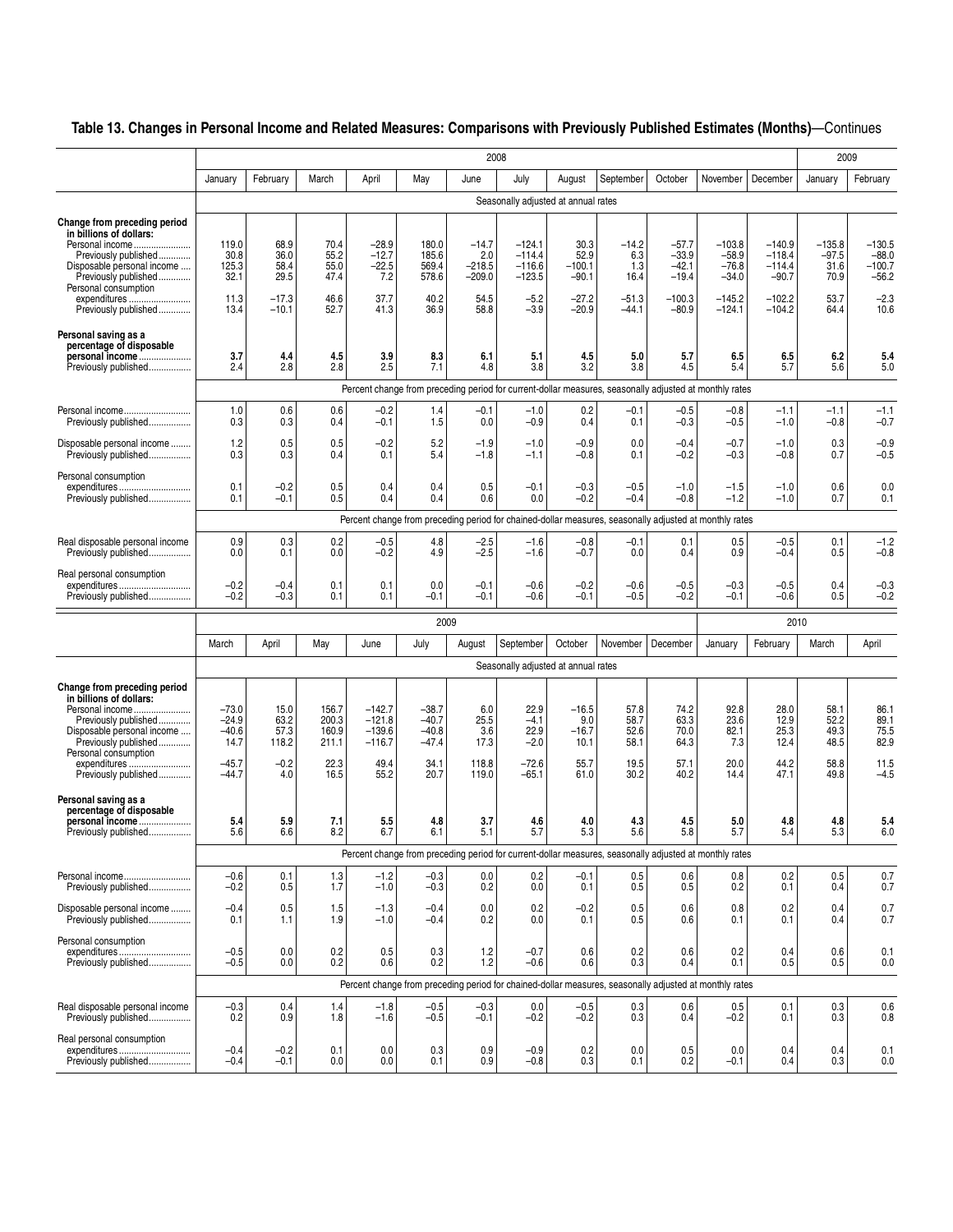## Table 13. Changes in Personal Income and Related Measures: Comparisons with Previously Published Estimates (Months)—Continues

| | 2008 | | | | | | | | | | | | 2009 | |
|---|---|---|---|---|---|---|---|---|---|---|---|---|---|---|
| | January | February | March | April | May | June | July | August | September | October | November | December | January | February |
| | Seasonally adjusted at annual rates | | | | | | | | | | | | | |
| **Change from preceding period in billions of dollars:** | | | | | | | | | | | | | | |
| Personal income | 119.0 | 68.9 | 70.4 | −28.9 | 180.0 | −14.7 | −124.1 | 30.3 | −14.2 | −57.7 | −103.8 | −140.9 | −135.8 | −130.5 |
| Previously published | 30.8 | 36.0 | 55.2 | −12.7 | 185.6 | 2.0 | −114.4 | 52.9 | 6.3 | −33.9 | −58.9 | −118.4 | −97.5 | −88.0 |
| Disposable personal income | 125.3 | 58.4 | 55.0 | −22.5 | 569.4 | −218.5 | −116.6 | −100.1 | 1.3 | −42.1 | −76.8 | −114.4 | 31.6 | −100.7 |
| Previously published | 32.1 | 29.5 | 47.4 | 7.2 | 578.6 | −209.0 | −123.5 | −90.1 | 16.4 | −19.4 | −34.0 | −90.7 | 70.9 | −56.2 |
| Personal consumption expenditures | 11.3 | −17.3 | 46.6 | 37.7 | 40.2 | 54.5 | −5.2 | −27.2 | −51.3 | −100.3 | −145.2 | −102.2 | 53.7 | −2.3 |
| Previously published | 13.4 | −10.1 | 52.7 | 41.3 | 36.9 | 58.8 | −3.9 | −20.9 | −44.1 | −80.9 | −124.1 | −104.2 | 64.4 | 10.6 |
| **Personal saving as a percentage of disposable personal income** | **3.7** | **4.4** | **4.5** | **3.9** | **8.3** | **6.1** | **5.1** | **4.5** | **5.0** | **5.7** | **6.5** | **6.5** | **6.2** | **5.4** |
| Previously published | 2.4 | 2.8 | 2.8 | 2.5 | 7.1 | 4.8 | 3.8 | 3.2 | 3.8 | 4.5 | 5.4 | 5.7 | 5.6 | 5.0 |
| | Percent change from preceding period for current-dollar measures, seasonally adjusted at monthly rates | | | | | | | | | | | | | |
| Personal income | 1.0 | 0.6 | 0.6 | −0.2 | 1.4 | −0.1 | −1.0 | 0.2 | −0.1 | −0.5 | −0.8 | −1.1 | −1.1 | −1.1 |
| Previously published | 0.3 | 0.3 | 0.4 | −0.1 | 1.5 | 0.0 | −0.9 | 0.4 | 0.1 | −0.3 | −0.5 | −1.0 | −0.8 | −0.7 |
| Disposable personal income | 1.2 | 0.5 | 0.5 | −0.2 | 5.2 | −1.9 | −1.0 | −0.9 | 0.0 | −0.4 | −0.7 | −1.0 | 0.3 | −0.9 |
| Previously published | 0.3 | 0.3 | 0.4 | 0.1 | 5.4 | −1.8 | −1.1 | −0.8 | 0.1 | −0.2 | −0.3 | −0.8 | 0.7 | −0.5 |
| Personal consumption expenditures | 0.1 | −0.2 | 0.5 | 0.4 | 0.4 | 0.5 | −0.1 | −0.3 | −0.5 | −1.0 | −1.5 | −1.0 | 0.6 | 0.0 |
| Previously published | 0.1 | −0.1 | 0.5 | 0.4 | 0.4 | 0.6 | 0.0 | −0.2 | −0.4 | −0.8 | −1.2 | −1.0 | 0.7 | 0.1 |
| | Percent change from preceding period for chained-dollar measures, seasonally adjusted at monthly rates | | | | | | | | | | | | | |
| Real disposable personal income | 0.9 | 0.3 | 0.2 | −0.5 | 4.8 | −2.5 | −1.6 | −0.8 | −0.1 | 0.1 | 0.5 | −0.5 | 0.1 | −1.2 |
| Previously published | 0.0 | 0.1 | 0.0 | −0.2 | 4.9 | −2.5 | −1.6 | −0.7 | 0.0 | 0.4 | 0.9 | −0.4 | 0.5 | −0.8 |
| Real personal consumption expenditures | −0.2 | −0.4 | 0.1 | 0.1 | 0.0 | −0.1 | −0.6 | −0.2 | −0.6 | −0.5 | −0.3 | −0.5 | 0.4 | −0.3 |
| Previously published | −0.2 | −0.3 | 0.1 | 0.1 | −0.1 | −0.1 | −0.6 | −0.1 | −0.5 | −0.2 | −0.1 | −0.6 | 0.5 | −0.2 |

| | 2009 | | | | | | | | | | 2010 | | | |
|---|---|---|---|---|---|---|---|---|---|---|---|---|---|---|
| | March | April | May | June | July | August | September | October | November | December | January | February | March | April |
| | Seasonally adjusted at annual rates | | | | | | | | | | | | | |
| **Change from preceding period in billions of dollars:** | | | | | | | | | | | | | | |
| Personal income | −73.0 | 15.0 | 156.7 | −142.7 | −38.7 | 6.0 | 22.9 | −16.5 | 57.8 | 74.2 | 92.8 | 28.0 | 58.1 | 86.1 |
| Previously published | −24.9 | 63.2 | 200.3 | −121.8 | −40.7 | 25.5 | −4.1 | 9.0 | 58.7 | 63.3 | 23.6 | 12.9 | 52.2 | 89.1 |
| Disposable personal income | −40.6 | 57.3 | 160.9 | −139.6 | −40.8 | 3.6 | 22.9 | −16.7 | 52.6 | 70.0 | 82.1 | 25.3 | 49.3 | 75.5 |
| Previously published | 14.7 | 118.2 | 211.1 | −116.7 | −47.4 | 17.3 | −2.0 | 10.1 | 58.1 | 64.3 | 7.3 | 12.4 | 48.5 | 82.9 |
| Personal consumption expenditures | −45.7 | −0.2 | 22.3 | 49.4 | 34.1 | 118.8 | −72.6 | 55.7 | 19.5 | 57.1 | 20.0 | 44.2 | 58.8 | 11.5 |
| Previously published | −44.7 | 4.0 | 16.5 | 55.2 | 20.7 | 119.0 | −65.1 | 61.0 | 30.2 | 40.2 | 14.4 | 47.1 | 49.8 | −4.5 |
| **Personal saving as a percentage of disposable personal income** | **5.4** | **5.9** | **7.1** | **5.5** | **4.8** | **3.7** | **4.6** | **4.0** | **4.3** | **4.5** | **5.0** | **4.8** | **4.8** | **5.4** |
| Previously published | 5.6 | 6.6 | 8.2 | 6.7 | 6.1 | 5.1 | 5.7 | 5.3 | 5.6 | 5.8 | 5.7 | 5.4 | 5.3 | 6.0 |
| | Percent change from preceding period for current-dollar measures, seasonally adjusted at monthly rates | | | | | | | | | | | | | |
| Personal income | −0.6 | 0.1 | 1.3 | −1.2 | −0.3 | 0.0 | 0.2 | −0.1 | 0.5 | 0.6 | 0.8 | 0.2 | 0.5 | 0.7 |
| Previously published | −0.2 | 0.5 | 1.7 | −1.0 | −0.3 | 0.2 | 0.0 | 0.1 | 0.5 | 0.5 | 0.2 | 0.1 | 0.4 | 0.7 |
| Disposable personal income | −0.4 | 0.5 | 1.5 | −1.3 | −0.4 | 0.0 | 0.2 | −0.2 | 0.5 | 0.6 | 0.8 | 0.2 | 0.4 | 0.7 |
| Previously published | 0.1 | 1.1 | 1.9 | −1.0 | −0.4 | 0.2 | 0.0 | 0.1 | 0.5 | 0.6 | 0.1 | 0.1 | 0.4 | 0.7 |
| Personal consumption expenditures | −0.5 | 0.0 | 0.2 | 0.5 | 0.3 | 1.2 | −0.7 | 0.6 | 0.2 | 0.6 | 0.2 | 0.4 | 0.6 | 0.1 |
| Previously published | −0.5 | 0.0 | 0.2 | 0.6 | 0.2 | 1.2 | −0.6 | 0.6 | 0.3 | 0.4 | 0.1 | 0.5 | 0.5 | 0.0 |
| | Percent change from preceding period for chained-dollar measures, seasonally adjusted at monthly rates | | | | | | | | | | | | | |
| Real disposable personal income | −0.3 | 0.4 | 1.4 | −1.8 | −0.5 | −0.3 | 0.0 | −0.5 | 0.3 | 0.6 | 0.5 | 0.1 | 0.3 | 0.6 |
| Previously published | 0.2 | 0.9 | 1.8 | −1.6 | −0.5 | −0.1 | −0.2 | −0.2 | 0.3 | 0.4 | −0.2 | 0.1 | 0.3 | 0.8 |
| Real personal consumption expenditures | −0.4 | −0.2 | 0.1 | 0.0 | 0.3 | 0.9 | −0.9 | 0.2 | 0.0 | 0.5 | 0.0 | 0.4 | 0.4 | 0.1 |
| Previously published | −0.4 | −0.1 | 0.0 | 0.0 | 0.1 | 0.9 | −0.8 | 0.3 | 0.1 | 0.2 | −0.1 | 0.4 | 0.3 | 0.0 |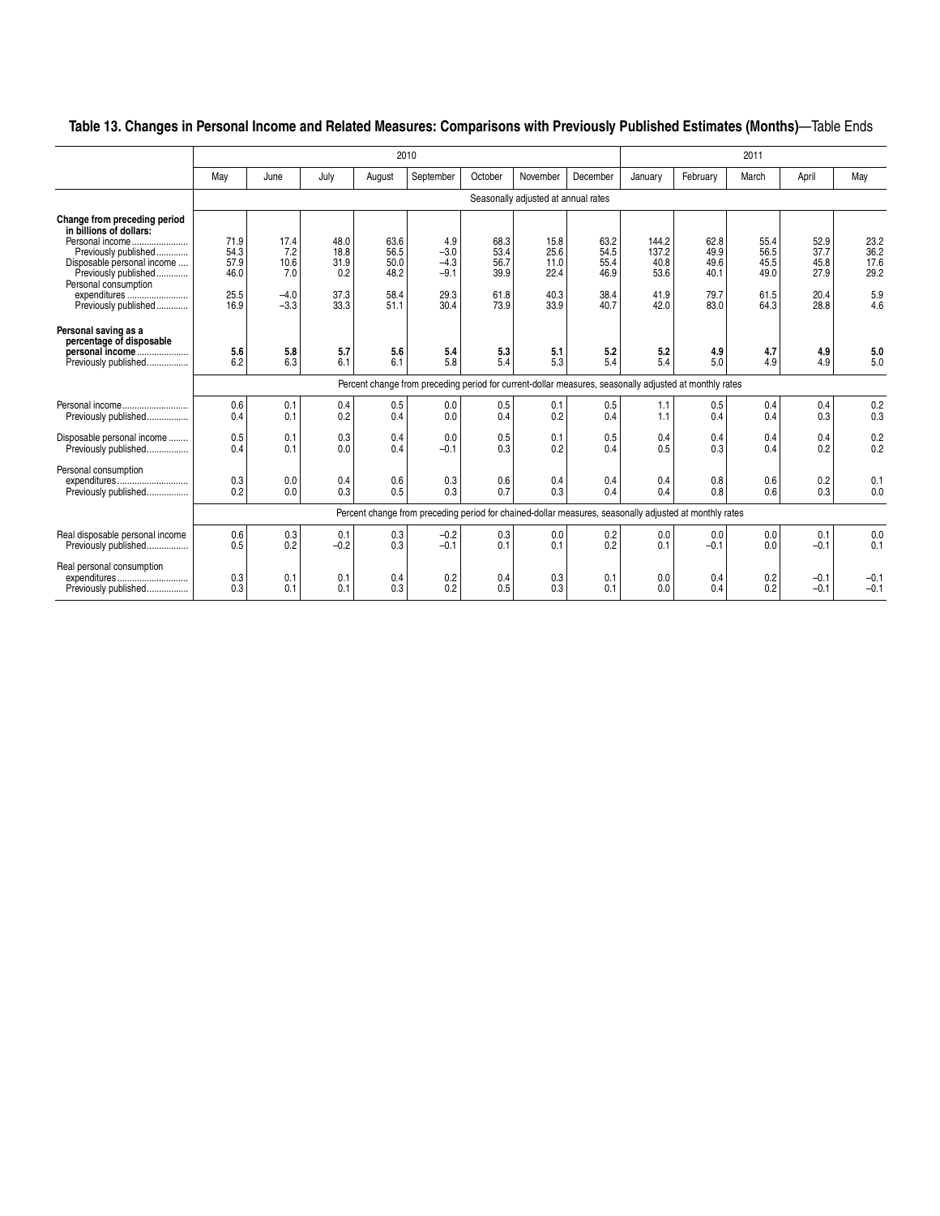## Table 13. Changes in Personal Income and Related Measures: Comparisons with Previously Published Estimates (Months)—Table Ends

| | 2010 | | | | | | | | 2011 | | | | |
|---|---|---|---|---|---|---|---|---|---|---|---|---|---|
| | May | June | July | August | September | October | November | December | January | February | March | April | May |
| | Seasonally adjusted at annual rates | | | | | | | | | | | | |
| **Change from preceding period in billions of dollars:** | | | | | | | | | | | | | |
| Personal income | 71.9 | 17.4 | 48.0 | 63.6 | 4.9 | 68.3 | 15.8 | 63.2 | 144.2 | 62.8 | 55.4 | 52.9 | 23.2 |
| Previously published | 54.3 | 7.2 | 18.8 | 56.5 | −3.0 | 53.4 | 25.6 | 54.5 | 137.2 | 49.9 | 56.5 | 37.7 | 36.2 |
| Disposable personal income | 57.9 | 10.6 | 31.9 | 50.0 | −4.3 | 56.7 | 11.0 | 55.4 | 40.8 | 49.6 | 45.5 | 45.8 | 17.6 |
| Previously published | 46.0 | 7.0 | 0.2 | 48.2 | −9.1 | 39.9 | 22.4 | 46.9 | 53.6 | 40.1 | 49.0 | 27.9 | 29.2 |
| Personal consumption expenditures | 25.5 | −4.0 | 37.3 | 58.4 | 29.3 | 61.8 | 40.3 | 38.4 | 41.9 | 79.7 | 61.5 | 20.4 | 5.9 |
| Previously published | 16.9 | −3.3 | 33.3 | 51.1 | 30.4 | 73.9 | 33.9 | 40.7 | 42.0 | 83.0 | 64.3 | 28.8 | 4.6 |
| **Personal saving as a percentage of disposable personal income** | **5.6** | **5.8** | **5.7** | **5.6** | **5.4** | **5.3** | **5.1** | **5.2** | **5.2** | **4.9** | **4.7** | **4.9** | **5.0** |
| Previously published | 6.2 | 6.3 | 6.1 | 6.1 | 5.8 | 5.4 | 5.3 | 5.4 | 5.4 | 5.0 | 4.9 | 4.9 | 5.0 |
| | Percent change from preceding period for current-dollar measures, seasonally adjusted at monthly rates | | | | | | | | | | | | |
| Personal income | 0.6 | 0.1 | 0.4 | 0.5 | 0.0 | 0.5 | 0.1 | 0.5 | 1.1 | 0.5 | 0.4 | 0.4 | 0.2 |
| Previously published | 0.4 | 0.1 | 0.2 | 0.4 | 0.0 | 0.4 | 0.2 | 0.4 | 1.1 | 0.4 | 0.4 | 0.3 | 0.3 |
| Disposable personal income | 0.5 | 0.1 | 0.3 | 0.4 | 0.0 | 0.5 | 0.1 | 0.5 | 0.4 | 0.4 | 0.4 | 0.4 | 0.2 |
| Previously published | 0.4 | 0.1 | 0.0 | 0.4 | −0.1 | 0.3 | 0.2 | 0.4 | 0.5 | 0.3 | 0.4 | 0.2 | 0.2 |
| Personal consumption expenditures | 0.3 | 0.0 | 0.4 | 0.6 | 0.3 | 0.6 | 0.4 | 0.4 | 0.4 | 0.8 | 0.6 | 0.2 | 0.1 |
| Previously published | 0.2 | 0.0 | 0.3 | 0.5 | 0.3 | 0.7 | 0.3 | 0.4 | 0.4 | 0.8 | 0.6 | 0.3 | 0.0 |
| | Percent change from preceding period for chained-dollar measures, seasonally adjusted at monthly rates | | | | | | | | | | | | |
| Real disposable personal income | 0.6 | 0.3 | 0.1 | 0.3 | −0.2 | 0.3 | 0.0 | 0.2 | 0.0 | 0.0 | 0.0 | 0.1 | 0.0 |
| Previously published | 0.5 | 0.2 | −0.2 | 0.3 | −0.1 | 0.1 | 0.1 | 0.2 | 0.1 | −0.1 | 0.0 | −0.1 | 0.1 |
| Real personal consumption expenditures | 0.3 | 0.1 | 0.1 | 0.4 | 0.2 | 0.4 | 0.3 | 0.1 | 0.0 | 0.4 | 0.2 | −0.1 | −0.1 |
| Previously published | 0.3 | 0.1 | 0.1 | 0.3 | 0.2 | 0.5 | 0.3 | 0.1 | 0.0 | 0.4 | 0.2 | −0.1 | −0.1 |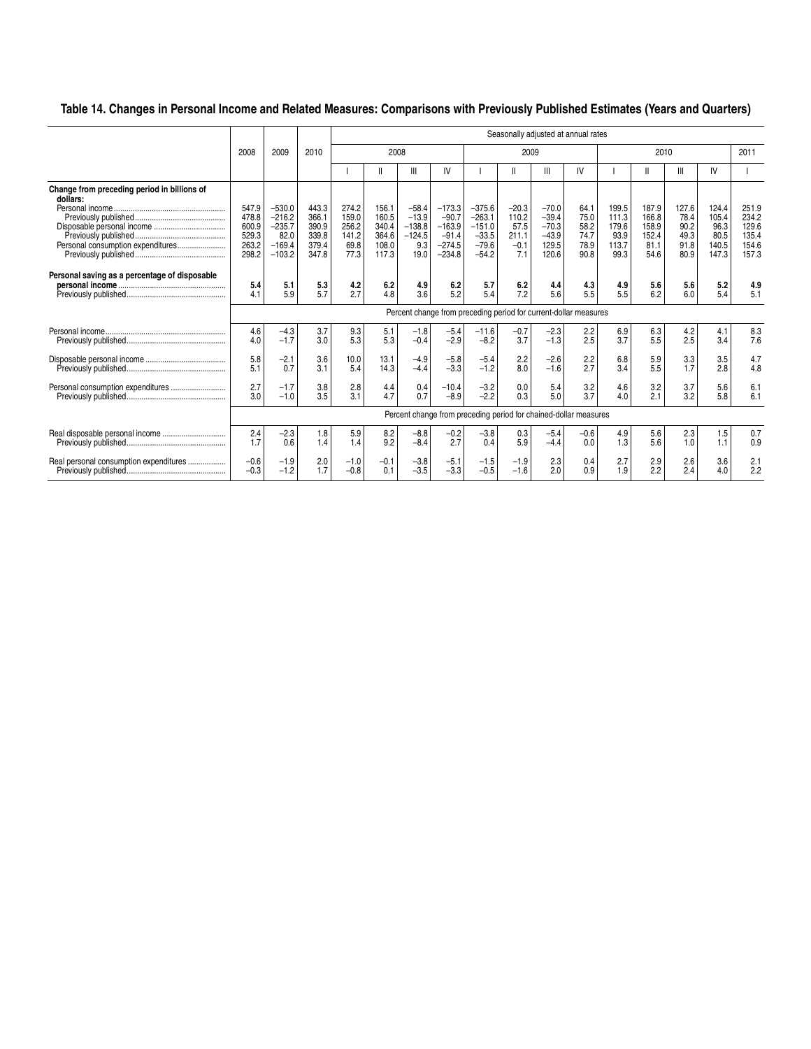# Table 14. Changes in Personal Income and Related Measures: Comparisons with Previously Published Estimates (Years and Quarters)

| | 2008 | 2009 | 2010 | Seasonally adjusted at annual rates | | | | | | | | | | | | |
|---|---|---|---|---|---|---|---|---|---|---|---|---|---|---|---|---|
| | | | | 2008 | | | | 2009 | | | | 2010 | | | | 2011 |
| | | | | I | II | III | IV | I | II | III | IV | I | II | III | IV | I |
| **Change from preceding period in billions of dollars:** | | | | | | | | | | | | | | | | |
| Personal income | 547.9 | −530.0 | 443.3 | 274.2 | 156.1 | −58.4 | −173.3 | −375.6 | −20.3 | −70.0 | 64.1 | 199.5 | 187.9 | 127.6 | 124.4 | 251.9 |
| Previously published | 478.8 | −216.2 | 366.1 | 159.0 | 160.5 | −13.9 | −90.7 | −263.1 | 110.2 | −39.4 | 75.0 | 111.3 | 166.8 | 78.4 | 105.4 | 234.2 |
| Disposable personal income | 600.9 | −235.7 | 390.9 | 256.2 | 340.4 | −138.8 | −163.9 | −151.0 | 57.5 | −70.3 | 58.2 | 179.6 | 158.9 | 90.2 | 96.3 | 129.6 |
| Previously published | 529.3 | 82.0 | 339.8 | 141.2 | 364.6 | −124.5 | −91.4 | −33.5 | 211.1 | −43.9 | 74.7 | 93.9 | 152.4 | 49.3 | 80.5 | 135.4 |
| Personal consumption expenditures | 263.2 | −169.4 | 379.4 | 69.8 | 108.0 | 9.3 | −274.5 | −79.6 | −0.1 | 129.5 | 78.9 | 113.7 | 81.1 | 91.8 | 140.5 | 154.6 |
| Previously published | 298.2 | −103.2 | 347.8 | 77.3 | 117.3 | 19.0 | −234.8 | −54.2 | 7.1 | 120.6 | 90.8 | 99.3 | 54.6 | 80.9 | 147.3 | 157.3 |
| **Personal saving as a percentage of disposable personal income** | **5.4** | **5.1** | **5.3** | **4.2** | **6.2** | **4.9** | **6.2** | **5.7** | **6.2** | **4.4** | **4.3** | **4.9** | **5.6** | **5.6** | **5.2** | **4.9** |
| Previously published | 4.1 | 5.9 | 5.7 | 2.7 | 4.8 | 3.6 | 5.2 | 5.4 | 7.2 | 5.6 | 5.5 | 5.5 | 6.2 | 6.0 | 5.4 | 5.1 |
| | Percent change from preceding period for current-dollar measures | | | | | | | | | | | | | | | |
| Personal income | 4.6 | −4.3 | 3.7 | 9.3 | 5.1 | −1.8 | −5.4 | −11.6 | −0.7 | −2.3 | 2.2 | 6.9 | 6.3 | 4.2 | 4.1 | 8.3 |
| Previously published | 4.0 | −1.7 | 3.0 | 5.3 | 5.3 | −0.4 | −2.9 | −8.2 | 3.7 | −1.3 | 2.5 | 3.7 | 5.5 | 2.5 | 3.4 | 7.6 |
| Disposable personal income | 5.8 | −2.1 | 3.6 | 10.0 | 13.1 | −4.9 | −5.8 | −5.4 | 2.2 | −2.6 | 2.2 | 6.8 | 5.9 | 3.3 | 3.5 | 4.7 |
| Previously published | 5.1 | 0.7 | 3.1 | 5.4 | 14.3 | −4.4 | −3.3 | −1.2 | 8.0 | −1.6 | 2.7 | 3.4 | 5.5 | 1.7 | 2.8 | 4.8 |
| Personal consumption expenditures | 2.7 | −1.7 | 3.8 | 2.8 | 4.4 | 0.4 | −10.4 | −3.2 | 0.0 | 5.4 | 3.2 | 4.6 | 3.2 | 3.7 | 5.6 | 6.1 |
| Previously published | 3.0 | −1.0 | 3.5 | 3.1 | 4.7 | 0.7 | −8.9 | −2.2 | 0.3 | 5.0 | 3.7 | 4.0 | 2.1 | 3.2 | 5.8 | 6.1 |
| | Percent change from preceding period for chained-dollar measures | | | | | | | | | | | | | | | |
| Real disposable personal income | 2.4 | −2.3 | 1.8 | 5.9 | 8.2 | −8.8 | −0.2 | −3.8 | 0.3 | −5.4 | −0.6 | 4.9 | 5.6 | 2.3 | 1.5 | 0.7 |
| Previously published | 1.7 | 0.6 | 1.4 | 1.4 | 9.2 | −8.4 | 2.7 | 0.4 | 5.9 | −4.4 | 0.0 | 1.3 | 5.6 | 1.0 | 1.1 | 0.9 |
| Real personal consumption expenditures | −0.6 | −1.9 | 2.0 | −1.0 | −0.1 | −3.8 | −5.1 | −1.5 | −1.9 | 2.3 | 0.4 | 2.7 | 2.9 | 2.6 | 3.6 | 2.1 |
| Previously published | −0.3 | −1.2 | 1.7 | −0.8 | 0.1 | −3.5 | −3.3 | −0.5 | −1.6 | 2.0 | 0.9 | 1.9 | 2.2 | 2.4 | 4.0 | 2.2 |